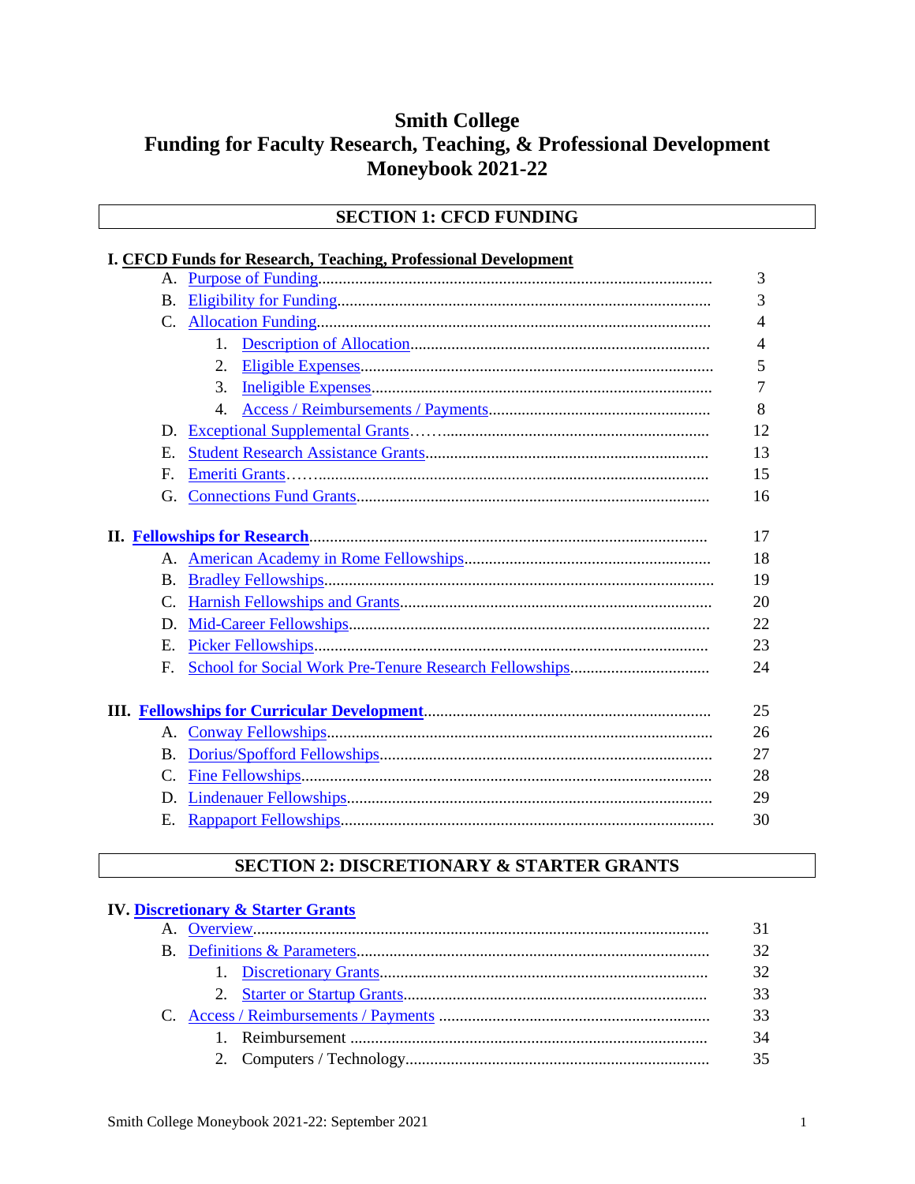# Smith College
# Funding for Faculty Research, Teaching, & Professional Development
# Moneybook 2021-22

## SECTION 1: CFCD FUNDING

**I. CFCD Funds for Research, Teaching, Professional Development**

| | |
|---|---|
| A. Purpose of Funding | 3 |
| B. Eligibility for Funding | 3 |
| C. Allocation Funding | 4 |
| 1. Description of Allocation | 4 |
| 2. Eligible Expenses | 5 |
| 3. Ineligible Expenses | 7 |
| 4. Access / Reimbursements / Payments | 8 |
| D. Exceptional Supplemental Grants | 12 |
| E. Student Research Assistance Grants | 13 |
| F. Emeriti Grants | 15 |
| G. Connections Fund Grants | 16 |

| | |
|---|---|
| **II. Fellowships for Research** | 17 |
| A. American Academy in Rome Fellowships | 18 |
| B. Bradley Fellowships | 19 |
| C. Harnish Fellowships and Grants | 20 |
| D. Mid-Career Fellowships | 22 |
| E. Picker Fellowships | 23 |
| F. School for Social Work Pre-Tenure Research Fellowships | 24 |

| | |
|---|---|
| **III. Fellowships for Curricular Development** | 25 |
| A. Conway Fellowships | 26 |
| B. Dorius/Spofford Fellowships | 27 |
| C. Fine Fellowships | 28 |
| D. Lindenauer Fellowships | 29 |
| E. Rappaport Fellowships | 30 |

## SECTION 2: DISCRETIONARY & STARTER GRANTS

**IV. Discretionary & Starter Grants**

| | |
|---|---|
| A. Overview | 31 |
| B. Definitions & Parameters | 32 |
| 1. Discretionary Grants | 32 |
| 2. Starter or Startup Grants | 33 |
| C. Access / Reimbursements / Payments | 33 |
| 1. Reimbursement | 34 |
| 2. Computers / Technology | 35 |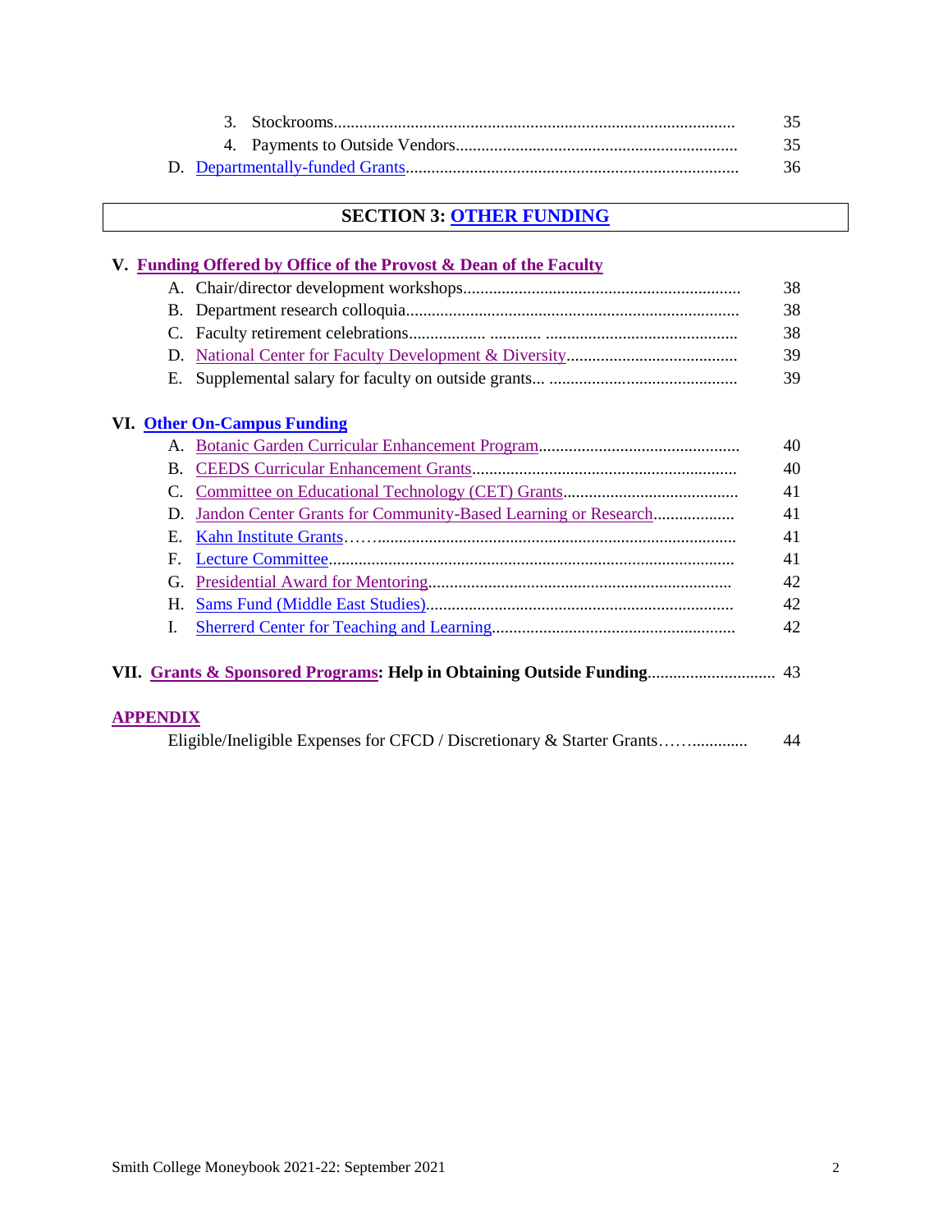3. Stockrooms............................................................................................ 35
4. Payments to Outside Vendors................................................................. 35

D. Departmentally-funded Grants............................................................................ 36

## SECTION 3: OTHER FUNDING

### V. Funding Offered by Office of the Provost & Dean of the Faculty

A. Chair/director development workshops................................................................ 38
B. Department research colloquia............................................................................. 38
C. Faculty retirement celebrations................. ........... ............................................ 38
D. National Center for Faculty Development & Diversity....................................... 39
E. Supplemental salary for faculty on outside grants... ........................................... 39

### VI. Other On-Campus Funding

A. Botanic Garden Curricular Enhancement Program.............................................. 40
B. CEEDS Curricular Enhancement Grants............................................................. 40
C. Committee on Educational Technology (CET) Grants........................................ 41
D. Jandon Center Grants for Community-Based Learning or Research.................. 41
E. Kahn Institute Grants……................................................................................. 41
F. Lecture Committee.............................................................................................. 41
G. Presidential Award for Mentoring...................................................................... 42
H. Sams Fund (Middle East Studies)....................................................................... 42
I. Sherrerd Center for Teaching and Learning........................................................ 42

### VII. Grants & Sponsored Programs: Help in Obtaining Outside Funding............................. 43

### APPENDIX

Eligible/Ineligible Expenses for CFCD / Discretionary & Starter Grants……............. 44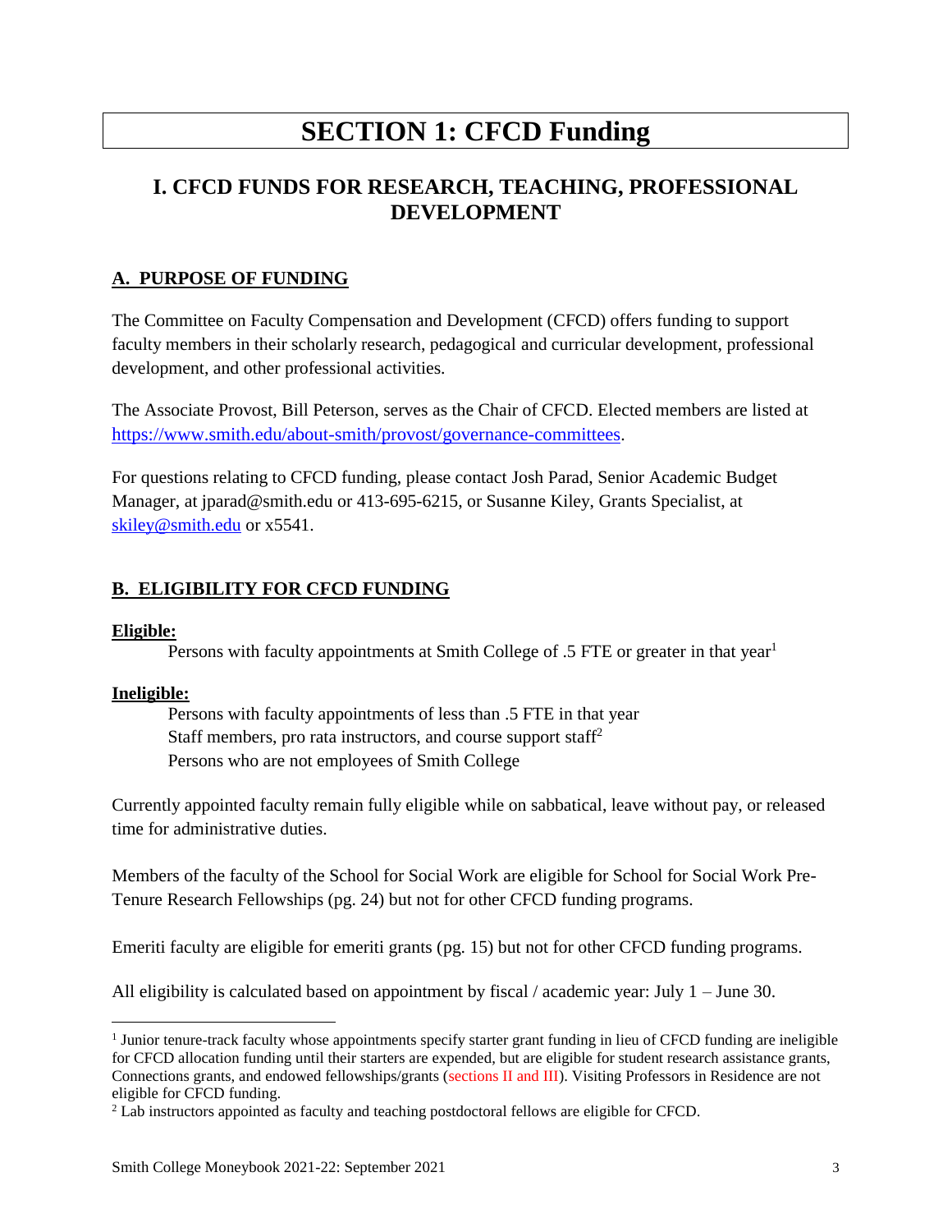# SECTION 1: CFCD Funding

## I. CFCD FUNDS FOR RESEARCH, TEACHING, PROFESSIONAL DEVELOPMENT

### A. PURPOSE OF FUNDING

The Committee on Faculty Compensation and Development (CFCD) offers funding to support faculty members in their scholarly research, pedagogical and curricular development, professional development, and other professional activities.

The Associate Provost, Bill Peterson, serves as the Chair of CFCD. Elected members are listed at https://www.smith.edu/about-smith/provost/governance-committees.

For questions relating to CFCD funding, please contact Josh Parad, Senior Academic Budget Manager, at jparad@smith.edu or 413-695-6215, or Susanne Kiley, Grants Specialist, at skiley@smith.edu or x5541.

### B. ELIGIBILITY FOR CFCD FUNDING

**Eligible:**

Persons with faculty appointments at Smith College of .5 FTE or greater in that year[1]

**Ineligible:**

Persons with faculty appointments of less than .5 FTE in that year
Staff members, pro rata instructors, and course support staff[2]
Persons who are not employees of Smith College

Currently appointed faculty remain fully eligible while on sabbatical, leave without pay, or released time for administrative duties.

Members of the faculty of the School for Social Work are eligible for School for Social Work Pre-Tenure Research Fellowships (pg. 24) but not for other CFCD funding programs.

Emeriti faculty are eligible for emeriti grants (pg. 15) but not for other CFCD funding programs.

All eligibility is calculated based on appointment by fiscal / academic year: July 1 – June 30.

---

[1] Junior tenure-track faculty whose appointments specify starter grant funding in lieu of CFCD funding are ineligible for CFCD allocation funding until their starters are expended, but are eligible for student research assistance grants, Connections grants, and endowed fellowships/grants (sections II and III). Visiting Professors in Residence are not eligible for CFCD funding.

[2] Lab instructors appointed as faculty and teaching postdoctoral fellows are eligible for CFCD.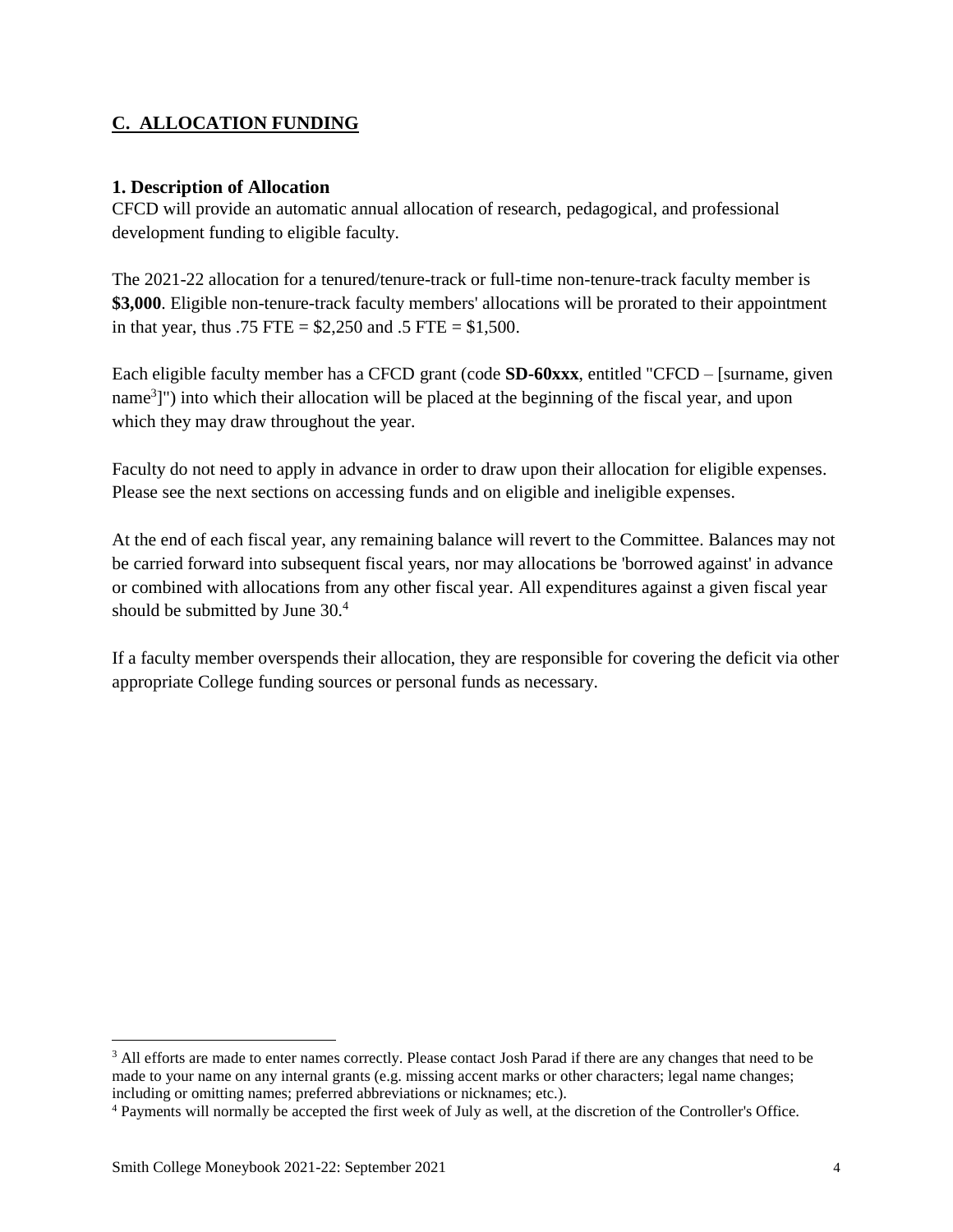## C. ALLOCATION FUNDING

### 1. Description of Allocation

CFCD will provide an automatic annual allocation of research, pedagogical, and professional development funding to eligible faculty.

The 2021-22 allocation for a tenured/tenure-track or full-time non-tenure-track faculty member is **$3,000**. Eligible non-tenure-track faculty members' allocations will be prorated to their appointment in that year, thus .75 FTE = $2,250 and .5 FTE = $1,500.

Each eligible faculty member has a CFCD grant (code **SD-60xxx**, entitled "CFCD – [surname, given name[3]]") into which their allocation will be placed at the beginning of the fiscal year, and upon which they may draw throughout the year.

Faculty do not need to apply in advance in order to draw upon their allocation for eligible expenses. Please see the next sections on accessing funds and on eligible and ineligible expenses.

At the end of each fiscal year, any remaining balance will revert to the Committee. Balances may not be carried forward into subsequent fiscal years, nor may allocations be 'borrowed against' in advance or combined with allocations from any other fiscal year. All expenditures against a given fiscal year should be submitted by June 30.[4]

If a faculty member overspends their allocation, they are responsible for covering the deficit via other appropriate College funding sources or personal funds as necessary.

---

[3] All efforts are made to enter names correctly. Please contact Josh Parad if there are any changes that need to be made to your name on any internal grants (e.g. missing accent marks or other characters; legal name changes; including or omitting names; preferred abbreviations or nicknames; etc.).

[4] Payments will normally be accepted the first week of July as well, at the discretion of the Controller's Office.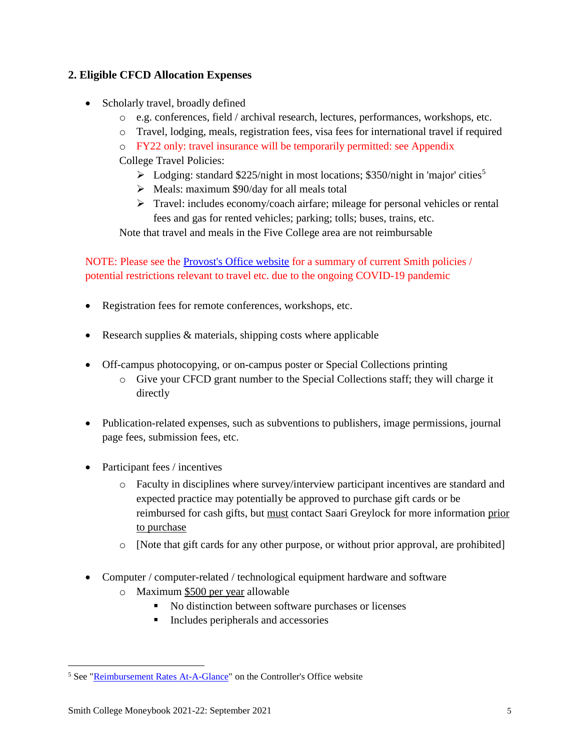## 2. Eligible CFCD Allocation Expenses

- Scholarly travel, broadly defined
  - e.g. conferences, field / archival research, lectures, performances, workshops, etc.
  - Travel, lodging, meals, registration fees, visa fees for international travel if required
  - FY22 only: travel insurance will be temporarily permitted: see Appendix

  College Travel Policies:
    - Lodging: standard $225/night in most locations; $350/night in 'major' cities[5]
    - Meals: maximum $90/day for all meals total
    - Travel: includes economy/coach airfare; mileage for personal vehicles or rental fees and gas for rented vehicles; parking; tolls; buses, trains, etc.

  Note that travel and meals in the Five College area are not reimbursable

NOTE: Please see the Provost's Office website for a summary of current Smith policies / potential restrictions relevant to travel etc. due to the ongoing COVID-19 pandemic

- Registration fees for remote conferences, workshops, etc.

- Research supplies & materials, shipping costs where applicable

- Off-campus photocopying, or on-campus poster or Special Collections printing
  - Give your CFCD grant number to the Special Collections staff; they will charge it directly

- Publication-related expenses, such as subventions to publishers, image permissions, journal page fees, submission fees, etc.

- Participant fees / incentives
  - Faculty in disciplines where survey/interview participant incentives are standard and expected practice may potentially be approved to purchase gift cards or be reimbursed for cash gifts, but must contact Saari Greylock for more information prior to purchase
  - [Note that gift cards for any other purpose, or without prior approval, are prohibited]

- Computer / computer-related / technological equipment hardware and software
  - Maximum $500 per year allowable
    - No distinction between software purchases or licenses
    - Includes peripherals and accessories

[5] See "Reimbursement Rates At-A-Glance" on the Controller's Office website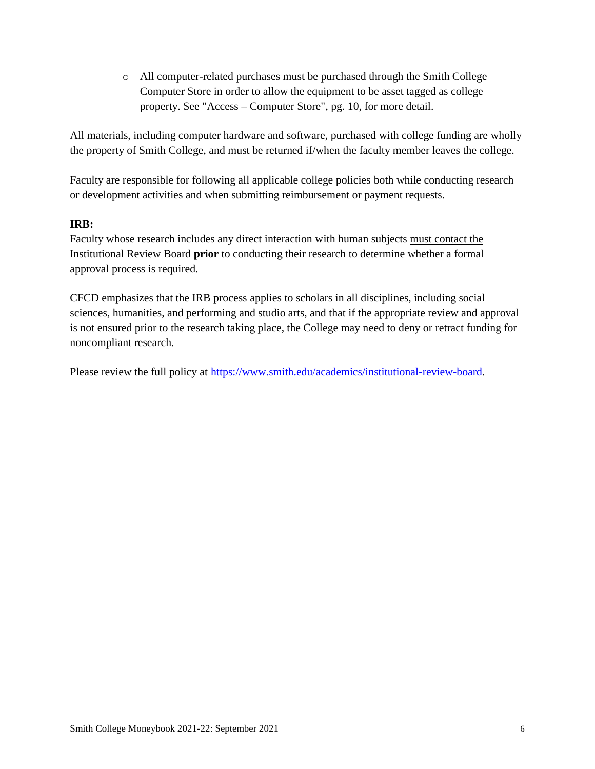- All computer-related purchases must be purchased through the Smith College Computer Store in order to allow the equipment to be asset tagged as college property. See "Access – Computer Store", pg. 10, for more detail.

All materials, including computer hardware and software, purchased with college funding are wholly the property of Smith College, and must be returned if/when the faculty member leaves the college.

Faculty are responsible for following all applicable college policies both while conducting research or development activities and when submitting reimbursement or payment requests.

**IRB:**

Faculty whose research includes any direct interaction with human subjects must contact the Institutional Review Board **prior** to conducting their research to determine whether a formal approval process is required.

CFCD emphasizes that the IRB process applies to scholars in all disciplines, including social sciences, humanities, and performing and studio arts, and that if the appropriate review and approval is not ensured prior to the research taking place, the College may need to deny or retract funding for noncompliant research.

Please review the full policy at https://www.smith.edu/academics/institutional-review-board.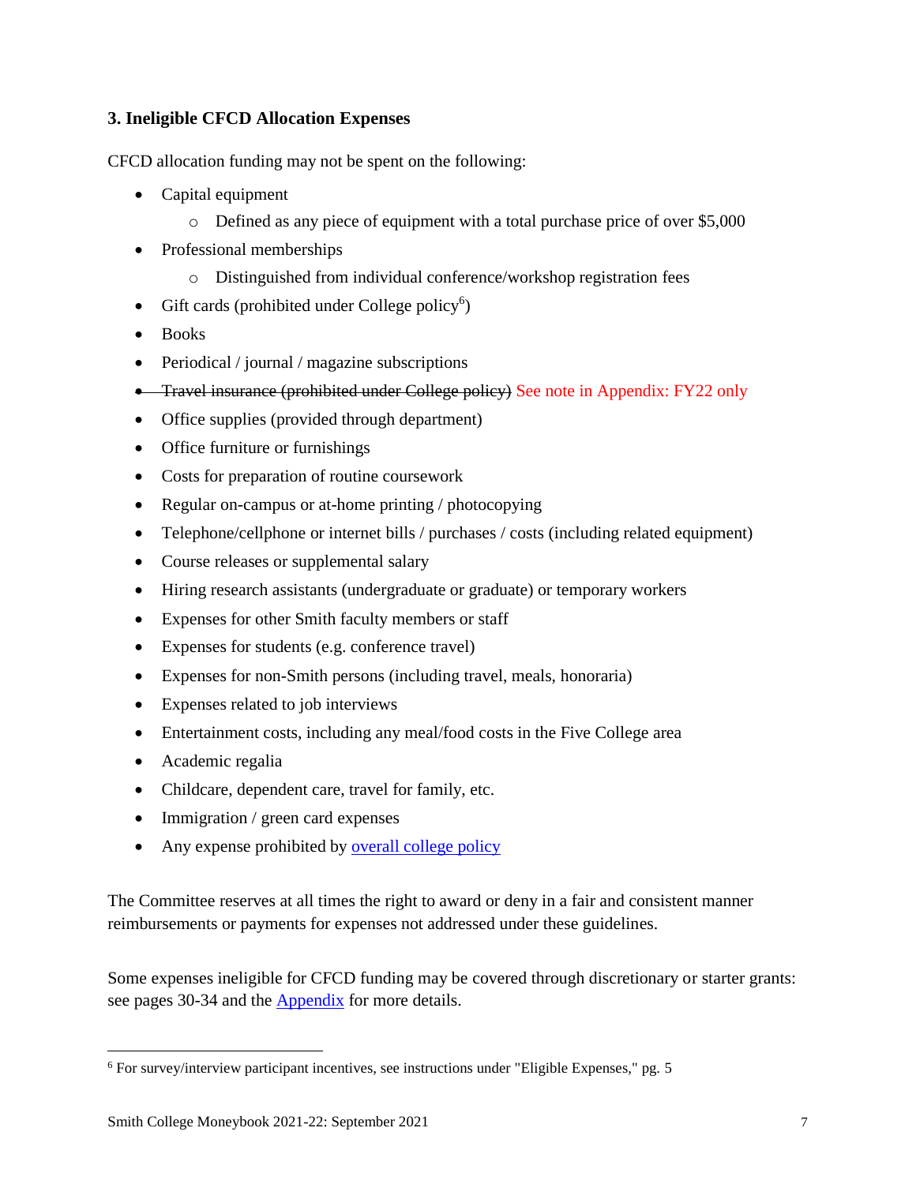### 3. Ineligible CFCD Allocation Expenses

CFCD allocation funding may not be spent on the following:

- Capital equipment
  - Defined as any piece of equipment with a total purchase price of over $5,000
- Professional memberships
  - Distinguished from individual conference/workshop registration fees
- Gift cards (prohibited under College policy[6])
- Books
- Periodical / journal / magazine subscriptions
- ~~Travel insurance (prohibited under College policy)~~ See note in Appendix: FY22 only
- Office supplies (provided through department)
- Office furniture or furnishings
- Costs for preparation of routine coursework
- Regular on-campus or at-home printing / photocopying
- Telephone/cellphone or internet bills / purchases / costs (including related equipment)
- Course releases or supplemental salary
- Hiring research assistants (undergraduate or graduate) or temporary workers
- Expenses for other Smith faculty members or staff
- Expenses for students (e.g. conference travel)
- Expenses for non-Smith persons (including travel, meals, honoraria)
- Expenses related to job interviews
- Entertainment costs, including any meal/food costs in the Five College area
- Academic regalia
- Childcare, dependent care, travel for family, etc.
- Immigration / green card expenses
- Any expense prohibited by overall college policy

The Committee reserves at all times the right to award or deny in a fair and consistent manner reimbursements or payments for expenses not addressed under these guidelines.

Some expenses ineligible for CFCD funding may be covered through discretionary or starter grants: see pages 30-34 and the Appendix for more details.

---

[6] For survey/interview participant incentives, see instructions under "Eligible Expenses," pg. 5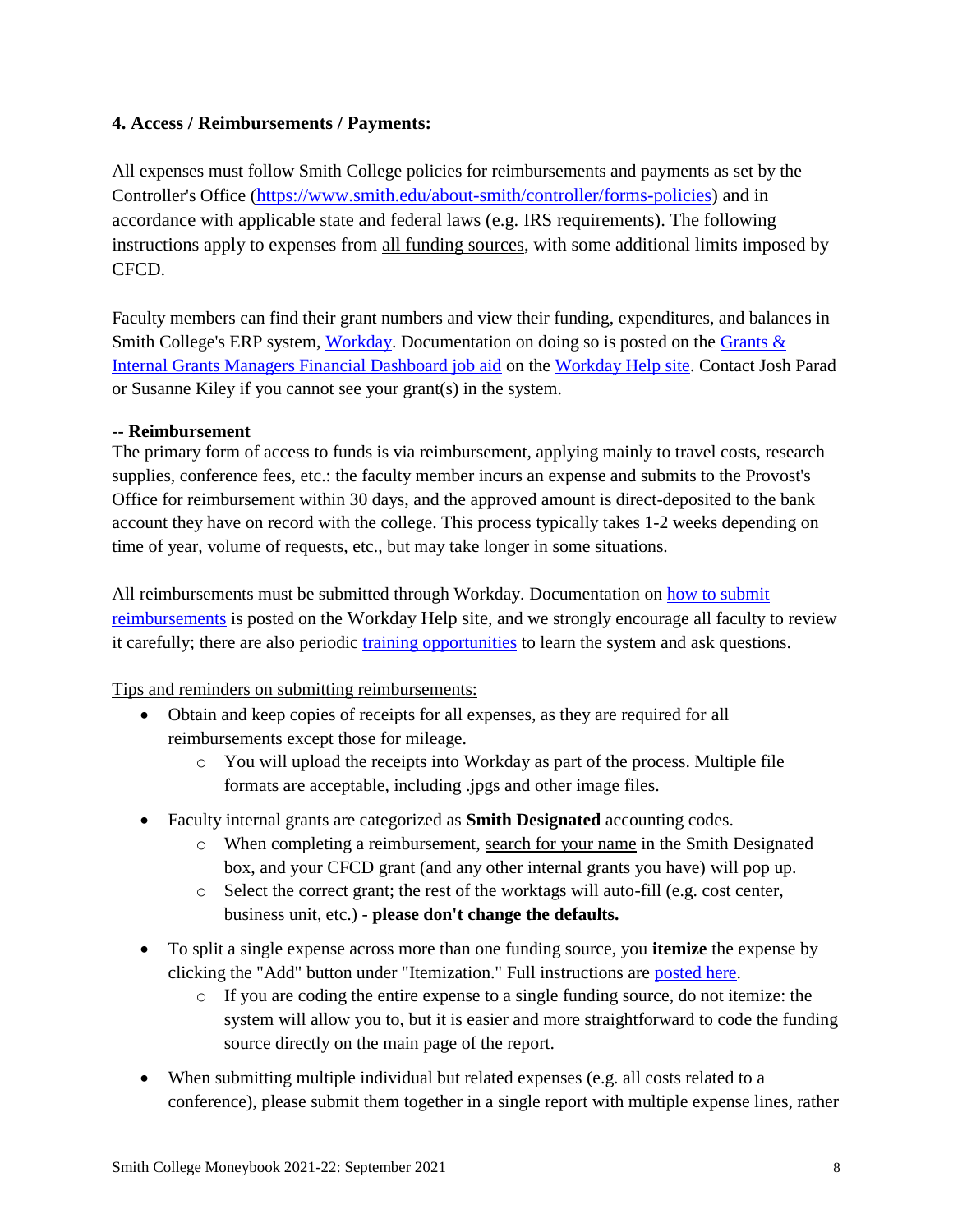### 4. Access / Reimbursements / Payments:

All expenses must follow Smith College policies for reimbursements and payments as set by the Controller's Office (https://www.smith.edu/about-smith/controller/forms-policies) and in accordance with applicable state and federal laws (e.g. IRS requirements). The following instructions apply to expenses from all funding sources, with some additional limits imposed by CFCD.

Faculty members can find their grant numbers and view their funding, expenditures, and balances in Smith College's ERP system, Workday. Documentation on doing so is posted on the Grants & Internal Grants Managers Financial Dashboard job aid on the Workday Help site. Contact Josh Parad or Susanne Kiley if you cannot see your grant(s) in the system.

**-- Reimbursement**

The primary form of access to funds is via reimbursement, applying mainly to travel costs, research supplies, conference fees, etc.: the faculty member incurs an expense and submits to the Provost's Office for reimbursement within 30 days, and the approved amount is direct-deposited to the bank account they have on record with the college. This process typically takes 1-2 weeks depending on time of year, volume of requests, etc., but may take longer in some situations.

All reimbursements must be submitted through Workday. Documentation on how to submit reimbursements is posted on the Workday Help site, and we strongly encourage all faculty to review it carefully; there are also periodic training opportunities to learn the system and ask questions.

Tips and reminders on submitting reimbursements:

- Obtain and keep copies of receipts for all expenses, as they are required for all reimbursements except those for mileage.
  - You will upload the receipts into Workday as part of the process. Multiple file formats are acceptable, including .jpgs and other image files.
- Faculty internal grants are categorized as **Smith Designated** accounting codes.
  - When completing a reimbursement, search for your name in the Smith Designated box, and your CFCD grant (and any other internal grants you have) will pop up.
  - Select the correct grant; the rest of the worktags will auto-fill (e.g. cost center, business unit, etc.) - **please don't change the defaults.**
- To split a single expense across more than one funding source, you **itemize** the expense by clicking the "Add" button under "Itemization." Full instructions are posted here.
  - If you are coding the entire expense to a single funding source, do not itemize: the system will allow you to, but it is easier and more straightforward to code the funding source directly on the main page of the report.
- When submitting multiple individual but related expenses (e.g. all costs related to a conference), please submit them together in a single report with multiple expense lines, rather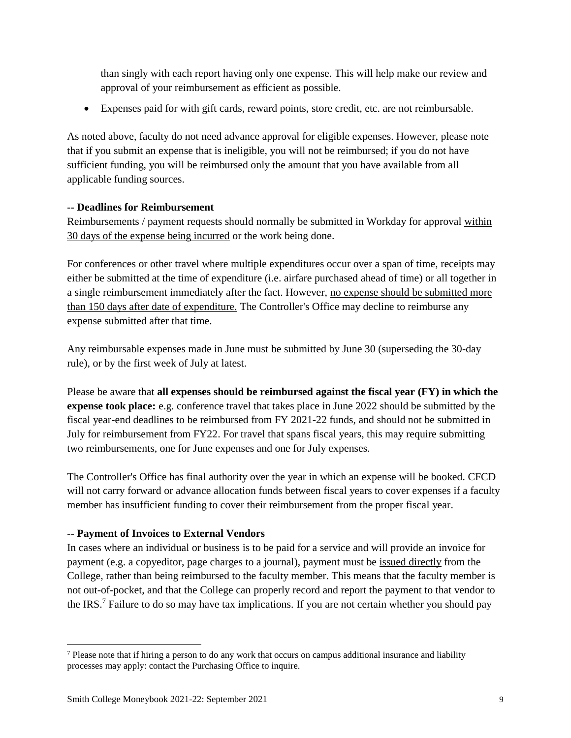than singly with each report having only one expense. This will help make our review and approval of your reimbursement as efficient as possible.

- Expenses paid for with gift cards, reward points, store credit, etc. are not reimbursable.

As noted above, faculty do not need advance approval for eligible expenses. However, please note that if you submit an expense that is ineligible, you will not be reimbursed; if you do not have sufficient funding, you will be reimbursed only the amount that you have available from all applicable funding sources.

**-- Deadlines for Reimbursement**

Reimbursements / payment requests should normally be submitted in Workday for approval within 30 days of the expense being incurred or the work being done.

For conferences or other travel where multiple expenditures occur over a span of time, receipts may either be submitted at the time of expenditure (i.e. airfare purchased ahead of time) or all together in a single reimbursement immediately after the fact. However, no expense should be submitted more than 150 days after date of expenditure. The Controller's Office may decline to reimburse any expense submitted after that time.

Any reimbursable expenses made in June must be submitted by June 30 (superseding the 30-day rule), or by the first week of July at latest.

Please be aware that **all expenses should be reimbursed against the fiscal year (FY) in which the expense took place:** e.g. conference travel that takes place in June 2022 should be submitted by the fiscal year-end deadlines to be reimbursed from FY 2021-22 funds, and should not be submitted in July for reimbursement from FY22. For travel that spans fiscal years, this may require submitting two reimbursements, one for June expenses and one for July expenses.

The Controller's Office has final authority over the year in which an expense will be booked. CFCD will not carry forward or advance allocation funds between fiscal years to cover expenses if a faculty member has insufficient funding to cover their reimbursement from the proper fiscal year.

**-- Payment of Invoices to External Vendors**

In cases where an individual or business is to be paid for a service and will provide an invoice for payment (e.g. a copyeditor, page charges to a journal), payment must be issued directly from the College, rather than being reimbursed to the faculty member. This means that the faculty member is not out-of-pocket, and that the College can properly record and report the payment to that vendor to the IRS.[7] Failure to do so may have tax implications. If you are not certain whether you should pay

[7] Please note that if hiring a person to do any work that occurs on campus additional insurance and liability processes may apply: contact the Purchasing Office to inquire.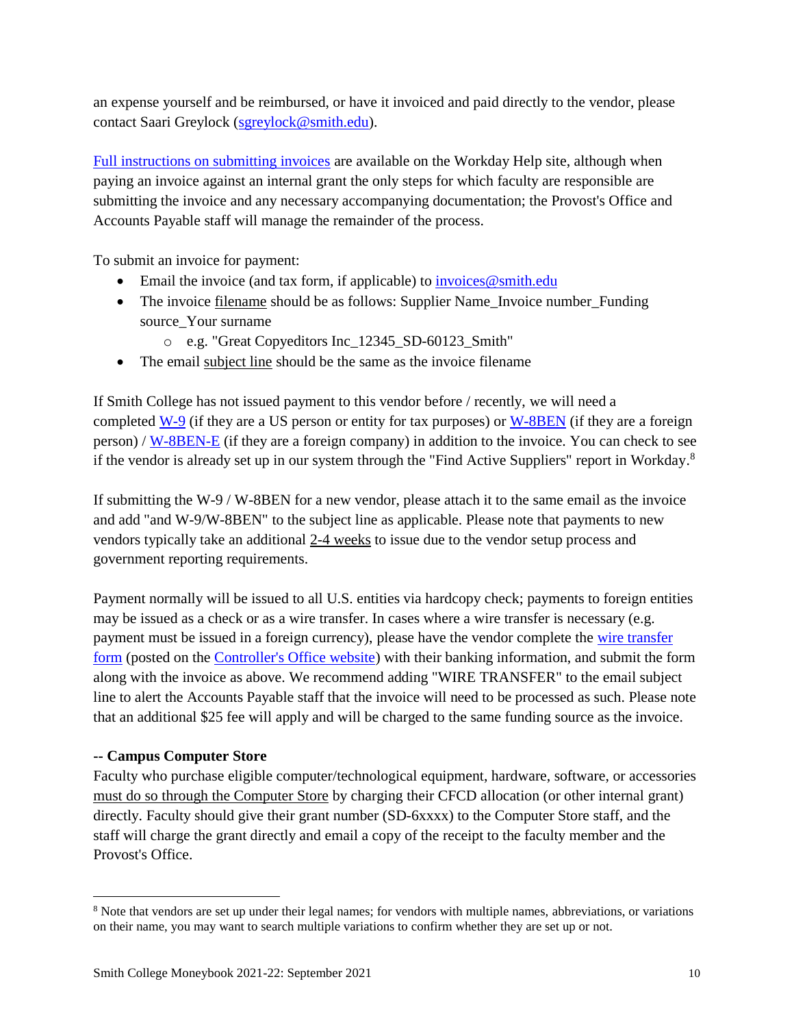an expense yourself and be reimbursed, or have it invoiced and paid directly to the vendor, please contact Saari Greylock (sgreylock@smith.edu).

Full instructions on submitting invoices are available on the Workday Help site, although when paying an invoice against an internal grant the only steps for which faculty are responsible are submitting the invoice and any necessary accompanying documentation; the Provost's Office and Accounts Payable staff will manage the remainder of the process.

To submit an invoice for payment:

- Email the invoice (and tax form, if applicable) to invoices@smith.edu
- The invoice filename should be as follows: Supplier Name_Invoice number_Funding source_Your surname
  - e.g. "Great Copyeditors Inc_12345_SD-60123_Smith"
- The email subject line should be the same as the invoice filename

If Smith College has not issued payment to this vendor before / recently, we will need a completed W-9 (if they are a US person or entity for tax purposes) or W-8BEN (if they are a foreign person) / W-8BEN-E (if they are a foreign company) in addition to the invoice. You can check to see if the vendor is already set up in our system through the "Find Active Suppliers" report in Workday.[8]

If submitting the W-9 / W-8BEN for a new vendor, please attach it to the same email as the invoice and add "and W-9/W-8BEN" to the subject line as applicable. Please note that payments to new vendors typically take an additional 2-4 weeks to issue due to the vendor setup process and government reporting requirements.

Payment normally will be issued to all U.S. entities via hardcopy check; payments to foreign entities may be issued as a check or as a wire transfer. In cases where a wire transfer is necessary (e.g. payment must be issued in a foreign currency), please have the vendor complete the wire transfer form (posted on the Controller's Office website) with their banking information, and submit the form along with the invoice as above. We recommend adding "WIRE TRANSFER" to the email subject line to alert the Accounts Payable staff that the invoice will need to be processed as such. Please note that an additional $25 fee will apply and will be charged to the same funding source as the invoice.

**-- Campus Computer Store**

Faculty who purchase eligible computer/technological equipment, hardware, software, or accessories must do so through the Computer Store by charging their CFCD allocation (or other internal grant) directly. Faculty should give their grant number (SD-6xxxx) to the Computer Store staff, and the staff will charge the grant directly and email a copy of the receipt to the faculty member and the Provost's Office.

---

[8] Note that vendors are set up under their legal names; for vendors with multiple names, abbreviations, or variations on their name, you may want to search multiple variations to confirm whether they are set up or not.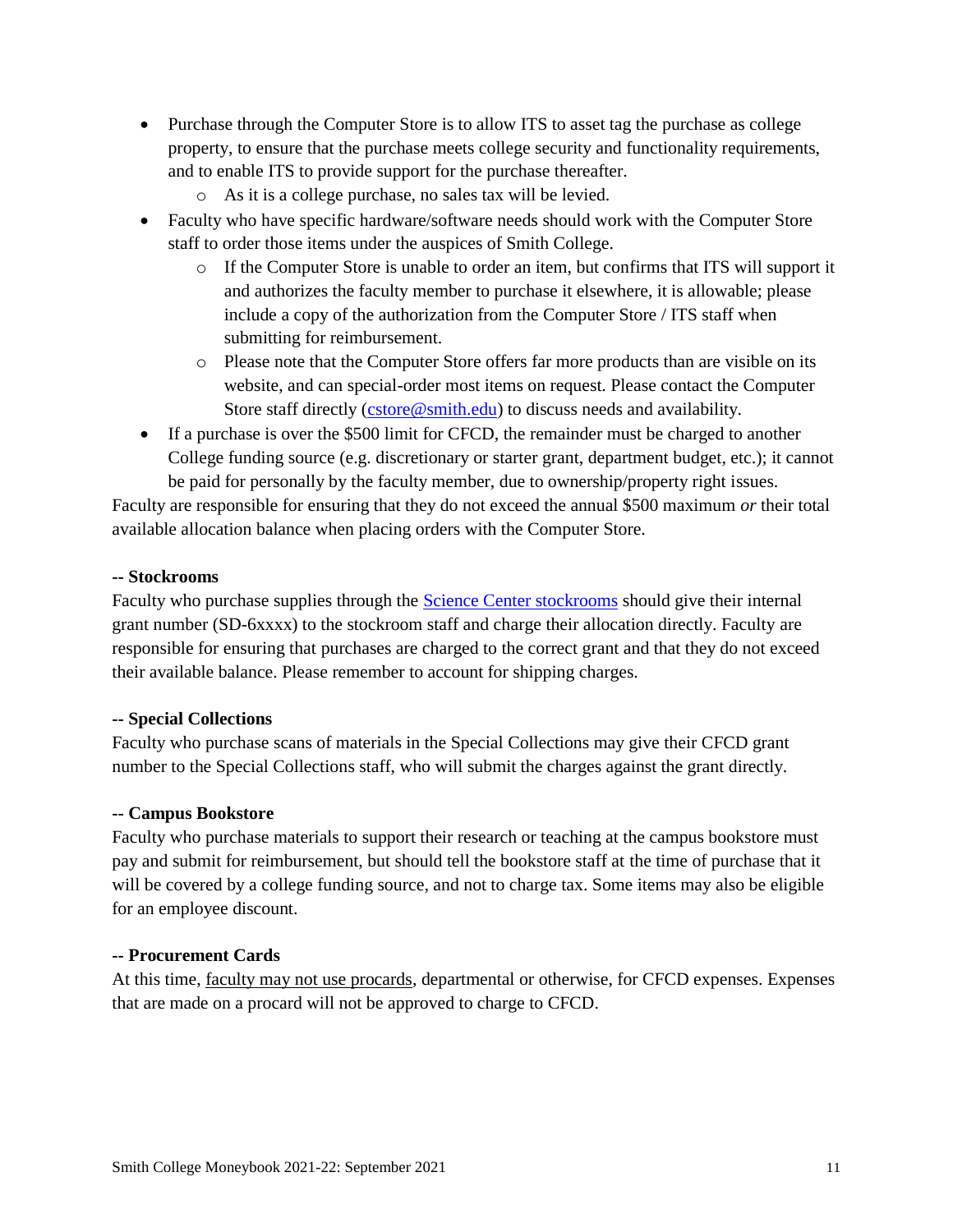- Purchase through the Computer Store is to allow ITS to asset tag the purchase as college property, to ensure that the purchase meets college security and functionality requirements, and to enable ITS to provide support for the purchase thereafter.
    - As it is a college purchase, no sales tax will be levied.
- Faculty who have specific hardware/software needs should work with the Computer Store staff to order those items under the auspices of Smith College.
    - If the Computer Store is unable to order an item, but confirms that ITS will support it and authorizes the faculty member to purchase it elsewhere, it is allowable; please include a copy of the authorization from the Computer Store / ITS staff when submitting for reimbursement.
    - Please note that the Computer Store offers far more products than are visible on its website, and can special-order most items on request. Please contact the Computer Store staff directly (cstore@smith.edu) to discuss needs and availability.
- If a purchase is over the $500 limit for CFCD, the remainder must be charged to another College funding source (e.g. discretionary or starter grant, department budget, etc.); it cannot be paid for personally by the faculty member, due to ownership/property right issues.

Faculty are responsible for ensuring that they do not exceed the annual $500 maximum *or* their total available allocation balance when placing orders with the Computer Store.

**-- Stockrooms**

Faculty who purchase supplies through the Science Center stockrooms should give their internal grant number (SD-6xxxx) to the stockroom staff and charge their allocation directly. Faculty are responsible for ensuring that purchases are charged to the correct grant and that they do not exceed their available balance. Please remember to account for shipping charges.

**-- Special Collections**

Faculty who purchase scans of materials in the Special Collections may give their CFCD grant number to the Special Collections staff, who will submit the charges against the grant directly.

**-- Campus Bookstore**

Faculty who purchase materials to support their research or teaching at the campus bookstore must pay and submit for reimbursement, but should tell the bookstore staff at the time of purchase that it will be covered by a college funding source, and not to charge tax. Some items may also be eligible for an employee discount.

**-- Procurement Cards**

At this time, faculty may not use procards, departmental or otherwise, for CFCD expenses. Expenses that are made on a procard will not be approved to charge to CFCD.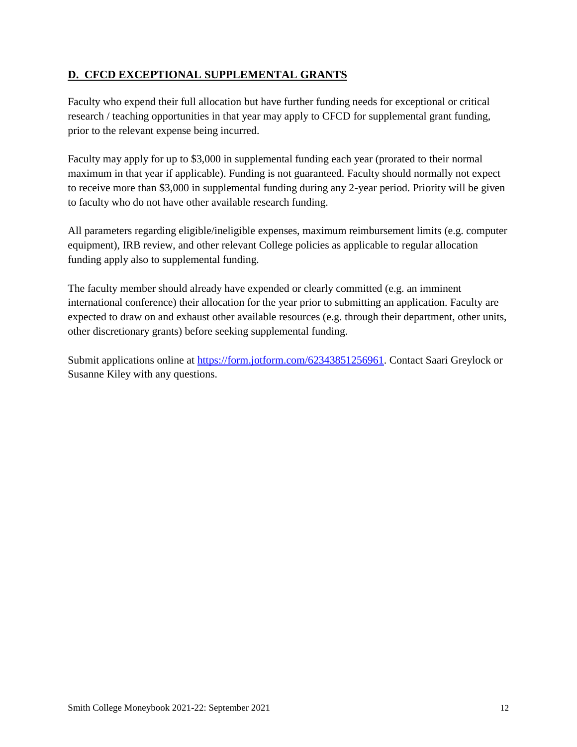## D. CFCD EXCEPTIONAL SUPPLEMENTAL GRANTS

Faculty who expend their full allocation but have further funding needs for exceptional or critical research / teaching opportunities in that year may apply to CFCD for supplemental grant funding, prior to the relevant expense being incurred.

Faculty may apply for up to $3,000 in supplemental funding each year (prorated to their normal maximum in that year if applicable). Funding is not guaranteed. Faculty should normally not expect to receive more than $3,000 in supplemental funding during any 2-year period. Priority will be given to faculty who do not have other available research funding.

All parameters regarding eligible/ineligible expenses, maximum reimbursement limits (e.g. computer equipment), IRB review, and other relevant College policies as applicable to regular allocation funding apply also to supplemental funding.

The faculty member should already have expended or clearly committed (e.g. an imminent international conference) their allocation for the year prior to submitting an application. Faculty are expected to draw on and exhaust other available resources (e.g. through their department, other units, other discretionary grants) before seeking supplemental funding.

Submit applications online at [https://form.jotform.com/62343851256961](https://form.jotform.com/62343851256961). Contact Saari Greylock or Susanne Kiley with any questions.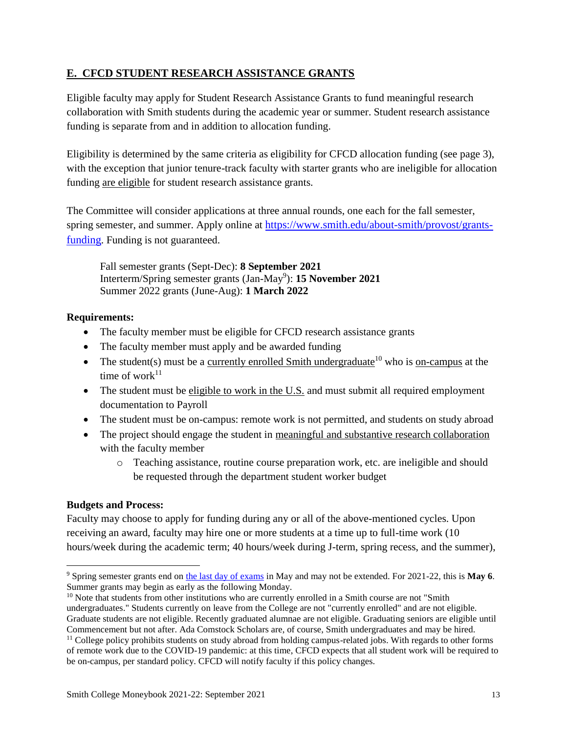## E. CFCD STUDENT RESEARCH ASSISTANCE GRANTS

Eligible faculty may apply for Student Research Assistance Grants to fund meaningful research collaboration with Smith students during the academic year or summer. Student research assistance funding is separate from and in addition to allocation funding.

Eligibility is determined by the same criteria as eligibility for CFCD allocation funding (see page 3), with the exception that junior tenure-track faculty with starter grants who are ineligible for allocation funding are eligible for student research assistance grants.

The Committee will consider applications at three annual rounds, one each for the fall semester, spring semester, and summer. Apply online at [https://www.smith.edu/about-smith/provost/grants-funding](https://www.smith.edu/about-smith/provost/grants-funding). Funding is not guaranteed.

> Fall semester grants (Sept-Dec): **8 September 2021**
> Interterm/Spring semester grants (Jan-May[9]): **15 November 2021**
> Summer 2022 grants (June-Aug): **1 March 2022**

**Requirements:**

- The faculty member must be eligible for CFCD research assistance grants
- The faculty member must apply and be awarded funding
- The student(s) must be a currently enrolled Smith undergraduate[10] who is on-campus at the time of work[11]
- The student must be eligible to work in the U.S. and must submit all required employment documentation to Payroll
- The student must be on-campus: remote work is not permitted, and students on study abroad
- The project should engage the student in meaningful and substantive research collaboration with the faculty member
  - Teaching assistance, routine course preparation work, etc. are ineligible and should be requested through the department student worker budget

**Budgets and Process:**

Faculty may choose to apply for funding during any or all of the above-mentioned cycles. Upon receiving an award, faculty may hire one or more students at a time up to full-time work (10 hours/week during the academic term; 40 hours/week during J-term, spring recess, and the summer),

---

[9] Spring semester grants end on the last day of exams in May and may not be extended. For 2021-22, this is **May 6**. Summer grants may begin as early as the following Monday.

[10] Note that students from other institutions who are currently enrolled in a Smith course are not "Smith undergraduates." Students currently on leave from the College are not "currently enrolled" and are not eligible. Graduate students are not eligible. Recently graduated alumnae are not eligible. Graduating seniors are eligible until Commencement but not after. Ada Comstock Scholars are, of course, Smith undergraduates and may be hired.

[11] College policy prohibits students on study abroad from holding campus-related jobs. With regards to other forms of remote work due to the COVID-19 pandemic: at this time, CFCD expects that all student work will be required to be on-campus, per standard policy. CFCD will notify faculty if this policy changes.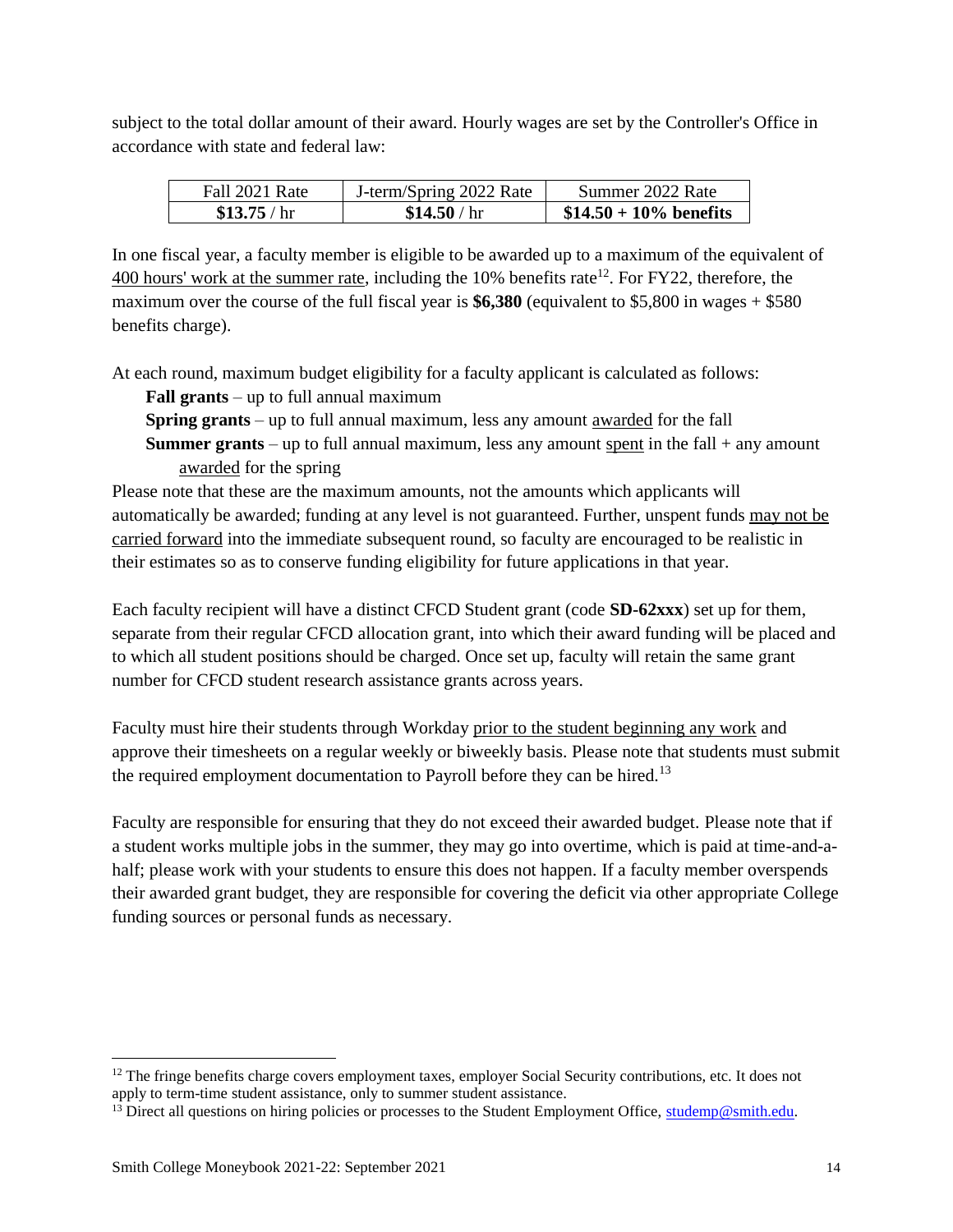subject to the total dollar amount of their award. Hourly wages are set by the Controller's Office in accordance with state and federal law:

| Fall 2021 Rate | J-term/Spring 2022 Rate | Summer 2022 Rate |
| --- | --- | --- |
| **$13.75** / hr | **$14.50** / hr | **$14.50 + 10% benefits** |

In one fiscal year, a faculty member is eligible to be awarded up to a maximum of the equivalent of 400 hours' work at the summer rate, including the 10% benefits rate[12]. For FY22, therefore, the maximum over the course of the full fiscal year is **$6,380** (equivalent to $5,800 in wages + $580 benefits charge).

At each round, maximum budget eligibility for a faculty applicant is calculated as follows:

- **Fall grants** – up to full annual maximum
- **Spring grants** – up to full annual maximum, less any amount awarded for the fall
- **Summer grants** – up to full annual maximum, less any amount spent in the fall + any amount awarded for the spring

Please note that these are the maximum amounts, not the amounts which applicants will automatically be awarded; funding at any level is not guaranteed. Further, unspent funds may not be carried forward into the immediate subsequent round, so faculty are encouraged to be realistic in their estimates so as to conserve funding eligibility for future applications in that year.

Each faculty recipient will have a distinct CFCD Student grant (code **SD-62xxx**) set up for them, separate from their regular CFCD allocation grant, into which their award funding will be placed and to which all student positions should be charged. Once set up, faculty will retain the same grant number for CFCD student research assistance grants across years.

Faculty must hire their students through Workday prior to the student beginning any work and approve their timesheets on a regular weekly or biweekly basis. Please note that students must submit the required employment documentation to Payroll before they can be hired.[13]

Faculty are responsible for ensuring that they do not exceed their awarded budget. Please note that if a student works multiple jobs in the summer, they may go into overtime, which is paid at time-and-a-half; please work with your students to ensure this does not happen. If a faculty member overspends their awarded grant budget, they are responsible for covering the deficit via other appropriate College funding sources or personal funds as necessary.

---

[12] The fringe benefits charge covers employment taxes, employer Social Security contributions, etc. It does not apply to term-time student assistance, only to summer student assistance.

[13] Direct all questions on hiring policies or processes to the Student Employment Office, studemp@smith.edu.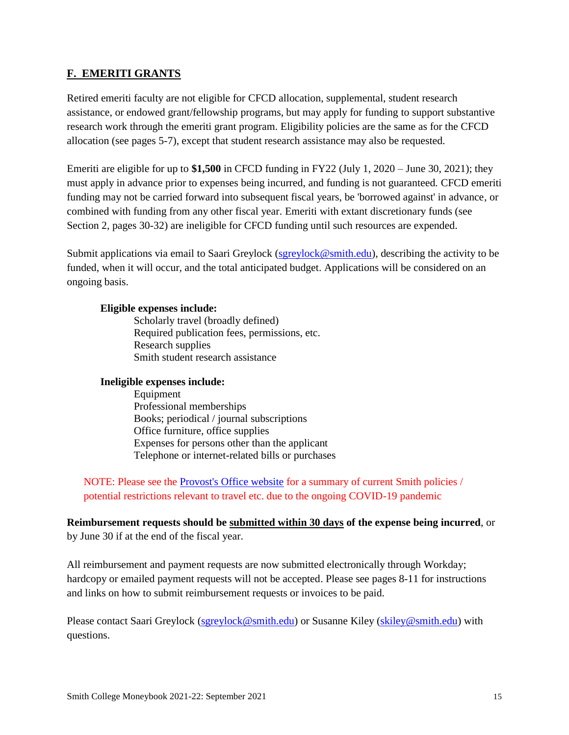## F. EMERITI GRANTS

Retired emeriti faculty are not eligible for CFCD allocation, supplemental, student research assistance, or endowed grant/fellowship programs, but may apply for funding to support substantive research work through the emeriti grant program. Eligibility policies are the same as for the CFCD allocation (see pages 5-7), except that student research assistance may also be requested.

Emeriti are eligible for up to **$1,500** in CFCD funding in FY22 (July 1, 2020 – June 30, 2021); they must apply in advance prior to expenses being incurred, and funding is not guaranteed. CFCD emeriti funding may not be carried forward into subsequent fiscal years, be 'borrowed against' in advance, or combined with funding from any other fiscal year. Emeriti with extant discretionary funds (see Section 2, pages 30-32) are ineligible for CFCD funding until such resources are expended.

Submit applications via email to Saari Greylock (sgreylock@smith.edu), describing the activity to be funded, when it will occur, and the total anticipated budget. Applications will be considered on an ongoing basis.

**Eligible expenses include:**

- Scholarly travel (broadly defined)
- Required publication fees, permissions, etc.
- Research supplies
- Smith student research assistance

**Ineligible expenses include:**

- Equipment
- Professional memberships
- Books; periodical / journal subscriptions
- Office furniture, office supplies
- Expenses for persons other than the applicant
- Telephone or internet-related bills or purchases

NOTE: Please see the Provost's Office website for a summary of current Smith policies / potential restrictions relevant to travel etc. due to the ongoing COVID-19 pandemic

**Reimbursement requests should be submitted within 30 days of the expense being incurred**, or by June 30 if at the end of the fiscal year.

All reimbursement and payment requests are now submitted electronically through Workday; hardcopy or emailed payment requests will not be accepted. Please see pages 8-11 for instructions and links on how to submit reimbursement requests or invoices to be paid.

Please contact Saari Greylock (sgreylock@smith.edu) or Susanne Kiley (skiley@smith.edu) with questions.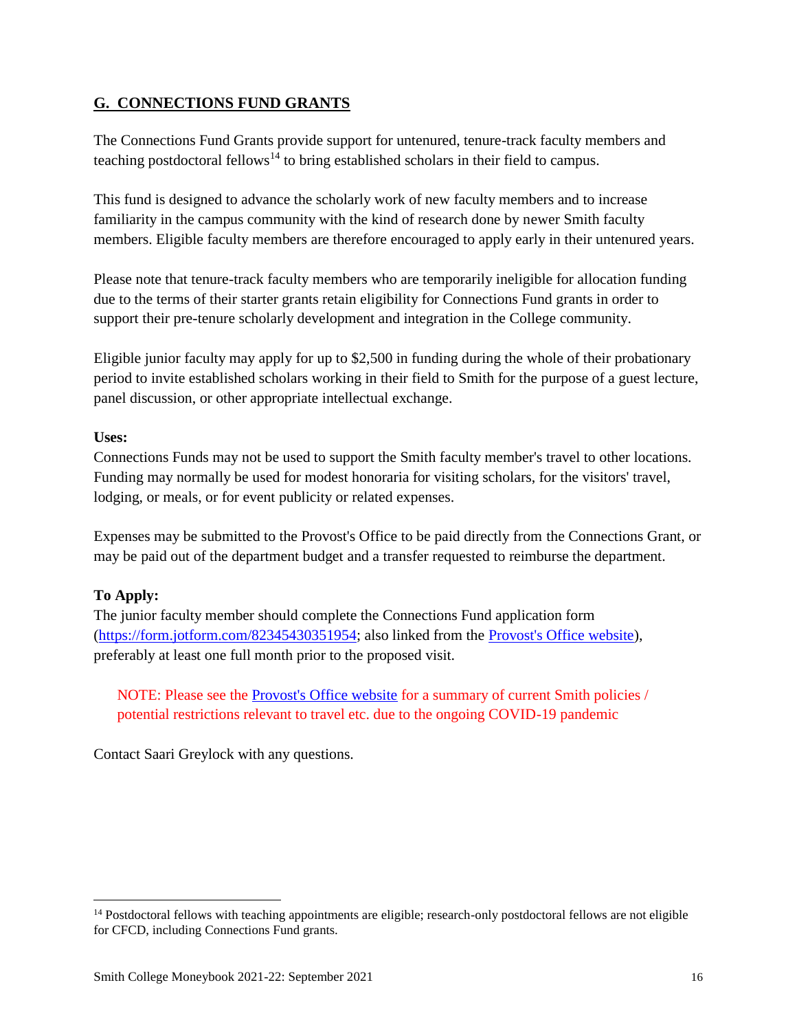## G. CONNECTIONS FUND GRANTS

The Connections Fund Grants provide support for untenured, tenure-track faculty members and teaching postdoctoral fellows[14] to bring established scholars in their field to campus.

This fund is designed to advance the scholarly work of new faculty members and to increase familiarity in the campus community with the kind of research done by newer Smith faculty members. Eligible faculty members are therefore encouraged to apply early in their untenured years.

Please note that tenure-track faculty members who are temporarily ineligible for allocation funding due to the terms of their starter grants retain eligibility for Connections Fund grants in order to support their pre-tenure scholarly development and integration in the College community.

Eligible junior faculty may apply for up to $2,500 in funding during the whole of their probationary period to invite established scholars working in their field to Smith for the purpose of a guest lecture, panel discussion, or other appropriate intellectual exchange.

**Uses:**
Connections Funds may not be used to support the Smith faculty member's travel to other locations. Funding may normally be used for modest honoraria for visiting scholars, for the visitors' travel, lodging, or meals, or for event publicity or related expenses.

Expenses may be submitted to the Provost's Office to be paid directly from the Connections Grant, or may be paid out of the department budget and a transfer requested to reimburse the department.

**To Apply:**
The junior faculty member should complete the Connections Fund application form (https://form.jotform.com/82345430351954; also linked from the Provost's Office website), preferably at least one full month prior to the proposed visit.

> NOTE: Please see the Provost's Office website for a summary of current Smith policies / potential restrictions relevant to travel etc. due to the ongoing COVID-19 pandemic

Contact Saari Greylock with any questions.

[14] Postdoctoral fellows with teaching appointments are eligible; research-only postdoctoral fellows are not eligible for CFCD, including Connections Fund grants.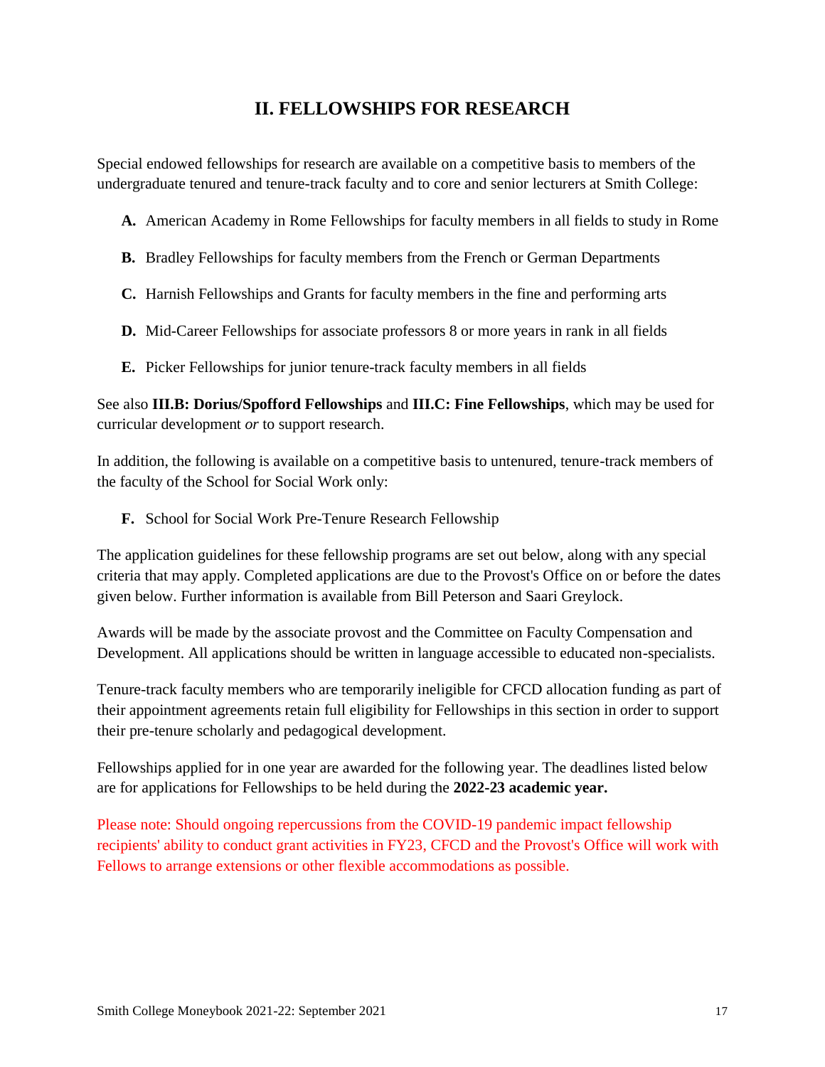# II. FELLOWSHIPS FOR RESEARCH

Special endowed fellowships for research are available on a competitive basis to members of the undergraduate tenured and tenure-track faculty and to core and senior lecturers at Smith College:

**A.** American Academy in Rome Fellowships for faculty members in all fields to study in Rome

**B.** Bradley Fellowships for faculty members from the French or German Departments

**C.** Harnish Fellowships and Grants for faculty members in the fine and performing arts

**D.** Mid-Career Fellowships for associate professors 8 or more years in rank in all fields

**E.** Picker Fellowships for junior tenure-track faculty members in all fields

See also **III.B: Dorius/Spofford Fellowships** and **III.C: Fine Fellowships**, which may be used for curricular development *or* to support research.

In addition, the following is available on a competitive basis to untenured, tenure-track members of the faculty of the School for Social Work only:

**F.** School for Social Work Pre-Tenure Research Fellowship

The application guidelines for these fellowship programs are set out below, along with any special criteria that may apply. Completed applications are due to the Provost's Office on or before the dates given below. Further information is available from Bill Peterson and Saari Greylock.

Awards will be made by the associate provost and the Committee on Faculty Compensation and Development. All applications should be written in language accessible to educated non-specialists.

Tenure-track faculty members who are temporarily ineligible for CFCD allocation funding as part of their appointment agreements retain full eligibility for Fellowships in this section in order to support their pre-tenure scholarly and pedagogical development.

Fellowships applied for in one year are awarded for the following year. The deadlines listed below are for applications for Fellowships to be held during the **2022-23 academic year.**

Please note: Should ongoing repercussions from the COVID-19 pandemic impact fellowship recipients' ability to conduct grant activities in FY23, CFCD and the Provost's Office will work with Fellows to arrange extensions or other flexible accommodations as possible.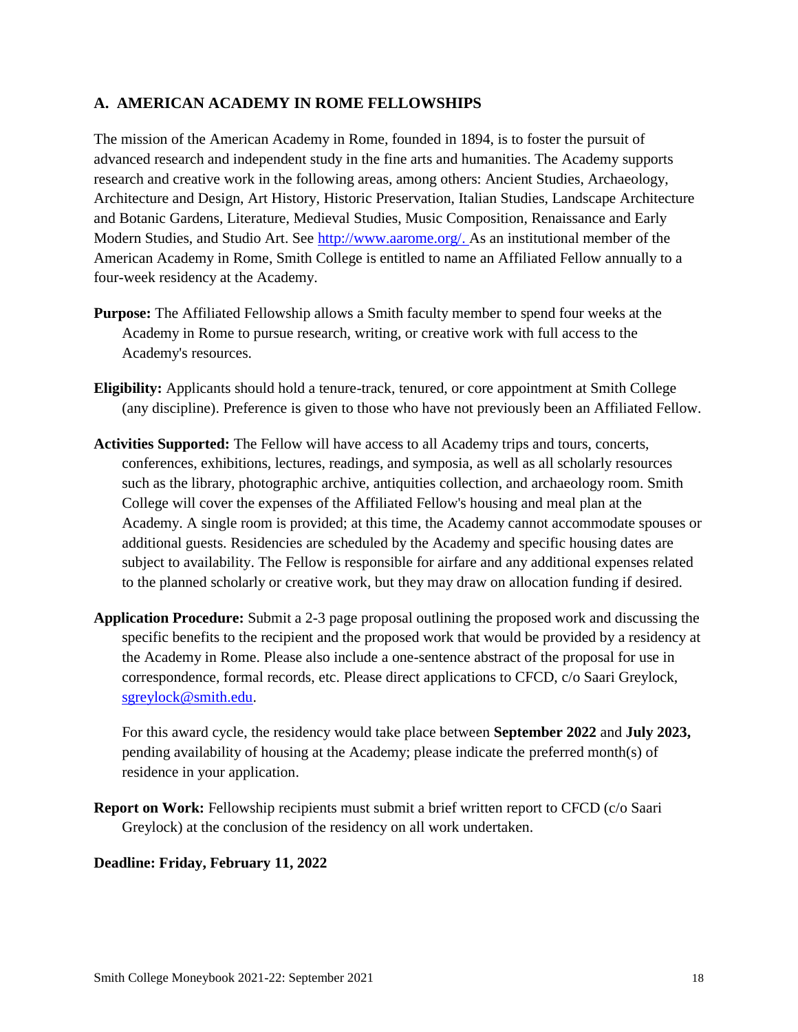## A. AMERICAN ACADEMY IN ROME FELLOWSHIPS

The mission of the American Academy in Rome, founded in 1894, is to foster the pursuit of advanced research and independent study in the fine arts and humanities. The Academy supports research and creative work in the following areas, among others: Ancient Studies, Archaeology, Architecture and Design, Art History, Historic Preservation, Italian Studies, Landscape Architecture and Botanic Gardens, Literature, Medieval Studies, Music Composition, Renaissance and Early Modern Studies, and Studio Art. See http://www.aarome.org/. As an institutional member of the American Academy in Rome, Smith College is entitled to name an Affiliated Fellow annually to a four-week residency at the Academy.

**Purpose:** The Affiliated Fellowship allows a Smith faculty member to spend four weeks at the Academy in Rome to pursue research, writing, or creative work with full access to the Academy's resources.

**Eligibility:** Applicants should hold a tenure-track, tenured, or core appointment at Smith College (any discipline). Preference is given to those who have not previously been an Affiliated Fellow.

**Activities Supported:** The Fellow will have access to all Academy trips and tours, concerts, conferences, exhibitions, lectures, readings, and symposia, as well as all scholarly resources such as the library, photographic archive, antiquities collection, and archaeology room. Smith College will cover the expenses of the Affiliated Fellow's housing and meal plan at the Academy. A single room is provided; at this time, the Academy cannot accommodate spouses or additional guests. Residencies are scheduled by the Academy and specific housing dates are subject to availability. The Fellow is responsible for airfare and any additional expenses related to the planned scholarly or creative work, but they may draw on allocation funding if desired.

**Application Procedure:** Submit a 2-3 page proposal outlining the proposed work and discussing the specific benefits to the recipient and the proposed work that would be provided by a residency at the Academy in Rome. Please also include a one-sentence abstract of the proposal for use in correspondence, formal records, etc. Please direct applications to CFCD, c/o Saari Greylock, sgreylock@smith.edu.

For this award cycle, the residency would take place between **September 2022** and **July 2023,** pending availability of housing at the Academy; please indicate the preferred month(s) of residence in your application.

**Report on Work:** Fellowship recipients must submit a brief written report to CFCD (c/o Saari Greylock) at the conclusion of the residency on all work undertaken.

**Deadline: Friday, February 11, 2022**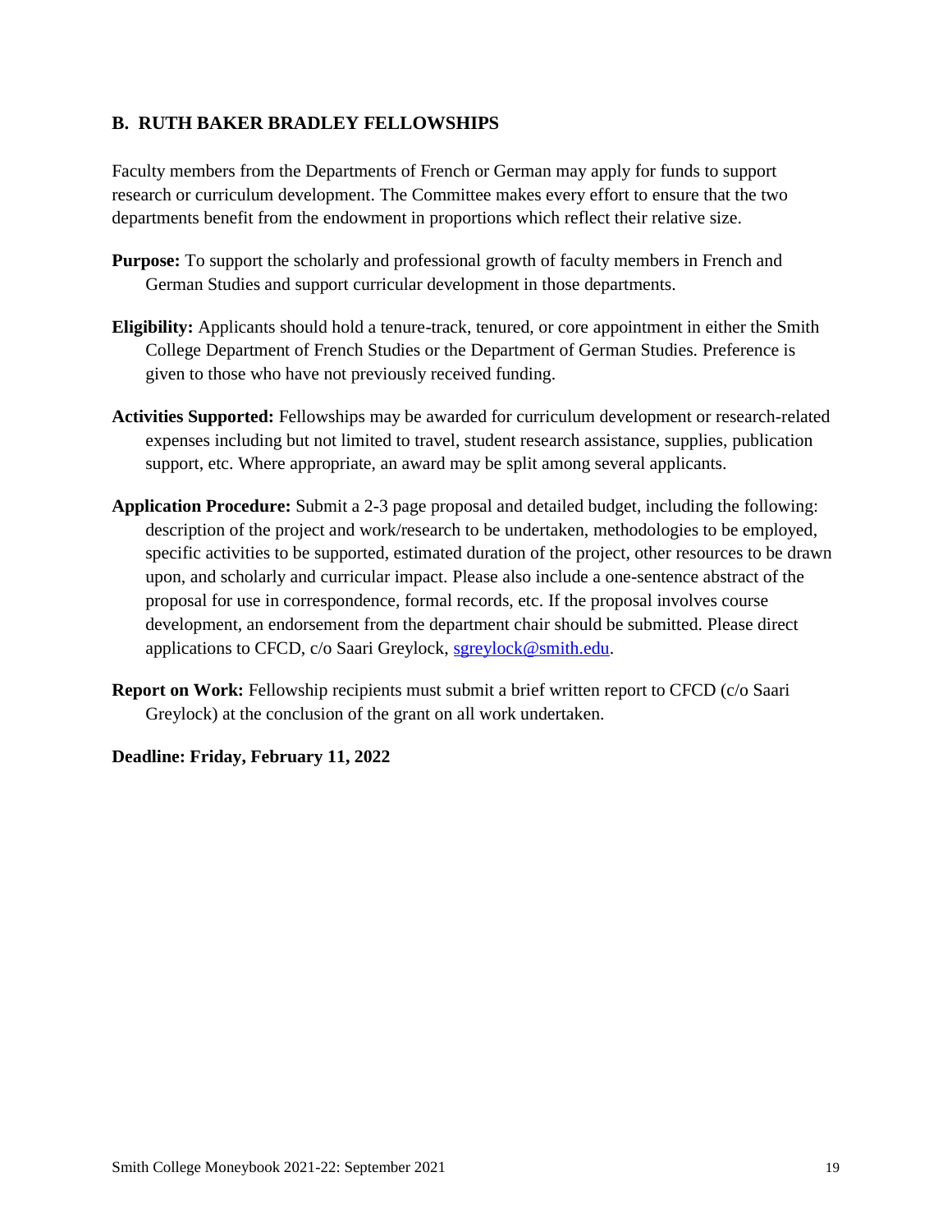## B. RUTH BAKER BRADLEY FELLOWSHIPS

Faculty members from the Departments of French or German may apply for funds to support research or curriculum development. The Committee makes every effort to ensure that the two departments benefit from the endowment in proportions which reflect their relative size.

**Purpose:** To support the scholarly and professional growth of faculty members in French and German Studies and support curricular development in those departments.

**Eligibility:** Applicants should hold a tenure-track, tenured, or core appointment in either the Smith College Department of French Studies or the Department of German Studies. Preference is given to those who have not previously received funding.

**Activities Supported:** Fellowships may be awarded for curriculum development or research-related expenses including but not limited to travel, student research assistance, supplies, publication support, etc. Where appropriate, an award may be split among several applicants.

**Application Procedure:** Submit a 2-3 page proposal and detailed budget, including the following: description of the project and work/research to be undertaken, methodologies to be employed, specific activities to be supported, estimated duration of the project, other resources to be drawn upon, and scholarly and curricular impact. Please also include a one-sentence abstract of the proposal for use in correspondence, formal records, etc. If the proposal involves course development, an endorsement from the department chair should be submitted. Please direct applications to CFCD, c/o Saari Greylock, sgreylock@smith.edu.

**Report on Work:** Fellowship recipients must submit a brief written report to CFCD (c/o Saari Greylock) at the conclusion of the grant on all work undertaken.

**Deadline: Friday, February 11, 2022**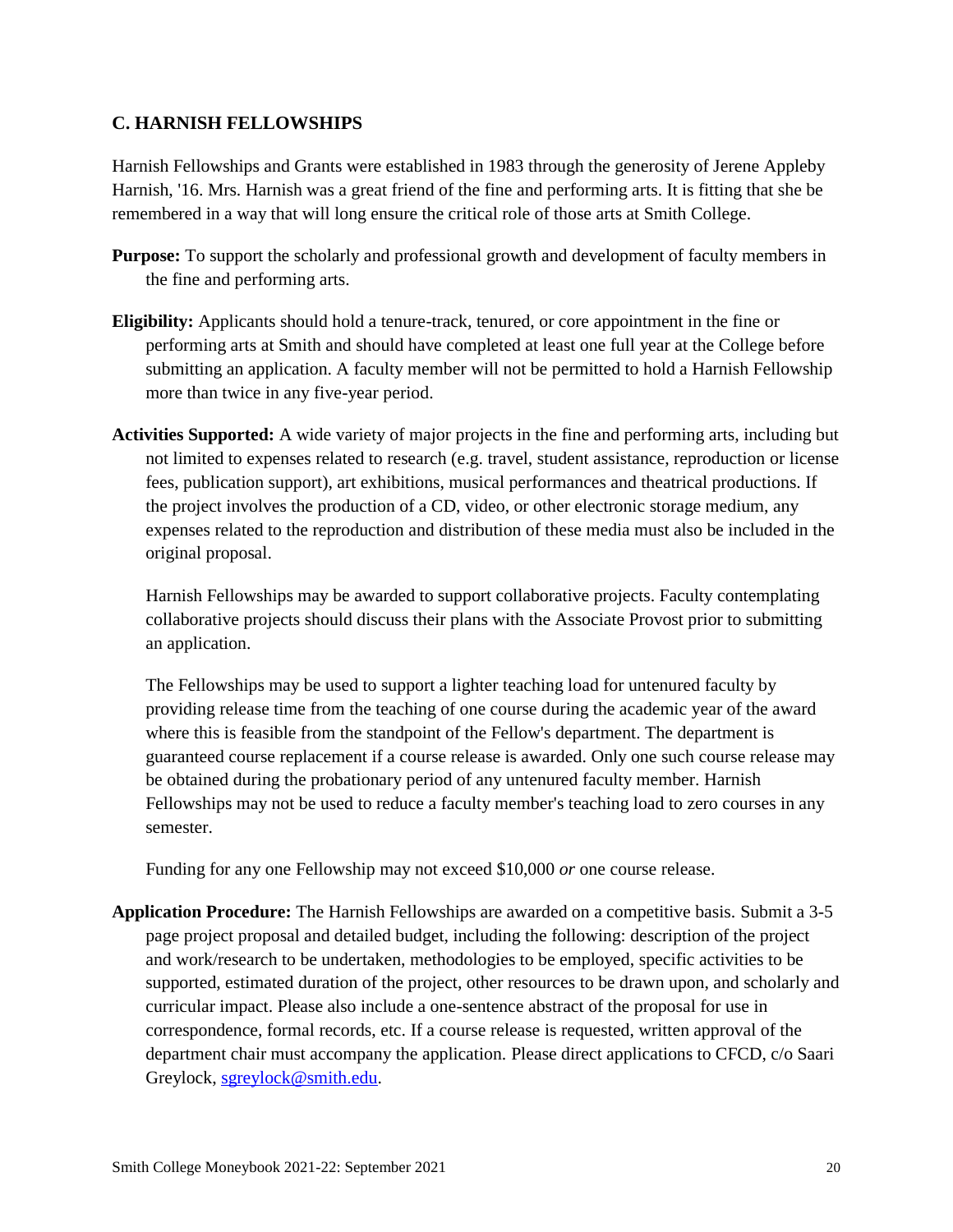## C. HARNISH FELLOWSHIPS

Harnish Fellowships and Grants were established in 1983 through the generosity of Jerene Appleby Harnish, '16. Mrs. Harnish was a great friend of the fine and performing arts. It is fitting that she be remembered in a way that will long ensure the critical role of those arts at Smith College.

**Purpose:** To support the scholarly and professional growth and development of faculty members in the fine and performing arts.

**Eligibility:** Applicants should hold a tenure-track, tenured, or core appointment in the fine or performing arts at Smith and should have completed at least one full year at the College before submitting an application. A faculty member will not be permitted to hold a Harnish Fellowship more than twice in any five-year period.

**Activities Supported:** A wide variety of major projects in the fine and performing arts, including but not limited to expenses related to research (e.g. travel, student assistance, reproduction or license fees, publication support), art exhibitions, musical performances and theatrical productions. If the project involves the production of a CD, video, or other electronic storage medium, any expenses related to the reproduction and distribution of these media must also be included in the original proposal.

Harnish Fellowships may be awarded to support collaborative projects. Faculty contemplating collaborative projects should discuss their plans with the Associate Provost prior to submitting an application.

The Fellowships may be used to support a lighter teaching load for untenured faculty by providing release time from the teaching of one course during the academic year of the award where this is feasible from the standpoint of the Fellow's department. The department is guaranteed course replacement if a course release is awarded. Only one such course release may be obtained during the probationary period of any untenured faculty member. Harnish Fellowships may not be used to reduce a faculty member's teaching load to zero courses in any semester.

Funding for any one Fellowship may not exceed $10,000 *or* one course release.

**Application Procedure:** The Harnish Fellowships are awarded on a competitive basis. Submit a 3-5 page project proposal and detailed budget, including the following: description of the project and work/research to be undertaken, methodologies to be employed, specific activities to be supported, estimated duration of the project, other resources to be drawn upon, and scholarly and curricular impact. Please also include a one-sentence abstract of the proposal for use in correspondence, formal records, etc. If a course release is requested, written approval of the department chair must accompany the application. Please direct applications to CFCD, c/o Saari Greylock, [sgreylock@smith.edu](mailto:sgreylock@smith.edu).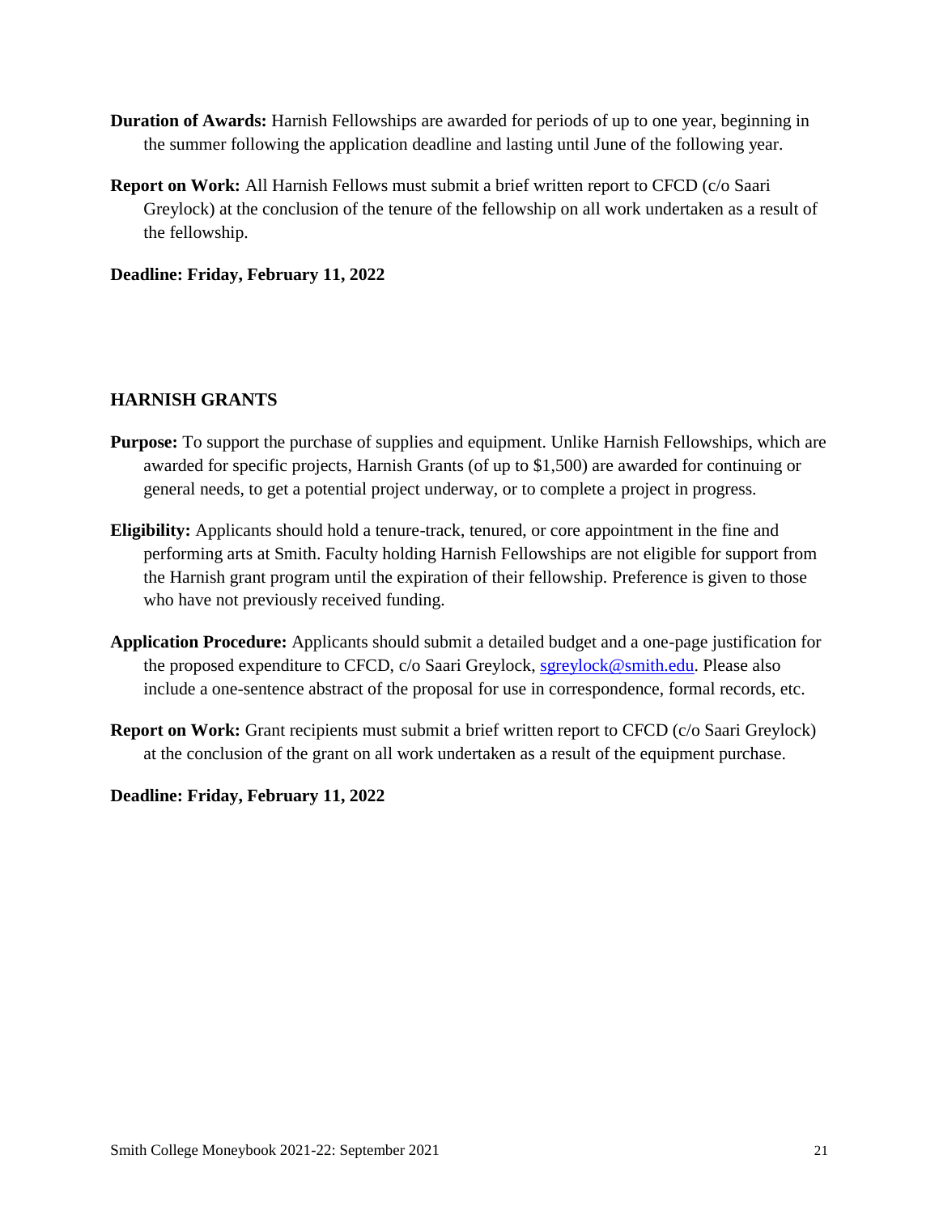**Duration of Awards:** Harnish Fellowships are awarded for periods of up to one year, beginning in the summer following the application deadline and lasting until June of the following year.

**Report on Work:** All Harnish Fellows must submit a brief written report to CFCD (c/o Saari Greylock) at the conclusion of the tenure of the fellowship on all work undertaken as a result of the fellowship.

**Deadline: Friday, February 11, 2022**

## HARNISH GRANTS

**Purpose:** To support the purchase of supplies and equipment. Unlike Harnish Fellowships, which are awarded for specific projects, Harnish Grants (of up to $1,500) are awarded for continuing or general needs, to get a potential project underway, or to complete a project in progress.

**Eligibility:** Applicants should hold a tenure-track, tenured, or core appointment in the fine and performing arts at Smith. Faculty holding Harnish Fellowships are not eligible for support from the Harnish grant program until the expiration of their fellowship. Preference is given to those who have not previously received funding.

**Application Procedure:** Applicants should submit a detailed budget and a one-page justification for the proposed expenditure to CFCD, c/o Saari Greylock, sgreylock@smith.edu. Please also include a one-sentence abstract of the proposal for use in correspondence, formal records, etc.

**Report on Work:** Grant recipients must submit a brief written report to CFCD (c/o Saari Greylock) at the conclusion of the grant on all work undertaken as a result of the equipment purchase.

**Deadline: Friday, February 11, 2022**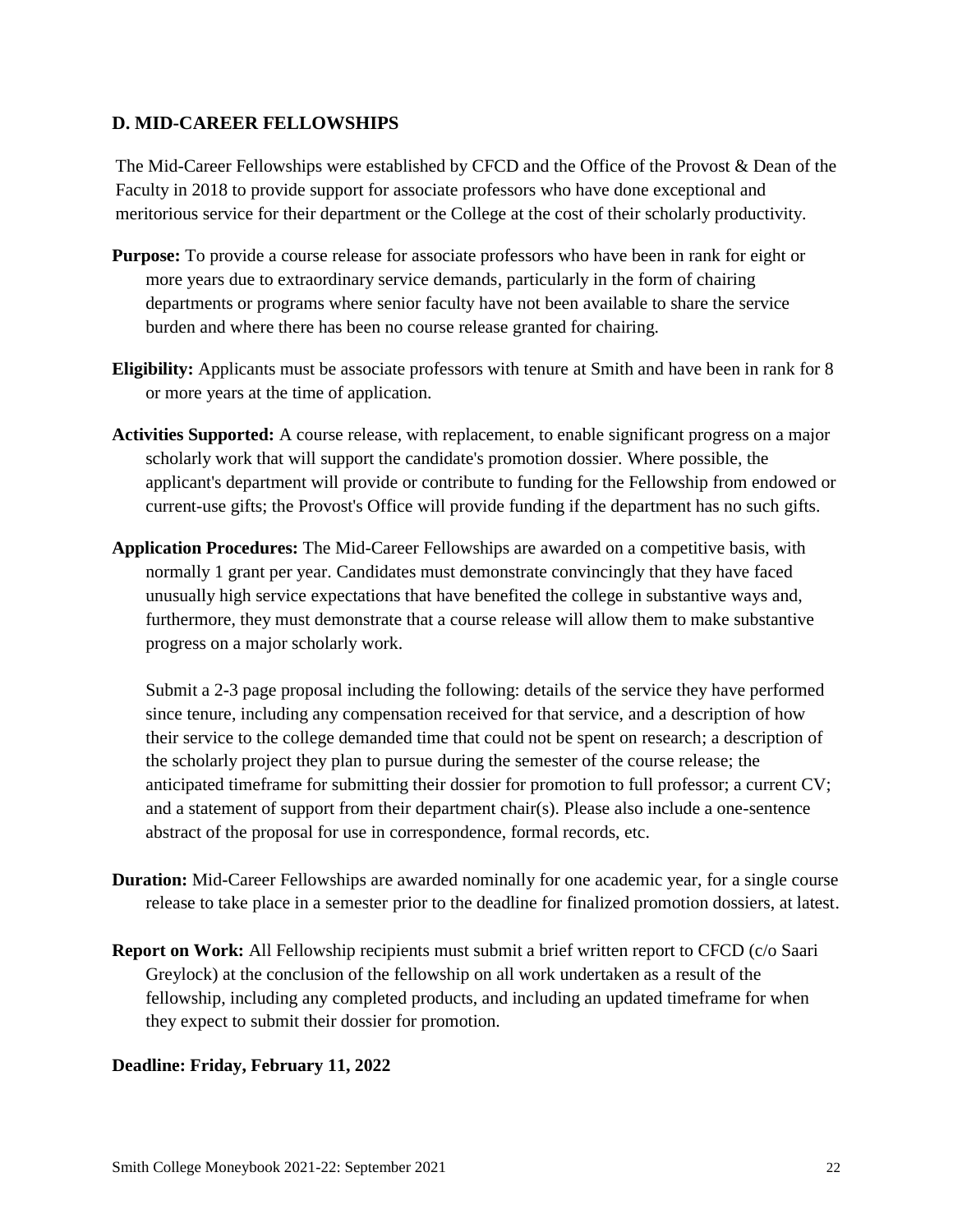## D. MID-CAREER FELLOWSHIPS

The Mid-Career Fellowships were established by CFCD and the Office of the Provost & Dean of the Faculty in 2018 to provide support for associate professors who have done exceptional and meritorious service for their department or the College at the cost of their scholarly productivity.

**Purpose:** To provide a course release for associate professors who have been in rank for eight or more years due to extraordinary service demands, particularly in the form of chairing departments or programs where senior faculty have not been available to share the service burden and where there has been no course release granted for chairing.

**Eligibility:** Applicants must be associate professors with tenure at Smith and have been in rank for 8 or more years at the time of application.

**Activities Supported:** A course release, with replacement, to enable significant progress on a major scholarly work that will support the candidate's promotion dossier. Where possible, the applicant's department will provide or contribute to funding for the Fellowship from endowed or current-use gifts; the Provost's Office will provide funding if the department has no such gifts.

**Application Procedures:** The Mid-Career Fellowships are awarded on a competitive basis, with normally 1 grant per year. Candidates must demonstrate convincingly that they have faced unusually high service expectations that have benefited the college in substantive ways and, furthermore, they must demonstrate that a course release will allow them to make substantive progress on a major scholarly work.

Submit a 2-3 page proposal including the following: details of the service they have performed since tenure, including any compensation received for that service, and a description of how their service to the college demanded time that could not be spent on research; a description of the scholarly project they plan to pursue during the semester of the course release; the anticipated timeframe for submitting their dossier for promotion to full professor; a current CV; and a statement of support from their department chair(s). Please also include a one-sentence abstract of the proposal for use in correspondence, formal records, etc.

**Duration:** Mid-Career Fellowships are awarded nominally for one academic year, for a single course release to take place in a semester prior to the deadline for finalized promotion dossiers, at latest.

**Report on Work:** All Fellowship recipients must submit a brief written report to CFCD (c/o Saari Greylock) at the conclusion of the fellowship on all work undertaken as a result of the fellowship, including any completed products, and including an updated timeframe for when they expect to submit their dossier for promotion.

**Deadline: Friday, February 11, 2022**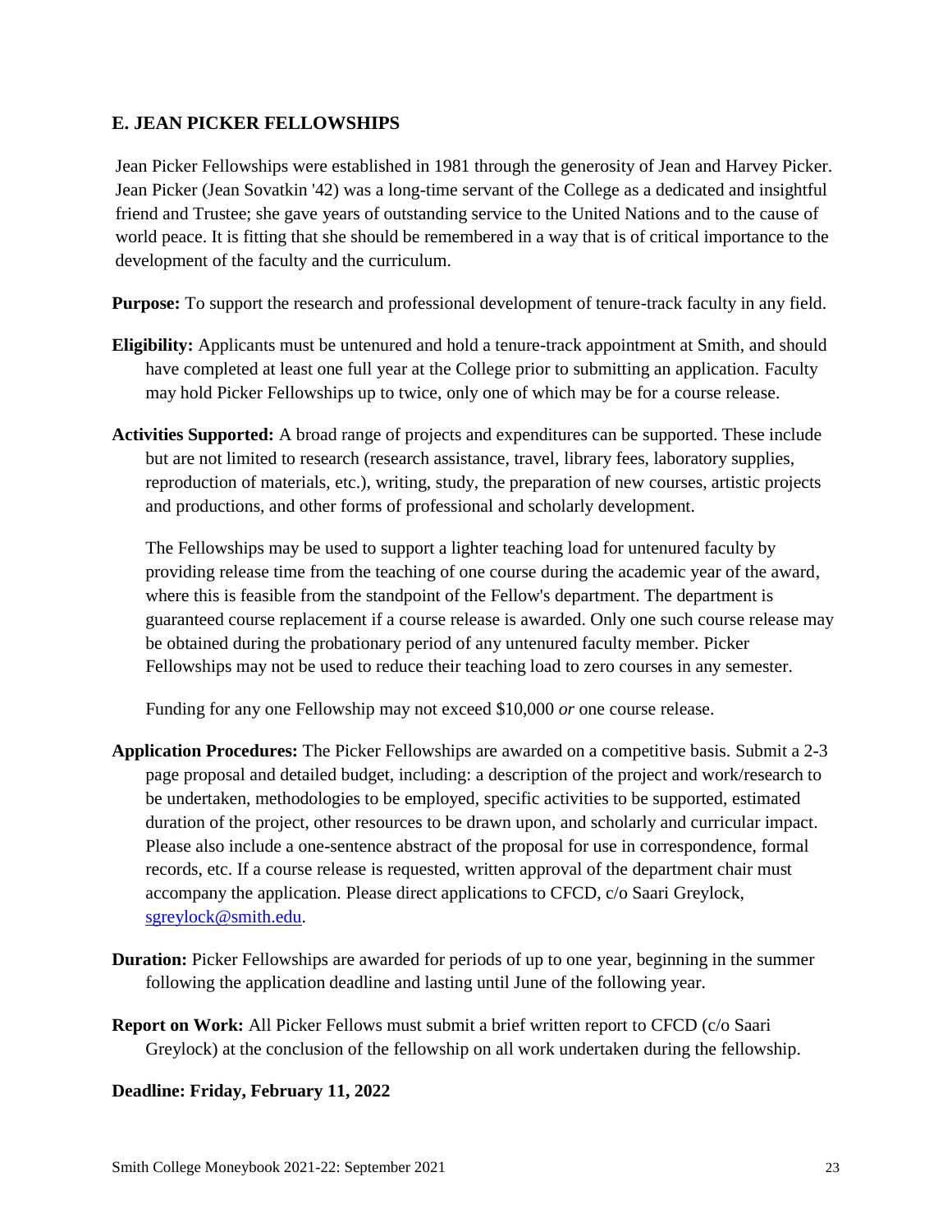## E. JEAN PICKER FELLOWSHIPS

Jean Picker Fellowships were established in 1981 through the generosity of Jean and Harvey Picker. Jean Picker (Jean Sovatkin '42) was a long-time servant of the College as a dedicated and insightful friend and Trustee; she gave years of outstanding service to the United Nations and to the cause of world peace. It is fitting that she should be remembered in a way that is of critical importance to the development of the faculty and the curriculum.

**Purpose:** To support the research and professional development of tenure-track faculty in any field.

**Eligibility:** Applicants must be untenured and hold a tenure-track appointment at Smith, and should have completed at least one full year at the College prior to submitting an application. Faculty may hold Picker Fellowships up to twice, only one of which may be for a course release.

**Activities Supported:** A broad range of projects and expenditures can be supported. These include but are not limited to research (research assistance, travel, library fees, laboratory supplies, reproduction of materials, etc.), writing, study, the preparation of new courses, artistic projects and productions, and other forms of professional and scholarly development.

The Fellowships may be used to support a lighter teaching load for untenured faculty by providing release time from the teaching of one course during the academic year of the award, where this is feasible from the standpoint of the Fellow's department. The department is guaranteed course replacement if a course release is awarded. Only one such course release may be obtained during the probationary period of any untenured faculty member. Picker Fellowships may not be used to reduce their teaching load to zero courses in any semester.

Funding for any one Fellowship may not exceed $10,000 *or* one course release.

**Application Procedures:** The Picker Fellowships are awarded on a competitive basis. Submit a 2-3 page proposal and detailed budget, including: a description of the project and work/research to be undertaken, methodologies to be employed, specific activities to be supported, estimated duration of the project, other resources to be drawn upon, and scholarly and curricular impact. Please also include a one-sentence abstract of the proposal for use in correspondence, formal records, etc. If a course release is requested, written approval of the department chair must accompany the application. Please direct applications to CFCD, c/o Saari Greylock, sgreylock@smith.edu.

**Duration:** Picker Fellowships are awarded for periods of up to one year, beginning in the summer following the application deadline and lasting until June of the following year.

**Report on Work:** All Picker Fellows must submit a brief written report to CFCD (c/o Saari Greylock) at the conclusion of the fellowship on all work undertaken during the fellowship.

**Deadline: Friday, February 11, 2022**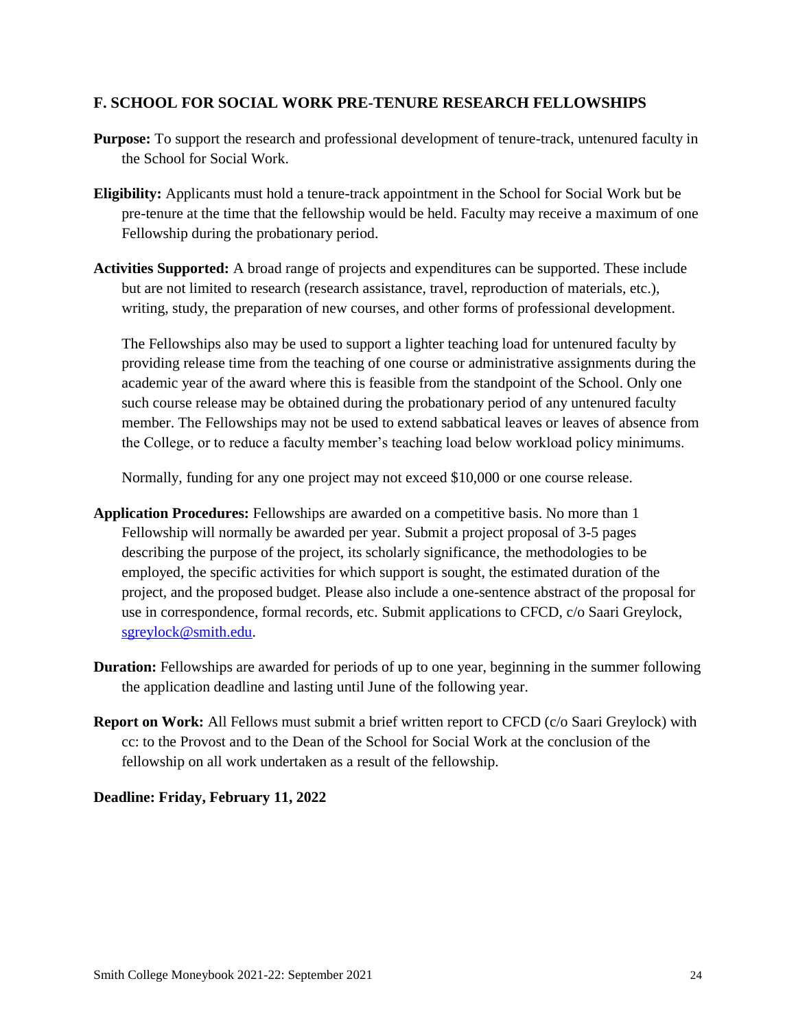## F. SCHOOL FOR SOCIAL WORK PRE-TENURE RESEARCH FELLOWSHIPS

**Purpose:** To support the research and professional development of tenure-track, untenured faculty in the School for Social Work.

**Eligibility:** Applicants must hold a tenure-track appointment in the School for Social Work but be pre-tenure at the time that the fellowship would be held. Faculty may receive a maximum of one Fellowship during the probationary period.

**Activities Supported:** A broad range of projects and expenditures can be supported. These include but are not limited to research (research assistance, travel, reproduction of materials, etc.), writing, study, the preparation of new courses, and other forms of professional development.

The Fellowships also may be used to support a lighter teaching load for untenured faculty by providing release time from the teaching of one course or administrative assignments during the academic year of the award where this is feasible from the standpoint of the School. Only one such course release may be obtained during the probationary period of any untenured faculty member. The Fellowships may not be used to extend sabbatical leaves or leaves of absence from the College, or to reduce a faculty member's teaching load below workload policy minimums.

Normally, funding for any one project may not exceed $10,000 or one course release.

**Application Procedures:** Fellowships are awarded on a competitive basis. No more than 1 Fellowship will normally be awarded per year. Submit a project proposal of 3-5 pages describing the purpose of the project, its scholarly significance, the methodologies to be employed, the specific activities for which support is sought, the estimated duration of the project, and the proposed budget. Please also include a one-sentence abstract of the proposal for use in correspondence, formal records, etc. Submit applications to CFCD, c/o Saari Greylock, sgreylock@smith.edu.

**Duration:** Fellowships are awarded for periods of up to one year, beginning in the summer following the application deadline and lasting until June of the following year.

**Report on Work:** All Fellows must submit a brief written report to CFCD (c/o Saari Greylock) with cc: to the Provost and to the Dean of the School for Social Work at the conclusion of the fellowship on all work undertaken as a result of the fellowship.

**Deadline: Friday, February 11, 2022**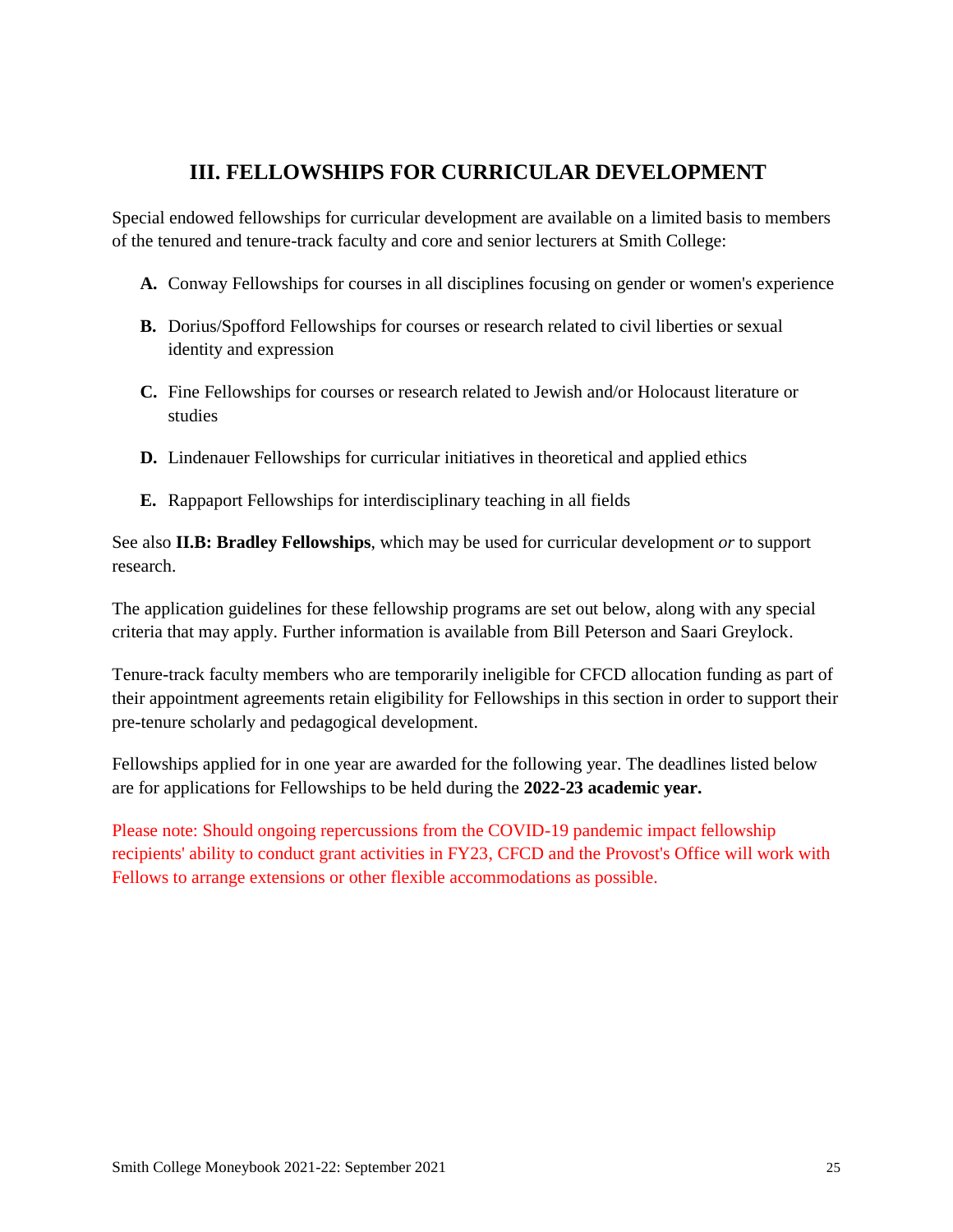## III. FELLOWSHIPS FOR CURRICULAR DEVELOPMENT

Special endowed fellowships for curricular development are available on a limited basis to members of the tenured and tenure-track faculty and core and senior lecturers at Smith College:

**A.** Conway Fellowships for courses in all disciplines focusing on gender or women's experience

**B.** Dorius/Spofford Fellowships for courses or research related to civil liberties or sexual identity and expression

**C.** Fine Fellowships for courses or research related to Jewish and/or Holocaust literature or studies

**D.** Lindenauer Fellowships for curricular initiatives in theoretical and applied ethics

**E.** Rappaport Fellowships for interdisciplinary teaching in all fields

See also **II.B: Bradley Fellowships**, which may be used for curricular development *or* to support research.

The application guidelines for these fellowship programs are set out below, along with any special criteria that may apply. Further information is available from Bill Peterson and Saari Greylock.

Tenure-track faculty members who are temporarily ineligible for CFCD allocation funding as part of their appointment agreements retain eligibility for Fellowships in this section in order to support their pre-tenure scholarly and pedagogical development.

Fellowships applied for in one year are awarded for the following year. The deadlines listed below are for applications for Fellowships to be held during the **2022-23 academic year.**

Please note: Should ongoing repercussions from the COVID-19 pandemic impact fellowship recipients' ability to conduct grant activities in FY23, CFCD and the Provost's Office will work with Fellows to arrange extensions or other flexible accommodations as possible.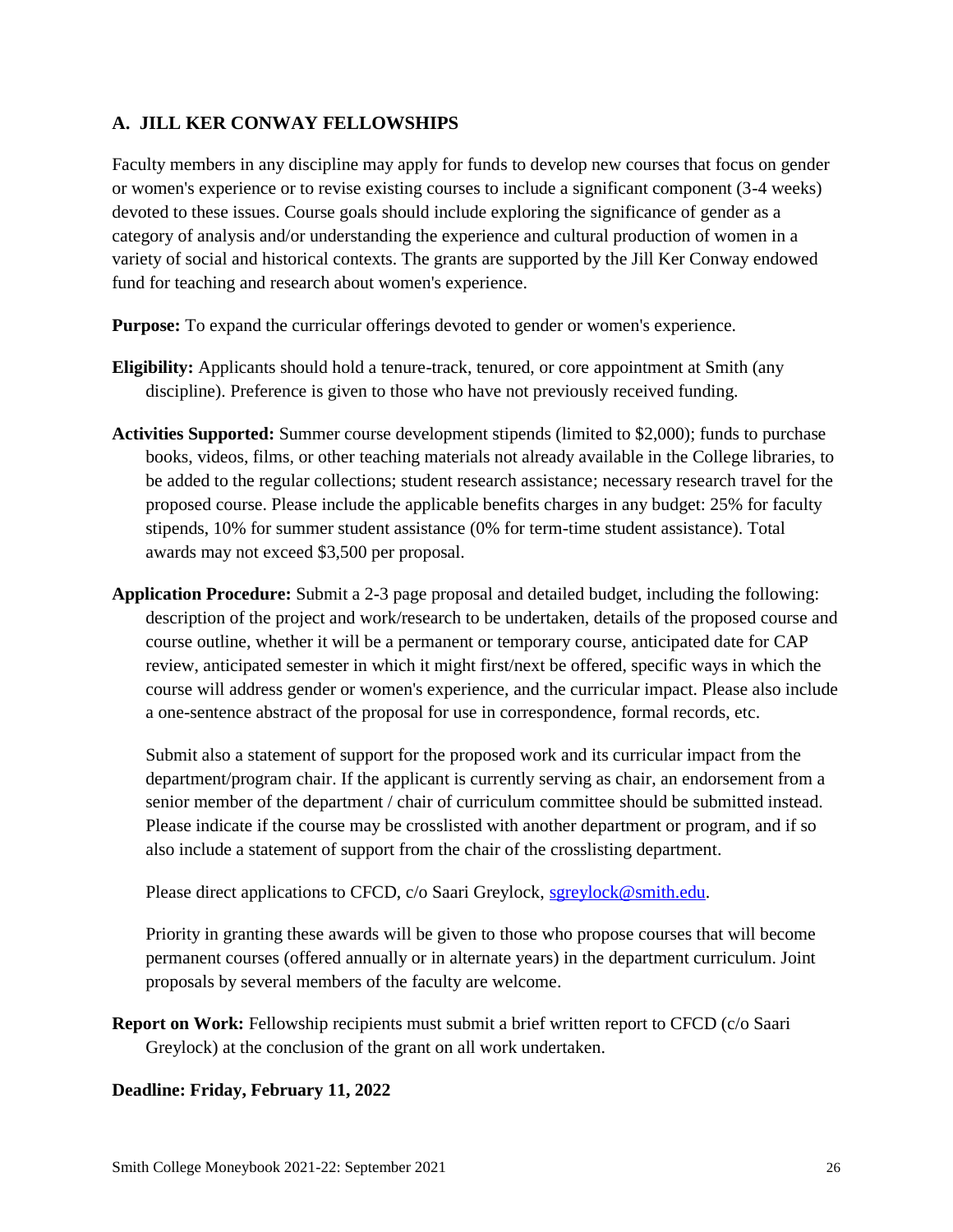## A. JILL KER CONWAY FELLOWSHIPS

Faculty members in any discipline may apply for funds to develop new courses that focus on gender or women's experience or to revise existing courses to include a significant component (3-4 weeks) devoted to these issues. Course goals should include exploring the significance of gender as a category of analysis and/or understanding the experience and cultural production of women in a variety of social and historical contexts. The grants are supported by the Jill Ker Conway endowed fund for teaching and research about women's experience.

**Purpose:** To expand the curricular offerings devoted to gender or women's experience.

**Eligibility:** Applicants should hold a tenure-track, tenured, or core appointment at Smith (any discipline). Preference is given to those who have not previously received funding.

**Activities Supported:** Summer course development stipends (limited to $2,000); funds to purchase books, videos, films, or other teaching materials not already available in the College libraries, to be added to the regular collections; student research assistance; necessary research travel for the proposed course. Please include the applicable benefits charges in any budget: 25% for faculty stipends, 10% for summer student assistance (0% for term-time student assistance). Total awards may not exceed $3,500 per proposal.

**Application Procedure:** Submit a 2-3 page proposal and detailed budget, including the following: description of the project and work/research to be undertaken, details of the proposed course and course outline, whether it will be a permanent or temporary course, anticipated date for CAP review, anticipated semester in which it might first/next be offered, specific ways in which the course will address gender or women's experience, and the curricular impact. Please also include a one-sentence abstract of the proposal for use in correspondence, formal records, etc.

Submit also a statement of support for the proposed work and its curricular impact from the department/program chair. If the applicant is currently serving as chair, an endorsement from a senior member of the department / chair of curriculum committee should be submitted instead. Please indicate if the course may be crosslisted with another department or program, and if so also include a statement of support from the chair of the crosslisting department.

Please direct applications to CFCD, c/o Saari Greylock, sgreylock@smith.edu.

Priority in granting these awards will be given to those who propose courses that will become permanent courses (offered annually or in alternate years) in the department curriculum. Joint proposals by several members of the faculty are welcome.

**Report on Work:** Fellowship recipients must submit a brief written report to CFCD (c/o Saari Greylock) at the conclusion of the grant on all work undertaken.

**Deadline: Friday, February 11, 2022**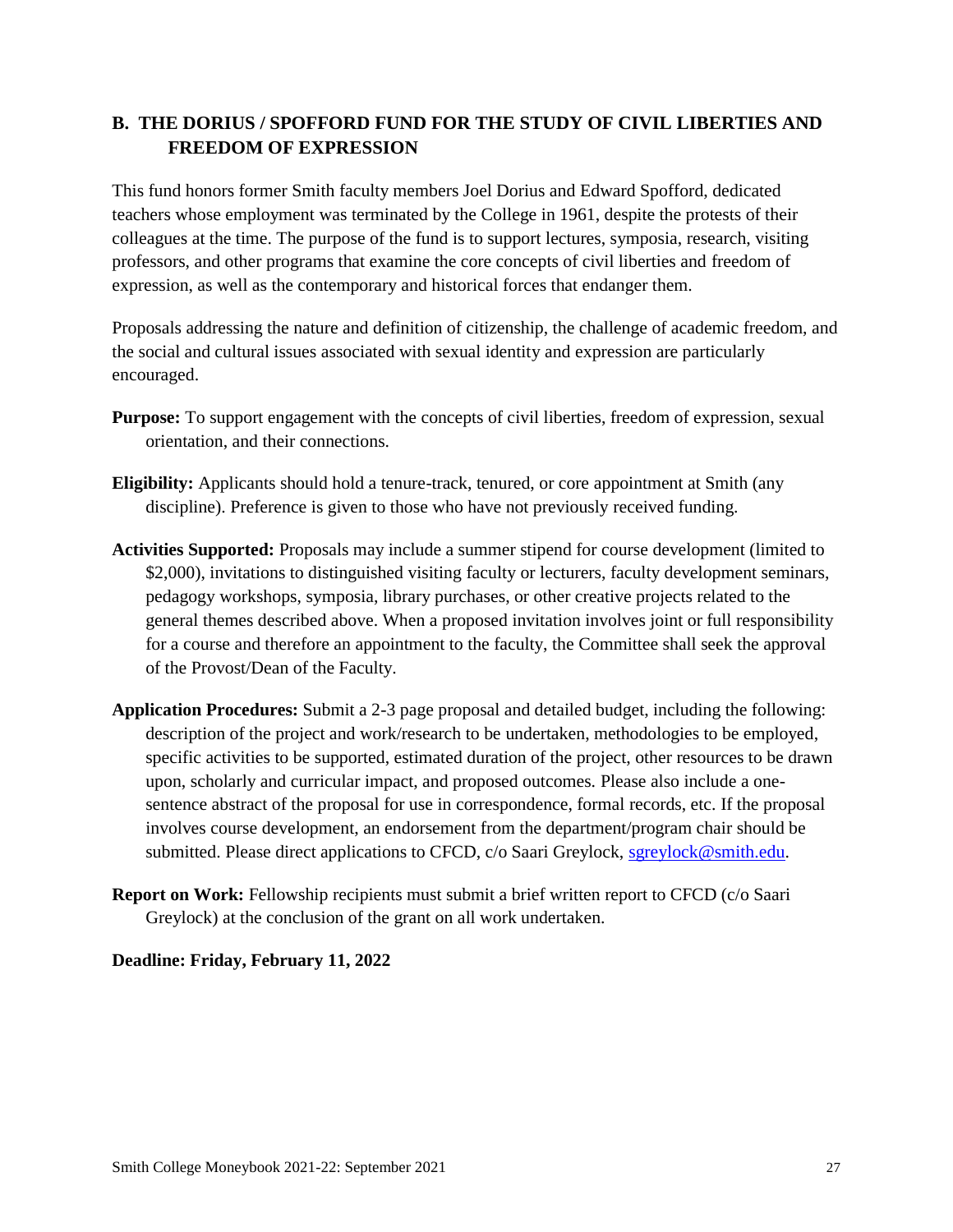## B. THE DORIUS / SPOFFORD FUND FOR THE STUDY OF CIVIL LIBERTIES AND FREEDOM OF EXPRESSION

This fund honors former Smith faculty members Joel Dorius and Edward Spofford, dedicated teachers whose employment was terminated by the College in 1961, despite the protests of their colleagues at the time. The purpose of the fund is to support lectures, symposia, research, visiting professors, and other programs that examine the core concepts of civil liberties and freedom of expression, as well as the contemporary and historical forces that endanger them.

Proposals addressing the nature and definition of citizenship, the challenge of academic freedom, and the social and cultural issues associated with sexual identity and expression are particularly encouraged.

**Purpose:** To support engagement with the concepts of civil liberties, freedom of expression, sexual orientation, and their connections.

**Eligibility:** Applicants should hold a tenure-track, tenured, or core appointment at Smith (any discipline). Preference is given to those who have not previously received funding.

**Activities Supported:** Proposals may include a summer stipend for course development (limited to $2,000), invitations to distinguished visiting faculty or lecturers, faculty development seminars, pedagogy workshops, symposia, library purchases, or other creative projects related to the general themes described above. When a proposed invitation involves joint or full responsibility for a course and therefore an appointment to the faculty, the Committee shall seek the approval of the Provost/Dean of the Faculty.

**Application Procedures:** Submit a 2-3 page proposal and detailed budget, including the following: description of the project and work/research to be undertaken, methodologies to be employed, specific activities to be supported, estimated duration of the project, other resources to be drawn upon, scholarly and curricular impact, and proposed outcomes. Please also include a one-sentence abstract of the proposal for use in correspondence, formal records, etc. If the proposal involves course development, an endorsement from the department/program chair should be submitted. Please direct applications to CFCD, c/o Saari Greylock, sgreylock@smith.edu.

**Report on Work:** Fellowship recipients must submit a brief written report to CFCD (c/o Saari Greylock) at the conclusion of the grant on all work undertaken.

**Deadline: Friday, February 11, 2022**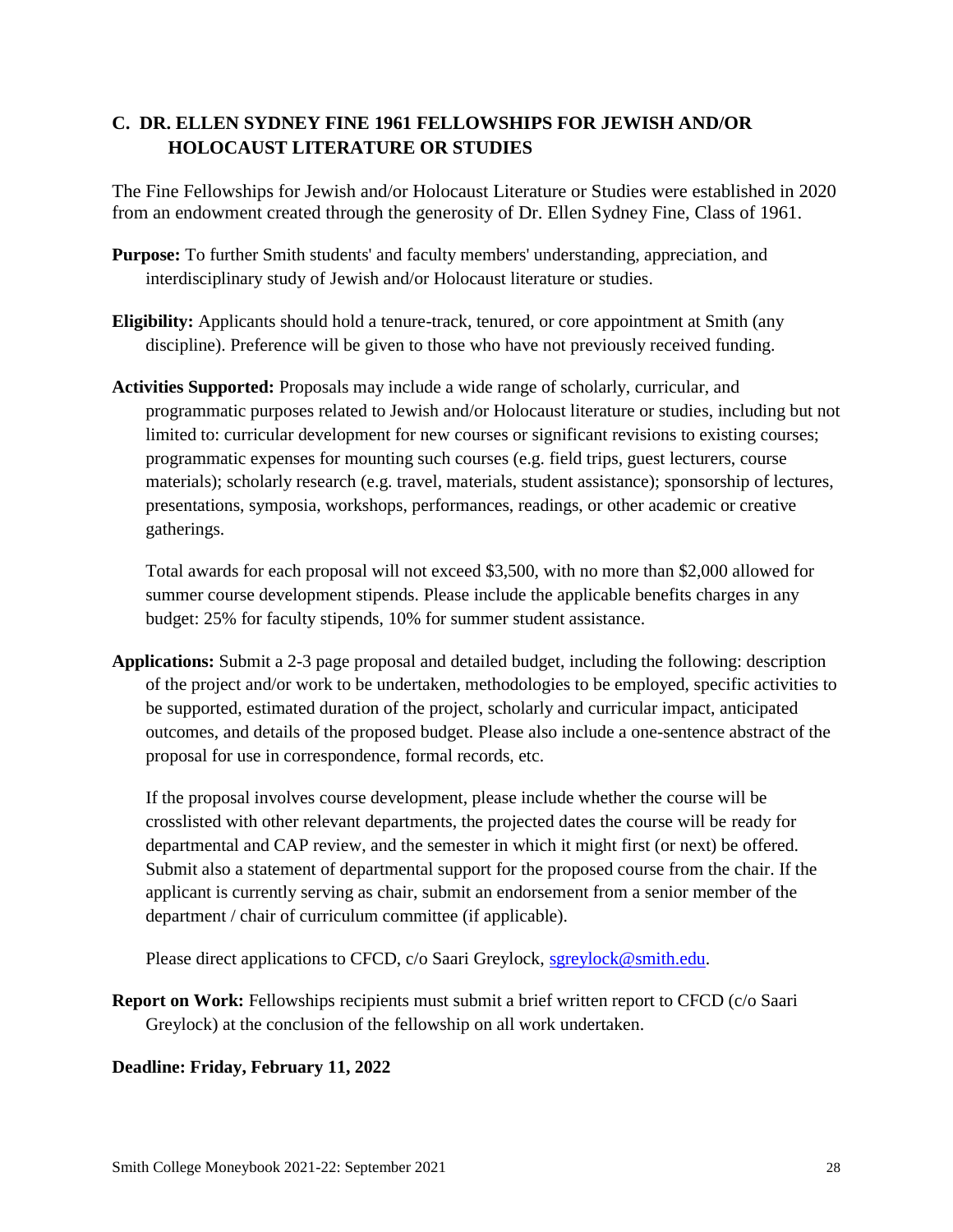## C. DR. ELLEN SYDNEY FINE 1961 FELLOWSHIPS FOR JEWISH AND/OR HOLOCAUST LITERATURE OR STUDIES

The Fine Fellowships for Jewish and/or Holocaust Literature or Studies were established in 2020 from an endowment created through the generosity of Dr. Ellen Sydney Fine, Class of 1961.

**Purpose:** To further Smith students' and faculty members' understanding, appreciation, and interdisciplinary study of Jewish and/or Holocaust literature or studies.

**Eligibility:** Applicants should hold a tenure-track, tenured, or core appointment at Smith (any discipline). Preference will be given to those who have not previously received funding.

**Activities Supported:** Proposals may include a wide range of scholarly, curricular, and programmatic purposes related to Jewish and/or Holocaust literature or studies, including but not limited to: curricular development for new courses or significant revisions to existing courses; programmatic expenses for mounting such courses (e.g. field trips, guest lecturers, course materials); scholarly research (e.g. travel, materials, student assistance); sponsorship of lectures, presentations, symposia, workshops, performances, readings, or other academic or creative gatherings.

Total awards for each proposal will not exceed $3,500, with no more than $2,000 allowed for summer course development stipends. Please include the applicable benefits charges in any budget: 25% for faculty stipends, 10% for summer student assistance.

**Applications:** Submit a 2-3 page proposal and detailed budget, including the following: description of the project and/or work to be undertaken, methodologies to be employed, specific activities to be supported, estimated duration of the project, scholarly and curricular impact, anticipated outcomes, and details of the proposed budget. Please also include a one-sentence abstract of the proposal for use in correspondence, formal records, etc.

If the proposal involves course development, please include whether the course will be crosslisted with other relevant departments, the projected dates the course will be ready for departmental and CAP review, and the semester in which it might first (or next) be offered. Submit also a statement of departmental support for the proposed course from the chair. If the applicant is currently serving as chair, submit an endorsement from a senior member of the department / chair of curriculum committee (if applicable).

Please direct applications to CFCD, c/o Saari Greylock, sgreylock@smith.edu.

**Report on Work:** Fellowships recipients must submit a brief written report to CFCD (c/o Saari Greylock) at the conclusion of the fellowship on all work undertaken.

**Deadline: Friday, February 11, 2022**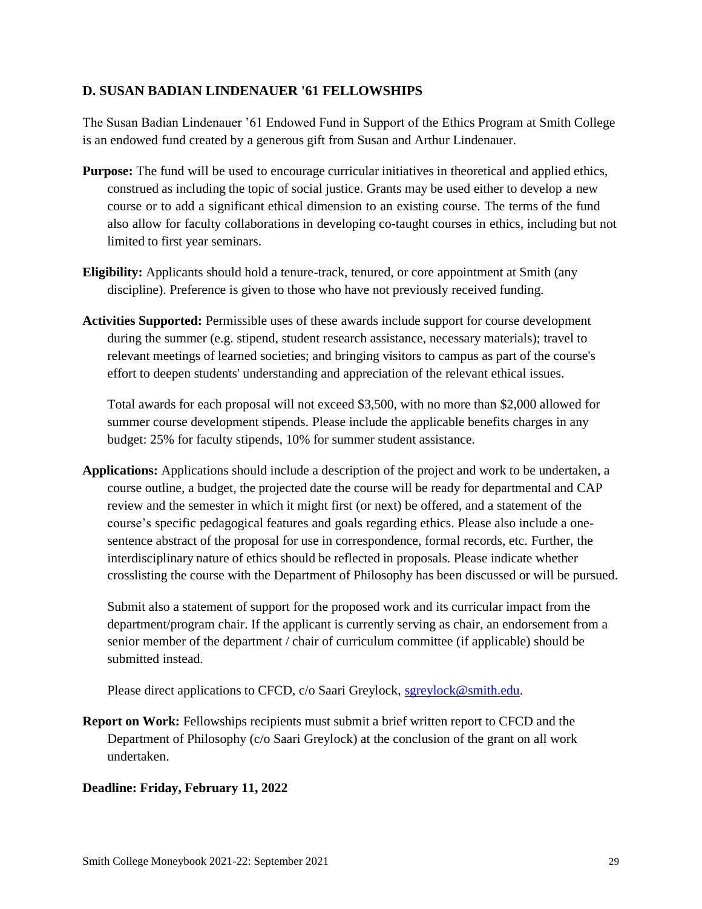## D. SUSAN BADIAN LINDENAUER '61 FELLOWSHIPS

The Susan Badian Lindenauer '61 Endowed Fund in Support of the Ethics Program at Smith College is an endowed fund created by a generous gift from Susan and Arthur Lindenauer.

**Purpose:** The fund will be used to encourage curricular initiatives in theoretical and applied ethics, construed as including the topic of social justice. Grants may be used either to develop a new course or to add a significant ethical dimension to an existing course. The terms of the fund also allow for faculty collaborations in developing co-taught courses in ethics, including but not limited to first year seminars.

**Eligibility:** Applicants should hold a tenure-track, tenured, or core appointment at Smith (any discipline). Preference is given to those who have not previously received funding.

**Activities Supported:** Permissible uses of these awards include support for course development during the summer (e.g. stipend, student research assistance, necessary materials); travel to relevant meetings of learned societies; and bringing visitors to campus as part of the course's effort to deepen students' understanding and appreciation of the relevant ethical issues.

Total awards for each proposal will not exceed $3,500, with no more than $2,000 allowed for summer course development stipends. Please include the applicable benefits charges in any budget: 25% for faculty stipends, 10% for summer student assistance.

**Applications:** Applications should include a description of the project and work to be undertaken, a course outline, a budget, the projected date the course will be ready for departmental and CAP review and the semester in which it might first (or next) be offered, and a statement of the course's specific pedagogical features and goals regarding ethics. Please also include a one-sentence abstract of the proposal for use in correspondence, formal records, etc. Further, the interdisciplinary nature of ethics should be reflected in proposals. Please indicate whether crosslisting the course with the Department of Philosophy has been discussed or will be pursued.

Submit also a statement of support for the proposed work and its curricular impact from the department/program chair. If the applicant is currently serving as chair, an endorsement from a senior member of the department / chair of curriculum committee (if applicable) should be submitted instead.

Please direct applications to CFCD, c/o Saari Greylock, sgreylock@smith.edu.

**Report on Work:** Fellowships recipients must submit a brief written report to CFCD and the Department of Philosophy (c/o Saari Greylock) at the conclusion of the grant on all work undertaken.

**Deadline: Friday, February 11, 2022**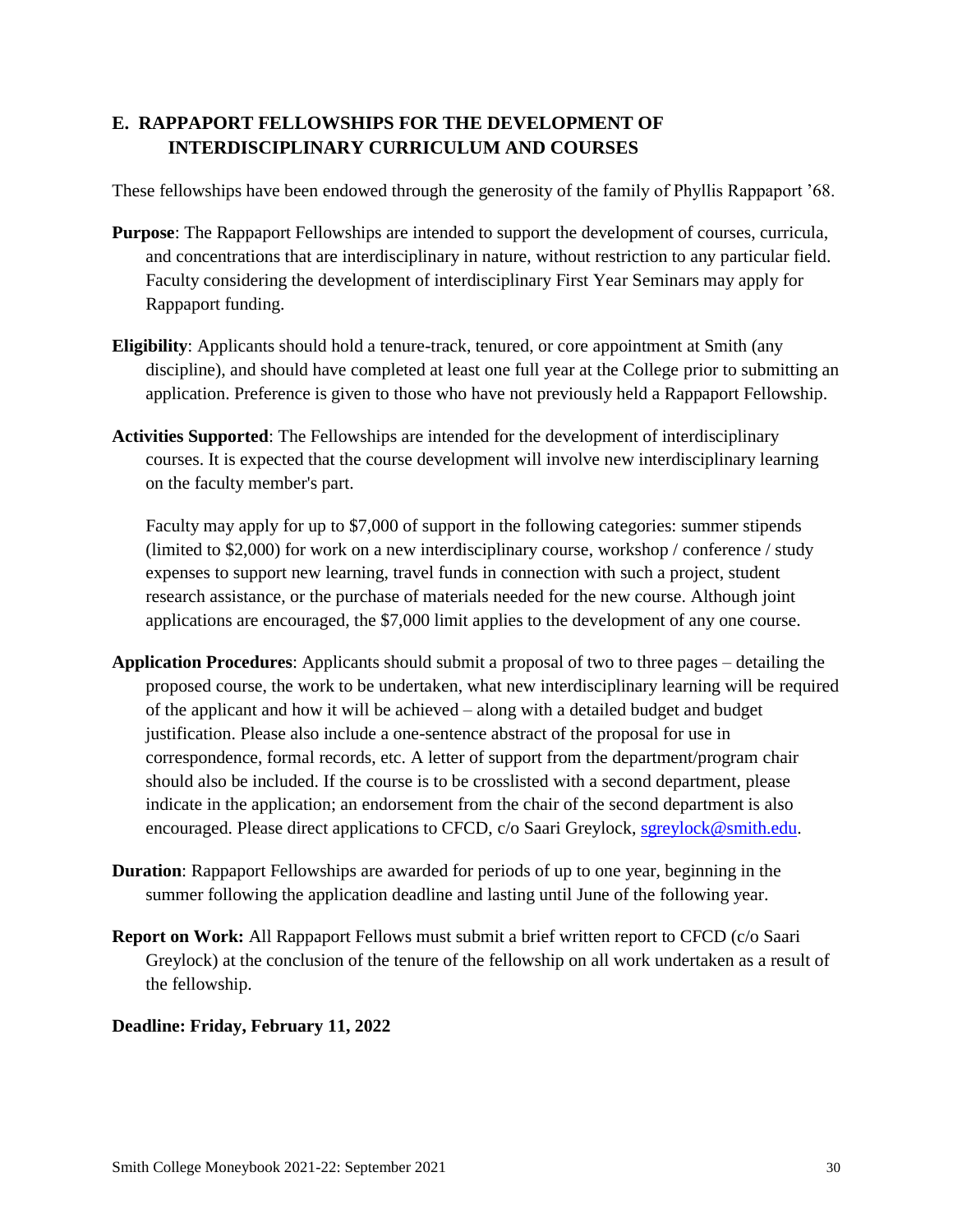## E. RAPPAPORT FELLOWSHIPS FOR THE DEVELOPMENT OF INTERDISCIPLINARY CURRICULUM AND COURSES

These fellowships have been endowed through the generosity of the family of Phyllis Rappaport '68.

**Purpose**: The Rappaport Fellowships are intended to support the development of courses, curricula, and concentrations that are interdisciplinary in nature, without restriction to any particular field. Faculty considering the development of interdisciplinary First Year Seminars may apply for Rappaport funding.

**Eligibility**: Applicants should hold a tenure-track, tenured, or core appointment at Smith (any discipline), and should have completed at least one full year at the College prior to submitting an application. Preference is given to those who have not previously held a Rappaport Fellowship.

**Activities Supported**: The Fellowships are intended for the development of interdisciplinary courses. It is expected that the course development will involve new interdisciplinary learning on the faculty member's part.

Faculty may apply for up to $7,000 of support in the following categories: summer stipends (limited to $2,000) for work on a new interdisciplinary course, workshop / conference / study expenses to support new learning, travel funds in connection with such a project, student research assistance, or the purchase of materials needed for the new course. Although joint applications are encouraged, the $7,000 limit applies to the development of any one course.

**Application Procedures**: Applicants should submit a proposal of two to three pages – detailing the proposed course, the work to be undertaken, what new interdisciplinary learning will be required of the applicant and how it will be achieved – along with a detailed budget and budget justification. Please also include a one-sentence abstract of the proposal for use in correspondence, formal records, etc. A letter of support from the department/program chair should also be included. If the course is to be crosslisted with a second department, please indicate in the application; an endorsement from the chair of the second department is also encouraged. Please direct applications to CFCD, c/o Saari Greylock, sgreylock@smith.edu.

**Duration**: Rappaport Fellowships are awarded for periods of up to one year, beginning in the summer following the application deadline and lasting until June of the following year.

**Report on Work:** All Rappaport Fellows must submit a brief written report to CFCD (c/o Saari Greylock) at the conclusion of the tenure of the fellowship on all work undertaken as a result of the fellowship.

**Deadline: Friday, February 11, 2022**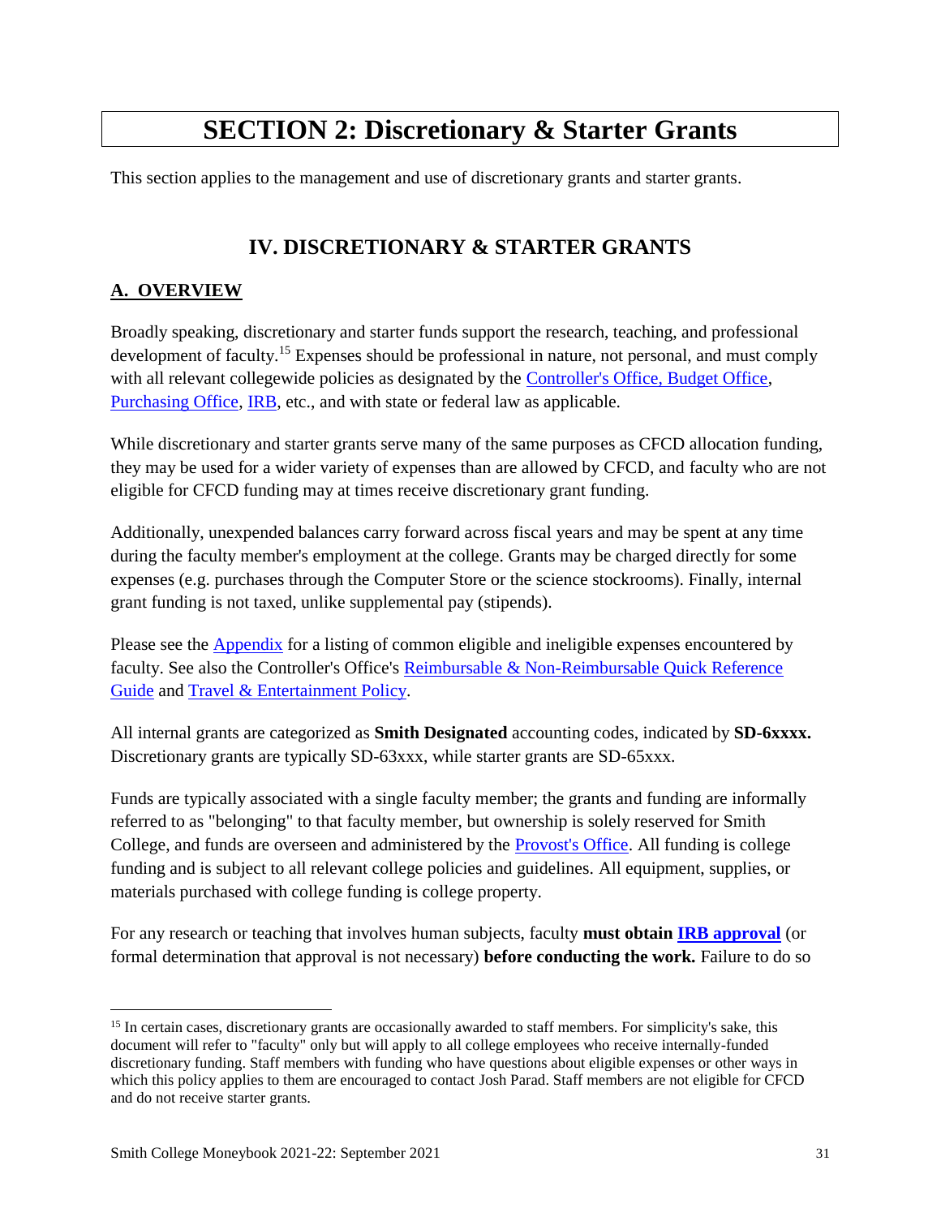# SECTION 2: Discretionary & Starter Grants

This section applies to the management and use of discretionary grants and starter grants.

## IV. DISCRETIONARY & STARTER GRANTS

### A. OVERVIEW

Broadly speaking, discretionary and starter funds support the research, teaching, and professional development of faculty.[15] Expenses should be professional in nature, not personal, and must comply with all relevant collegewide policies as designated by the Controller's Office, Budget Office, Purchasing Office, IRB, etc., and with state or federal law as applicable.

While discretionary and starter grants serve many of the same purposes as CFCD allocation funding, they may be used for a wider variety of expenses than are allowed by CFCD, and faculty who are not eligible for CFCD funding may at times receive discretionary grant funding.

Additionally, unexpended balances carry forward across fiscal years and may be spent at any time during the faculty member's employment at the college. Grants may be charged directly for some expenses (e.g. purchases through the Computer Store or the science stockrooms). Finally, internal grant funding is not taxed, unlike supplemental pay (stipends).

Please see the Appendix for a listing of common eligible and ineligible expenses encountered by faculty. See also the Controller's Office's Reimbursable & Non-Reimbursable Quick Reference Guide and Travel & Entertainment Policy.

All internal grants are categorized as **Smith Designated** accounting codes, indicated by **SD-6xxxx.** Discretionary grants are typically SD-63xxx, while starter grants are SD-65xxx.

Funds are typically associated with a single faculty member; the grants and funding are informally referred to as "belonging" to that faculty member, but ownership is solely reserved for Smith College, and funds are overseen and administered by the Provost's Office. All funding is college funding and is subject to all relevant college policies and guidelines. All equipment, supplies, or materials purchased with college funding is college property.

For any research or teaching that involves human subjects, faculty **must obtain IRB approval** (or formal determination that approval is not necessary) **before conducting the work.** Failure to do so

---

[15] In certain cases, discretionary grants are occasionally awarded to staff members. For simplicity's sake, this document will refer to "faculty" only but will apply to all college employees who receive internally-funded discretionary funding. Staff members with funding who have questions about eligible expenses or other ways in which this policy applies to them are encouraged to contact Josh Parad. Staff members are not eligible for CFCD and do not receive starter grants.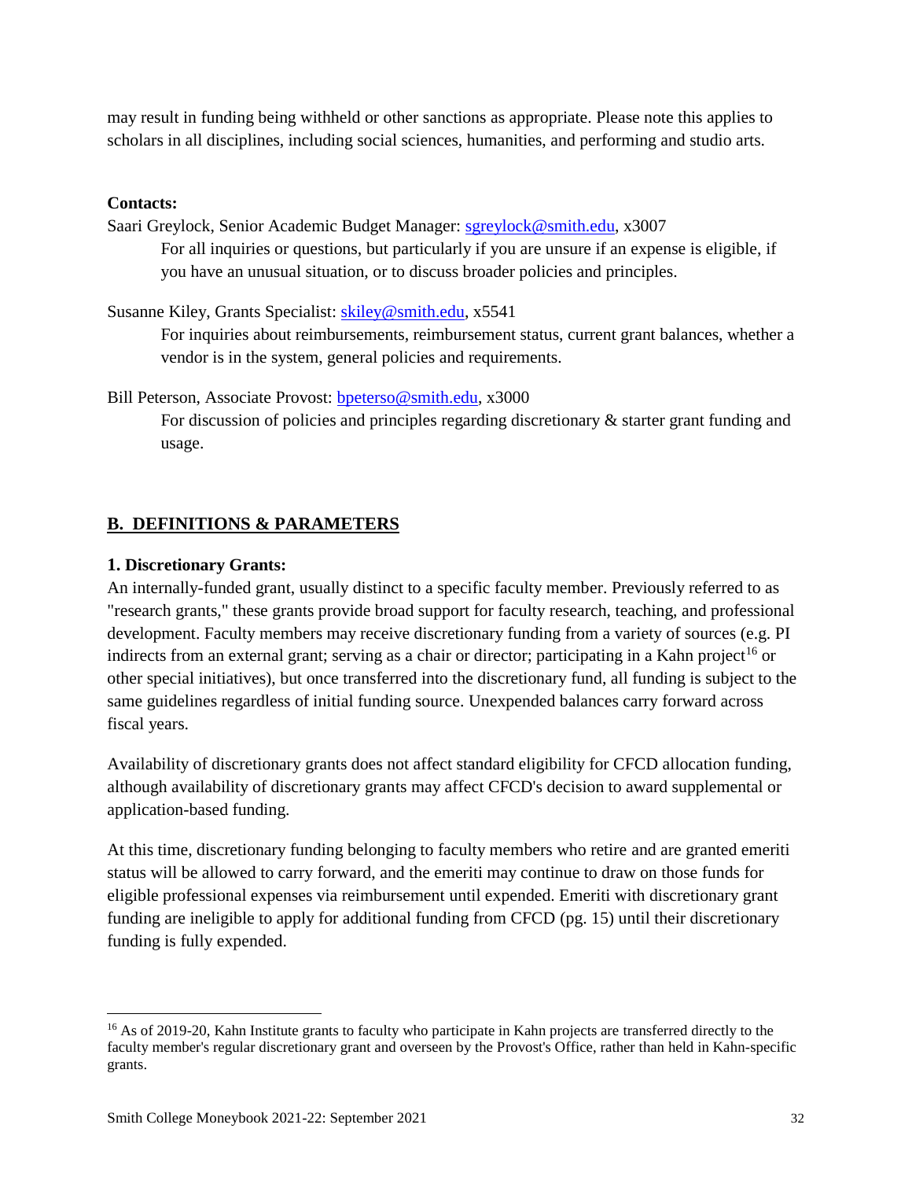may result in funding being withheld or other sanctions as appropriate. Please note this applies to scholars in all disciplines, including social sciences, humanities, and performing and studio arts.

**Contacts:**

Saari Greylock, Senior Academic Budget Manager: sgreylock@smith.edu, x3007
For all inquiries or questions, but particularly if you are unsure if an expense is eligible, if you have an unusual situation, or to discuss broader policies and principles.

Susanne Kiley, Grants Specialist: skiley@smith.edu, x5541
For inquiries about reimbursements, reimbursement status, current grant balances, whether a vendor is in the system, general policies and requirements.

Bill Peterson, Associate Provost: bpeterso@smith.edu, x3000
For discussion of policies and principles regarding discretionary & starter grant funding and usage.

## B. DEFINITIONS & PARAMETERS

### 1. Discretionary Grants:

An internally-funded grant, usually distinct to a specific faculty member. Previously referred to as "research grants," these grants provide broad support for faculty research, teaching, and professional development. Faculty members may receive discretionary funding from a variety of sources (e.g. PI indirects from an external grant; serving as a chair or director; participating in a Kahn project[16] or other special initiatives), but once transferred into the discretionary fund, all funding is subject to the same guidelines regardless of initial funding source. Unexpended balances carry forward across fiscal years.

Availability of discretionary grants does not affect standard eligibility for CFCD allocation funding, although availability of discretionary grants may affect CFCD's decision to award supplemental or application-based funding.

At this time, discretionary funding belonging to faculty members who retire and are granted emeriti status will be allowed to carry forward, and the emeriti may continue to draw on those funds for eligible professional expenses via reimbursement until expended. Emeriti with discretionary grant funding are ineligible to apply for additional funding from CFCD (pg. 15) until their discretionary funding is fully expended.

---

[16] As of 2019-20, Kahn Institute grants to faculty who participate in Kahn projects are transferred directly to the faculty member's regular discretionary grant and overseen by the Provost's Office, rather than held in Kahn-specific grants.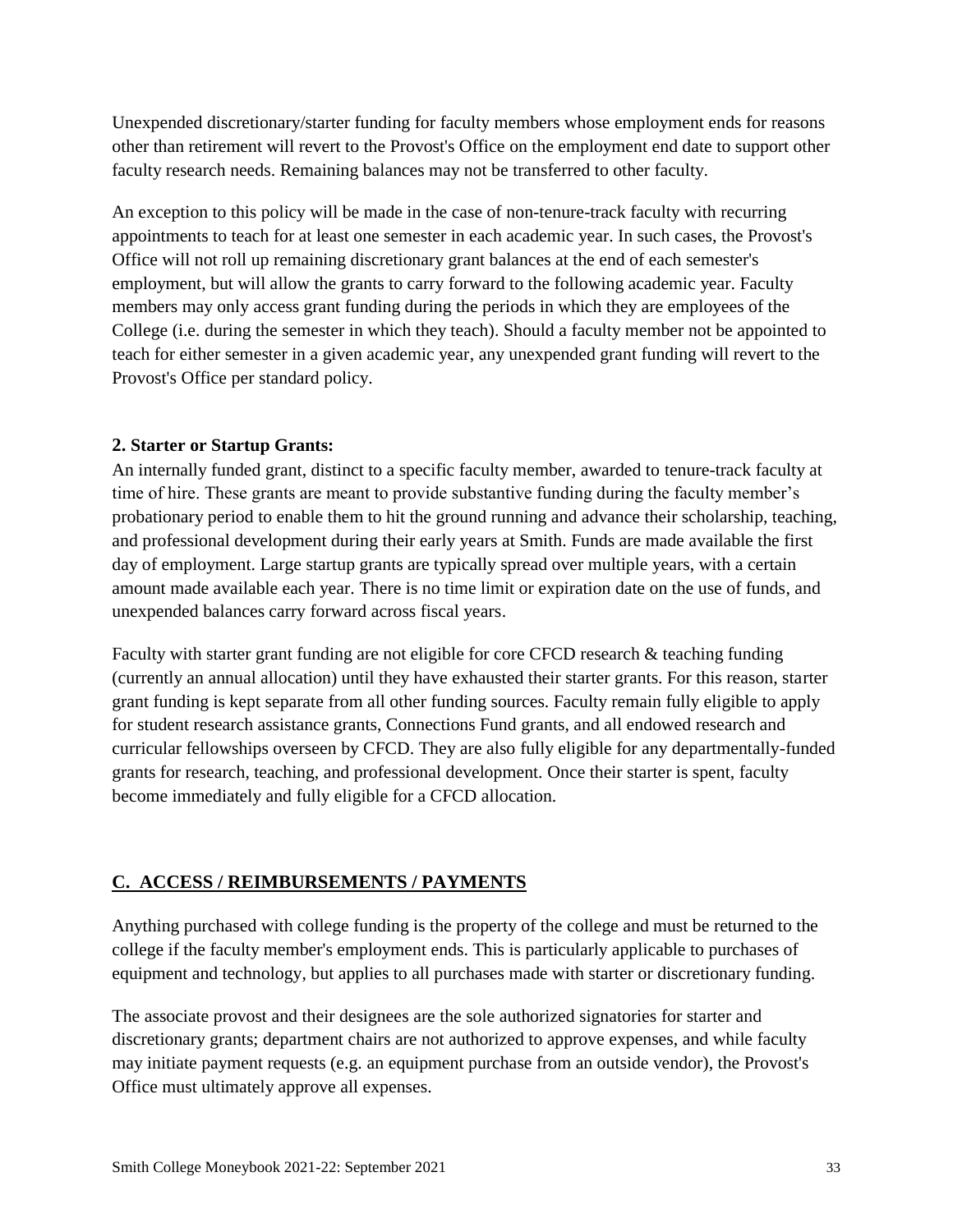Unexpended discretionary/starter funding for faculty members whose employment ends for reasons other than retirement will revert to the Provost's Office on the employment end date to support other faculty research needs. Remaining balances may not be transferred to other faculty.

An exception to this policy will be made in the case of non-tenure-track faculty with recurring appointments to teach for at least one semester in each academic year. In such cases, the Provost's Office will not roll up remaining discretionary grant balances at the end of each semester's employment, but will allow the grants to carry forward to the following academic year. Faculty members may only access grant funding during the periods in which they are employees of the College (i.e. during the semester in which they teach). Should a faculty member not be appointed to teach for either semester in a given academic year, any unexpended grant funding will revert to the Provost's Office per standard policy.

### 2. Starter or Startup Grants:

An internally funded grant, distinct to a specific faculty member, awarded to tenure-track faculty at time of hire. These grants are meant to provide substantive funding during the faculty member's probationary period to enable them to hit the ground running and advance their scholarship, teaching, and professional development during their early years at Smith. Funds are made available the first day of employment. Large startup grants are typically spread over multiple years, with a certain amount made available each year. There is no time limit or expiration date on the use of funds, and unexpended balances carry forward across fiscal years.

Faculty with starter grant funding are not eligible for core CFCD research & teaching funding (currently an annual allocation) until they have exhausted their starter grants. For this reason, starter grant funding is kept separate from all other funding sources. Faculty remain fully eligible to apply for student research assistance grants, Connections Fund grants, and all endowed research and curricular fellowships overseen by CFCD. They are also fully eligible for any departmentally-funded grants for research, teaching, and professional development. Once their starter is spent, faculty become immediately and fully eligible for a CFCD allocation.

## C. ACCESS / REIMBURSEMENTS / PAYMENTS

Anything purchased with college funding is the property of the college and must be returned to the college if the faculty member's employment ends. This is particularly applicable to purchases of equipment and technology, but applies to all purchases made with starter or discretionary funding.

The associate provost and their designees are the sole authorized signatories for starter and discretionary grants; department chairs are not authorized to approve expenses, and while faculty may initiate payment requests (e.g. an equipment purchase from an outside vendor), the Provost's Office must ultimately approve all expenses.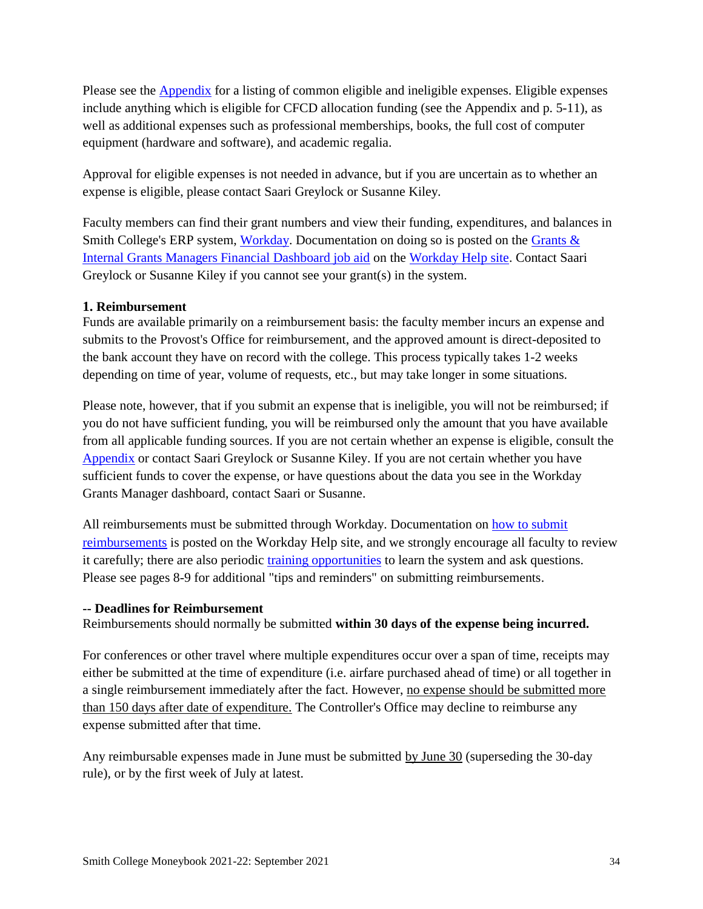Please see the Appendix for a listing of common eligible and ineligible expenses. Eligible expenses include anything which is eligible for CFCD allocation funding (see the Appendix and p. 5-11), as well as additional expenses such as professional memberships, books, the full cost of computer equipment (hardware and software), and academic regalia.

Approval for eligible expenses is not needed in advance, but if you are uncertain as to whether an expense is eligible, please contact Saari Greylock or Susanne Kiley.

Faculty members can find their grant numbers and view their funding, expenditures, and balances in Smith College's ERP system, Workday. Documentation on doing so is posted on the Grants & Internal Grants Managers Financial Dashboard job aid on the Workday Help site. Contact Saari Greylock or Susanne Kiley if you cannot see your grant(s) in the system.

**1. Reimbursement**

Funds are available primarily on a reimbursement basis: the faculty member incurs an expense and submits to the Provost's Office for reimbursement, and the approved amount is direct-deposited to the bank account they have on record with the college. This process typically takes 1-2 weeks depending on time of year, volume of requests, etc., but may take longer in some situations.

Please note, however, that if you submit an expense that is ineligible, you will not be reimbursed; if you do not have sufficient funding, you will be reimbursed only the amount that you have available from all applicable funding sources. If you are not certain whether an expense is eligible, consult the Appendix or contact Saari Greylock or Susanne Kiley. If you are not certain whether you have sufficient funds to cover the expense, or have questions about the data you see in the Workday Grants Manager dashboard, contact Saari or Susanne.

All reimbursements must be submitted through Workday. Documentation on how to submit reimbursements is posted on the Workday Help site, and we strongly encourage all faculty to review it carefully; there are also periodic training opportunities to learn the system and ask questions. Please see pages 8-9 for additional "tips and reminders" on submitting reimbursements.

**-- Deadlines for Reimbursement**

Reimbursements should normally be submitted **within 30 days of the expense being incurred.**

For conferences or other travel where multiple expenditures occur over a span of time, receipts may either be submitted at the time of expenditure (i.e. airfare purchased ahead of time) or all together in a single reimbursement immediately after the fact. However, no expense should be submitted more than 150 days after date of expenditure. The Controller's Office may decline to reimburse any expense submitted after that time.

Any reimbursable expenses made in June must be submitted by June 30 (superseding the 30-day rule), or by the first week of July at latest.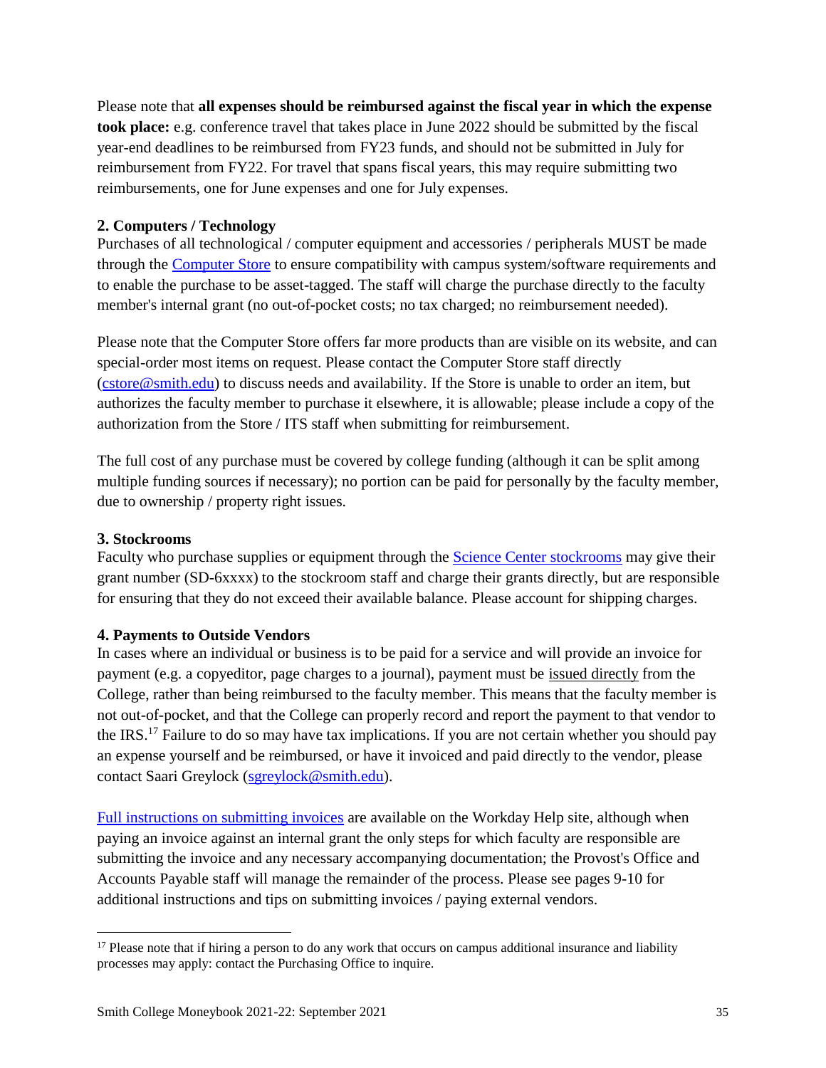Please note that **all expenses should be reimbursed against the fiscal year in which the expense took place:** e.g. conference travel that takes place in June 2022 should be submitted by the fiscal year-end deadlines to be reimbursed from FY23 funds, and should not be submitted in July for reimbursement from FY22. For travel that spans fiscal years, this may require submitting two reimbursements, one for June expenses and one for July expenses.

**2. Computers / Technology**

Purchases of all technological / computer equipment and accessories / peripherals MUST be made through the Computer Store to ensure compatibility with campus system/software requirements and to enable the purchase to be asset-tagged. The staff will charge the purchase directly to the faculty member's internal grant (no out-of-pocket costs; no tax charged; no reimbursement needed).

Please note that the Computer Store offers far more products than are visible on its website, and can special-order most items on request. Please contact the Computer Store staff directly (cstore@smith.edu) to discuss needs and availability. If the Store is unable to order an item, but authorizes the faculty member to purchase it elsewhere, it is allowable; please include a copy of the authorization from the Store / ITS staff when submitting for reimbursement.

The full cost of any purchase must be covered by college funding (although it can be split among multiple funding sources if necessary); no portion can be paid for personally by the faculty member, due to ownership / property right issues.

**3. Stockrooms**

Faculty who purchase supplies or equipment through the Science Center stockrooms may give their grant number (SD-6xxxx) to the stockroom staff and charge their grants directly, but are responsible for ensuring that they do not exceed their available balance. Please account for shipping charges.

**4. Payments to Outside Vendors**

In cases where an individual or business is to be paid for a service and will provide an invoice for payment (e.g. a copyeditor, page charges to a journal), payment must be issued directly from the College, rather than being reimbursed to the faculty member. This means that the faculty member is not out-of-pocket, and that the College can properly record and report the payment to that vendor to the IRS.[17] Failure to do so may have tax implications. If you are not certain whether you should pay an expense yourself and be reimbursed, or have it invoiced and paid directly to the vendor, please contact Saari Greylock (sgreylock@smith.edu).

Full instructions on submitting invoices are available on the Workday Help site, although when paying an invoice against an internal grant the only steps for which faculty are responsible are submitting the invoice and any necessary accompanying documentation; the Provost's Office and Accounts Payable staff will manage the remainder of the process. Please see pages 9-10 for additional instructions and tips on submitting invoices / paying external vendors.

---

[17] Please note that if hiring a person to do any work that occurs on campus additional insurance and liability processes may apply: contact the Purchasing Office to inquire.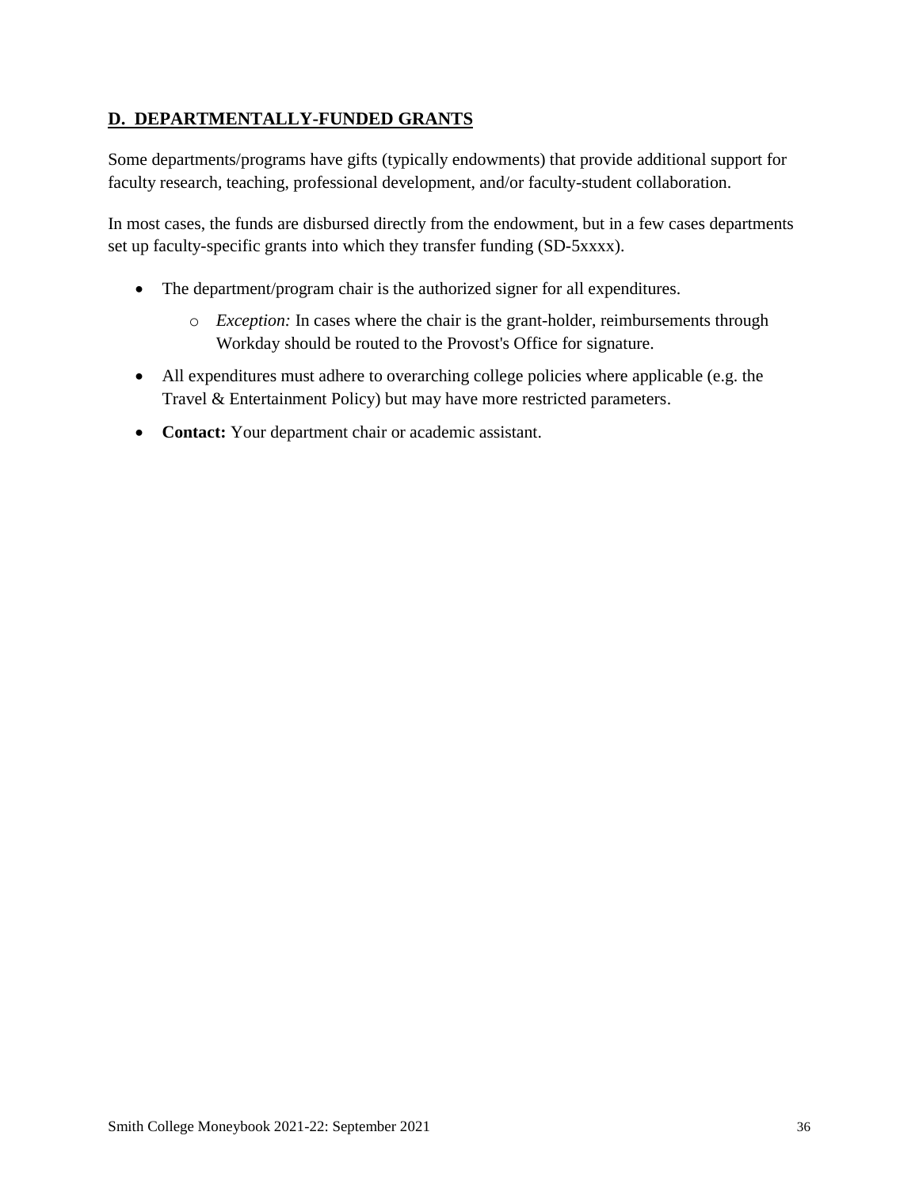## D. DEPARTMENTALLY-FUNDED GRANTS

Some departments/programs have gifts (typically endowments) that provide additional support for faculty research, teaching, professional development, and/or faculty-student collaboration.

In most cases, the funds are disbursed directly from the endowment, but in a few cases departments set up faculty-specific grants into which they transfer funding (SD-5xxxx).

- The department/program chair is the authorized signer for all expenditures.
  - *Exception:* In cases where the chair is the grant-holder, reimbursements through Workday should be routed to the Provost's Office for signature.
- All expenditures must adhere to overarching college policies where applicable (e.g. the Travel & Entertainment Policy) but may have more restricted parameters.
- **Contact:** Your department chair or academic assistant.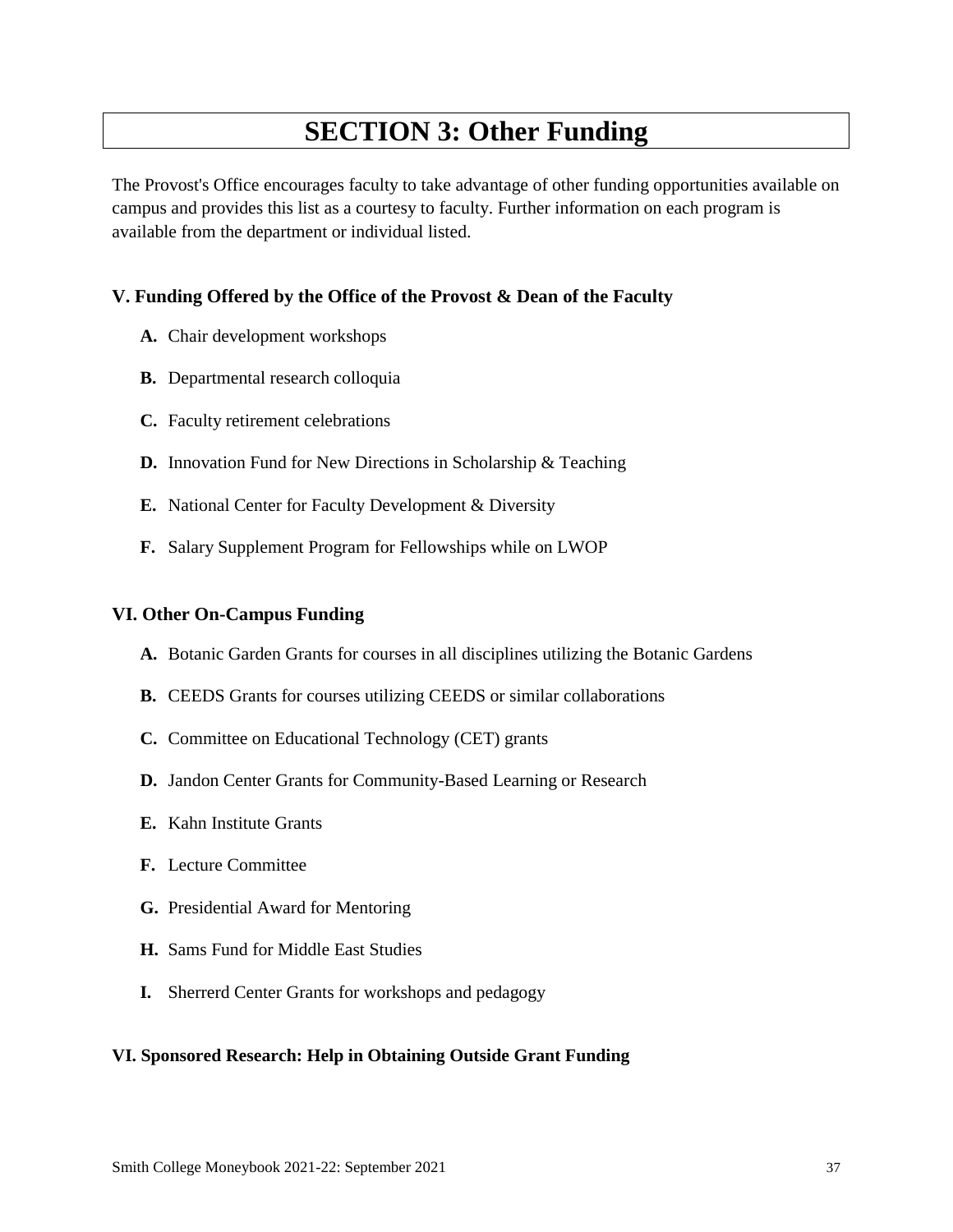# SECTION 3: Other Funding

The Provost's Office encourages faculty to take advantage of other funding opportunities available on campus and provides this list as a courtesy to faculty. Further information on each program is available from the department or individual listed.

### V. Funding Offered by the Office of the Provost & Dean of the Faculty

- **A.** Chair development workshops
- **B.** Departmental research colloquia
- **C.** Faculty retirement celebrations
- **D.** Innovation Fund for New Directions in Scholarship & Teaching
- **E.** National Center for Faculty Development & Diversity
- **F.** Salary Supplement Program for Fellowships while on LWOP

### VI. Other On-Campus Funding

- **A.** Botanic Garden Grants for courses in all disciplines utilizing the Botanic Gardens
- **B.** CEEDS Grants for courses utilizing CEEDS or similar collaborations
- **C.** Committee on Educational Technology (CET) grants
- **D.** Jandon Center Grants for Community-Based Learning or Research
- **E.** Kahn Institute Grants
- **F.** Lecture Committee
- **G.** Presidential Award for Mentoring
- **H.** Sams Fund for Middle East Studies
- **I.** Sherrerd Center Grants for workshops and pedagogy

### VI. Sponsored Research: Help in Obtaining Outside Grant Funding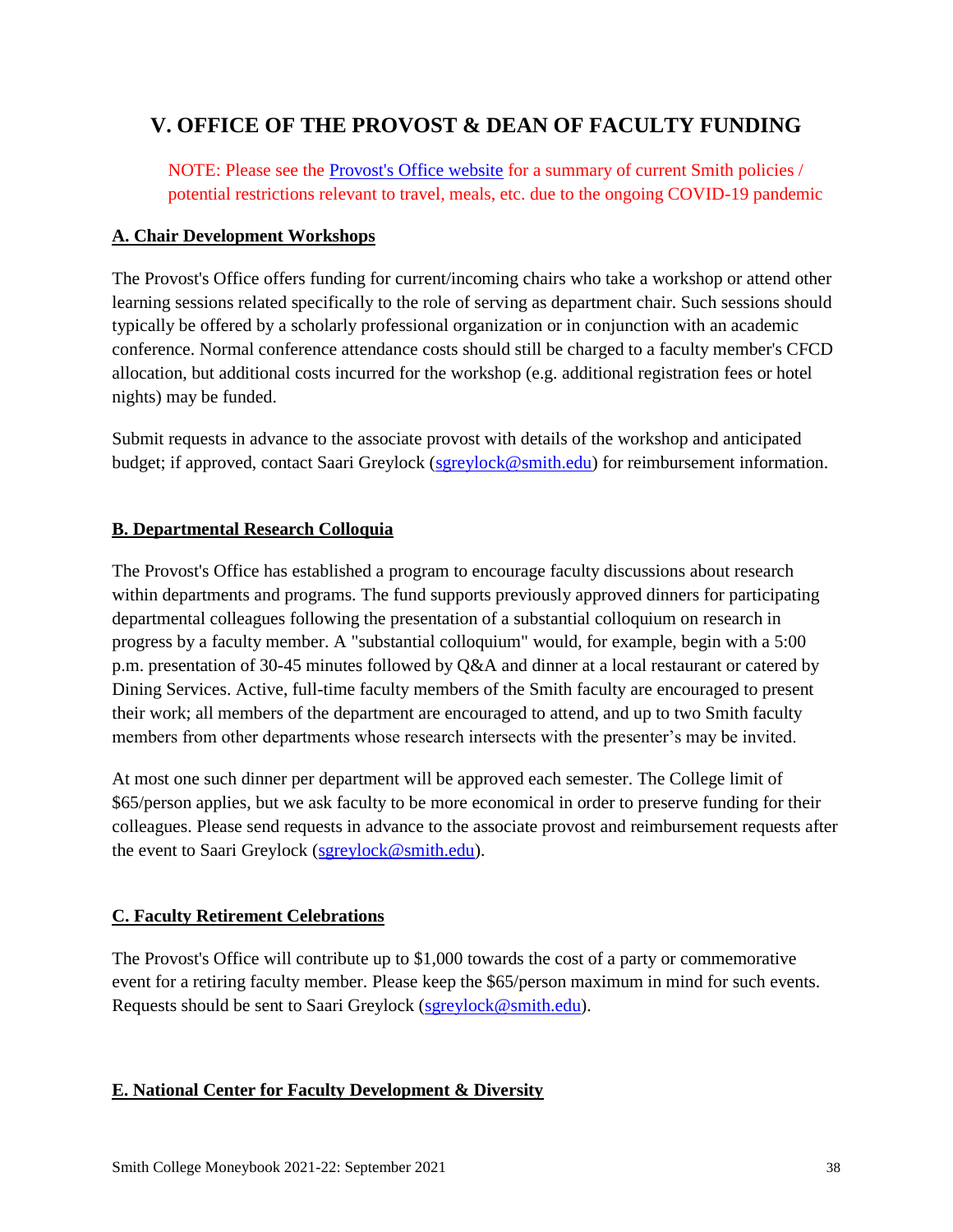# V. OFFICE OF THE PROVOST & DEAN OF FACULTY FUNDING

NOTE: Please see the [Provost's Office website](#) for a summary of current Smith policies / potential restrictions relevant to travel, meals, etc. due to the ongoing COVID-19 pandemic

## A. Chair Development Workshops

The Provost's Office offers funding for current/incoming chairs who take a workshop or attend other learning sessions related specifically to the role of serving as department chair. Such sessions should typically be offered by a scholarly professional organization or in conjunction with an academic conference. Normal conference attendance costs should still be charged to a faculty member's CFCD allocation, but additional costs incurred for the workshop (e.g. additional registration fees or hotel nights) may be funded.

Submit requests in advance to the associate provost with details of the workshop and anticipated budget; if approved, contact Saari Greylock (sgreylock@smith.edu) for reimbursement information.

## B. Departmental Research Colloquia

The Provost's Office has established a program to encourage faculty discussions about research within departments and programs. The fund supports previously approved dinners for participating departmental colleagues following the presentation of a substantial colloquium on research in progress by a faculty member. A "substantial colloquium" would, for example, begin with a 5:00 p.m. presentation of 30-45 minutes followed by Q&A and dinner at a local restaurant or catered by Dining Services. Active, full-time faculty members of the Smith faculty are encouraged to present their work; all members of the department are encouraged to attend, and up to two Smith faculty members from other departments whose research intersects with the presenter's may be invited.

At most one such dinner per department will be approved each semester. The College limit of $65/person applies, but we ask faculty to be more economical in order to preserve funding for their colleagues. Please send requests in advance to the associate provost and reimbursement requests after the event to Saari Greylock (sgreylock@smith.edu).

## C. Faculty Retirement Celebrations

The Provost's Office will contribute up to $1,000 towards the cost of a party or commemorative event for a retiring faculty member. Please keep the $65/person maximum in mind for such events. Requests should be sent to Saari Greylock (sgreylock@smith.edu).

## E. National Center for Faculty Development & Diversity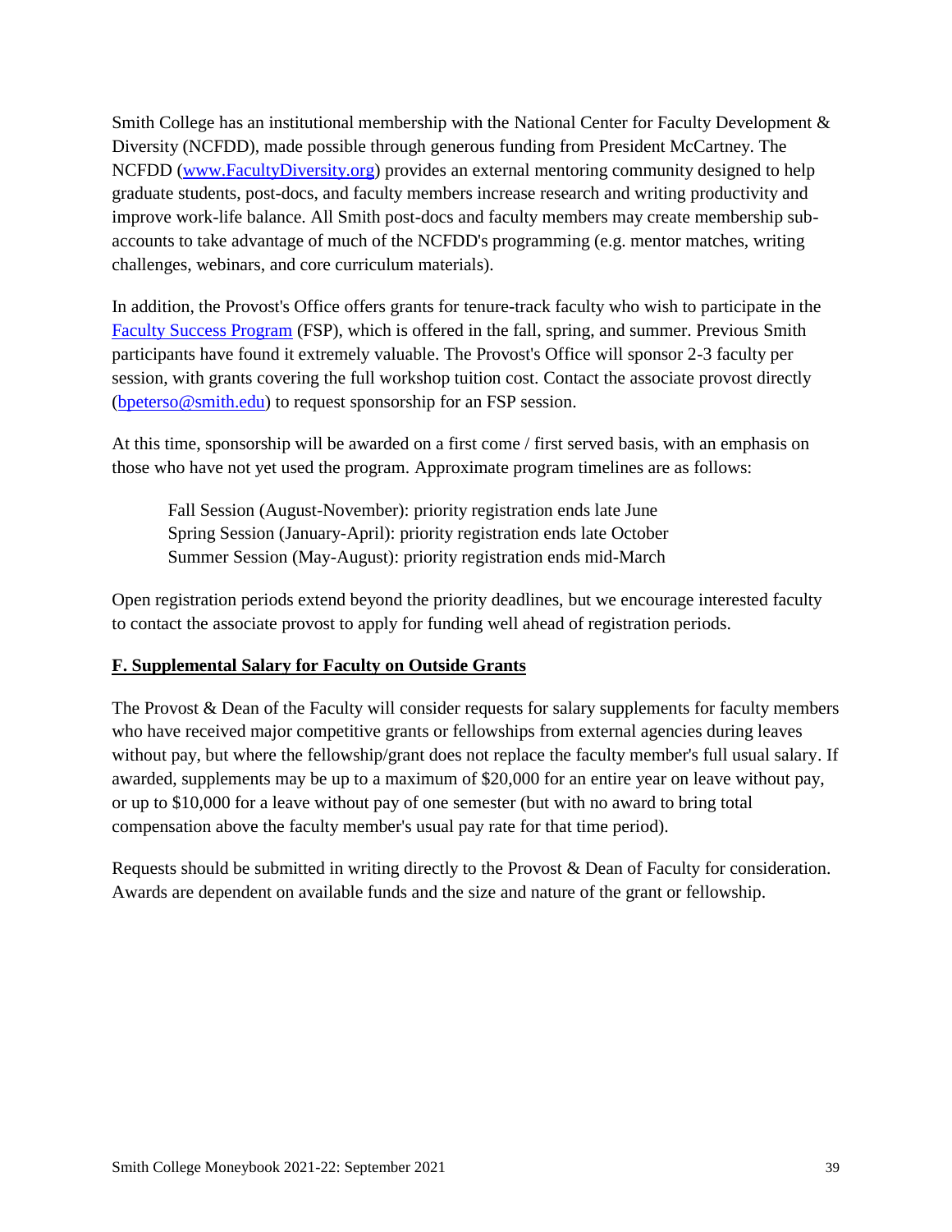Smith College has an institutional membership with the National Center for Faculty Development & Diversity (NCFDD), made possible through generous funding from President McCartney. The NCFDD ([www.FacultyDiversity.org](http://www.FacultyDiversity.org)) provides an external mentoring community designed to help graduate students, post-docs, and faculty members increase research and writing productivity and improve work-life balance. All Smith post-docs and faculty members may create membership sub-accounts to take advantage of much of the NCFDD's programming (e.g. mentor matches, writing challenges, webinars, and core curriculum materials).

In addition, the Provost's Office offers grants for tenure-track faculty who wish to participate in the Faculty Success Program (FSP), which is offered in the fall, spring, and summer. Previous Smith participants have found it extremely valuable. The Provost's Office will sponsor 2-3 faculty per session, with grants covering the full workshop tuition cost. Contact the associate provost directly (bpeterso@smith.edu) to request sponsorship for an FSP session.

At this time, sponsorship will be awarded on a first come / first served basis, with an emphasis on those who have not yet used the program. Approximate program timelines are as follows:

Fall Session (August-November): priority registration ends late June
Spring Session (January-April): priority registration ends late October
Summer Session (May-August): priority registration ends mid-March

Open registration periods extend beyond the priority deadlines, but we encourage interested faculty to contact the associate provost to apply for funding well ahead of registration periods.

## F. Supplemental Salary for Faculty on Outside Grants

The Provost & Dean of the Faculty will consider requests for salary supplements for faculty members who have received major competitive grants or fellowships from external agencies during leaves without pay, but where the fellowship/grant does not replace the faculty member's full usual salary. If awarded, supplements may be up to a maximum of $20,000 for an entire year on leave without pay, or up to $10,000 for a leave without pay of one semester (but with no award to bring total compensation above the faculty member's usual pay rate for that time period).

Requests should be submitted in writing directly to the Provost & Dean of Faculty for consideration. Awards are dependent on available funds and the size and nature of the grant or fellowship.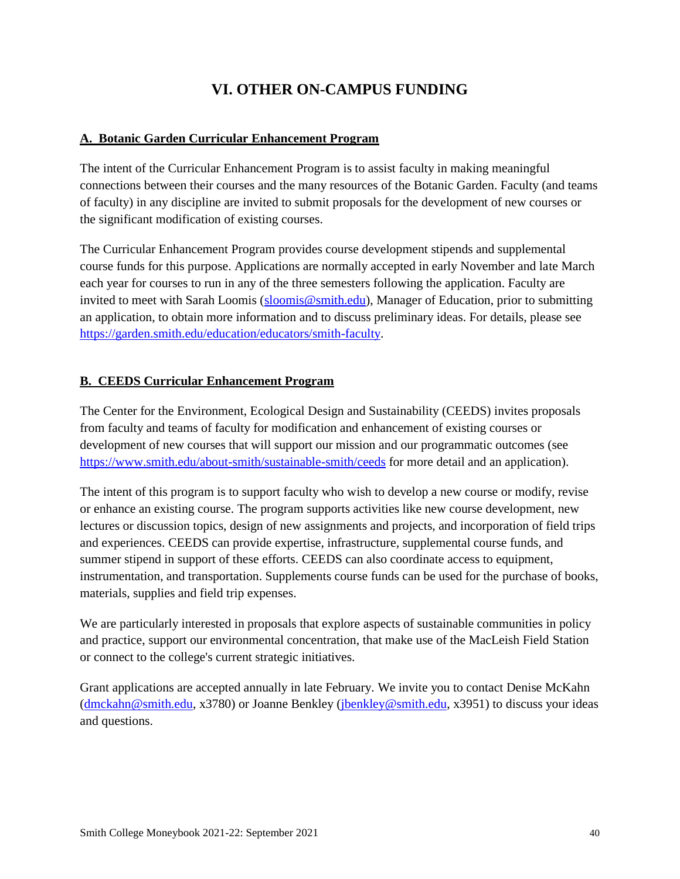# VI. OTHER ON-CAMPUS FUNDING

## A. Botanic Garden Curricular Enhancement Program

The intent of the Curricular Enhancement Program is to assist faculty in making meaningful connections between their courses and the many resources of the Botanic Garden. Faculty (and teams of faculty) in any discipline are invited to submit proposals for the development of new courses or the significant modification of existing courses.

The Curricular Enhancement Program provides course development stipends and supplemental course funds for this purpose. Applications are normally accepted in early November and late March each year for courses to run in any of the three semesters following the application. Faculty are invited to meet with Sarah Loomis (sloomis@smith.edu), Manager of Education, prior to submitting an application, to obtain more information and to discuss preliminary ideas. For details, please see https://garden.smith.edu/education/educators/smith-faculty.

## B. CEEDS Curricular Enhancement Program

The Center for the Environment, Ecological Design and Sustainability (CEEDS) invites proposals from faculty and teams of faculty for modification and enhancement of existing courses or development of new courses that will support our mission and our programmatic outcomes (see https://www.smith.edu/about-smith/sustainable-smith/ceeds for more detail and an application).

The intent of this program is to support faculty who wish to develop a new course or modify, revise or enhance an existing course. The program supports activities like new course development, new lectures or discussion topics, design of new assignments and projects, and incorporation of field trips and experiences. CEEDS can provide expertise, infrastructure, supplemental course funds, and summer stipend in support of these efforts. CEEDS can also coordinate access to equipment, instrumentation, and transportation. Supplements course funds can be used for the purchase of books, materials, supplies and field trip expenses.

We are particularly interested in proposals that explore aspects of sustainable communities in policy and practice, support our environmental concentration, that make use of the MacLeish Field Station or connect to the college's current strategic initiatives.

Grant applications are accepted annually in late February. We invite you to contact Denise McKahn (dmckahn@smith.edu, x3780) or Joanne Benkley (jbenkley@smith.edu, x3951) to discuss your ideas and questions.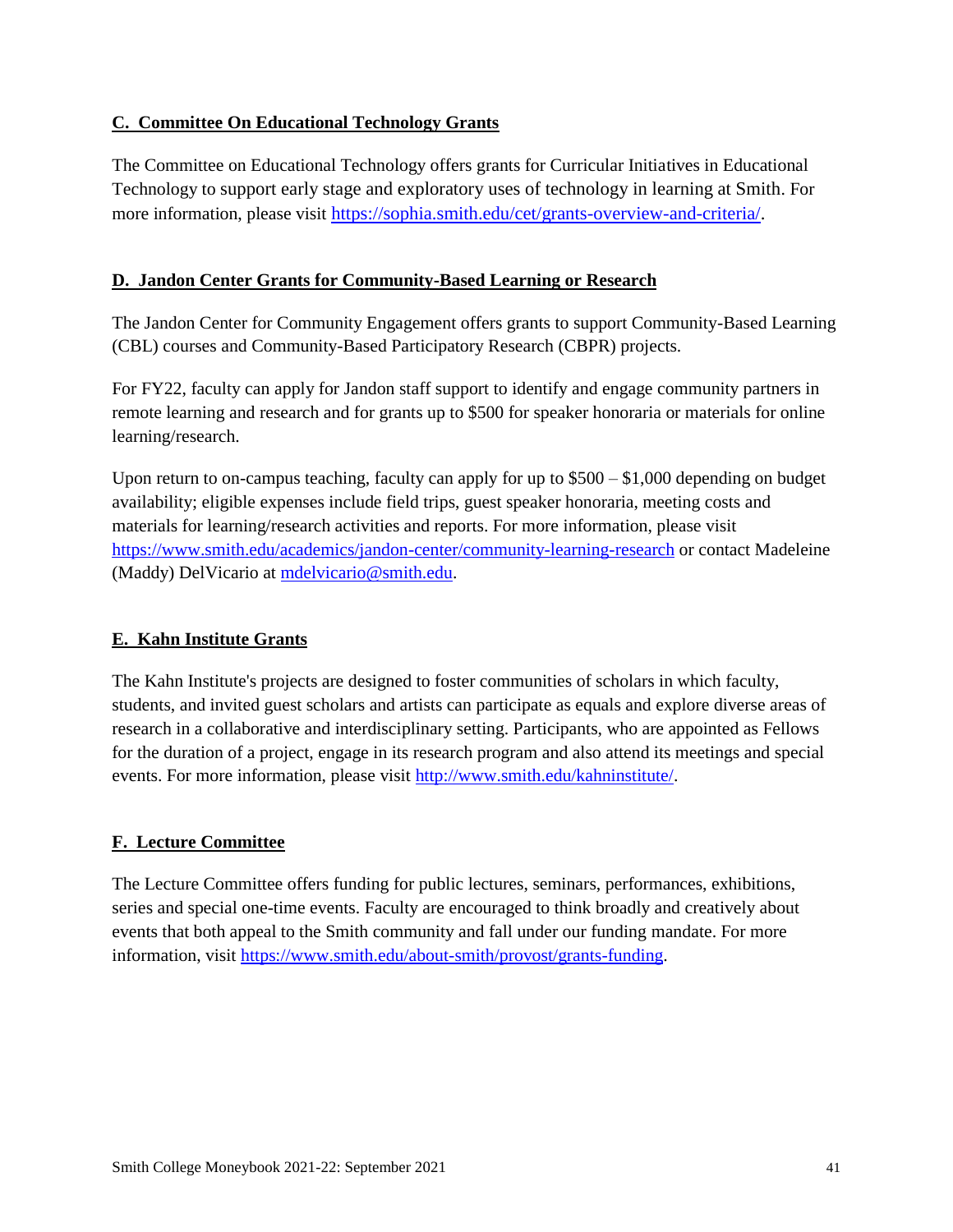## C. Committee On Educational Technology Grants

The Committee on Educational Technology offers grants for Curricular Initiatives in Educational Technology to support early stage and exploratory uses of technology in learning at Smith. For more information, please visit https://sophia.smith.edu/cet/grants-overview-and-criteria/.

## D. Jandon Center Grants for Community-Based Learning or Research

The Jandon Center for Community Engagement offers grants to support Community-Based Learning (CBL) courses and Community-Based Participatory Research (CBPR) projects.

For FY22, faculty can apply for Jandon staff support to identify and engage community partners in remote learning and research and for grants up to $500 for speaker honoraria or materials for online learning/research.

Upon return to on-campus teaching, faculty can apply for up to $500 – $1,000 depending on budget availability; eligible expenses include field trips, guest speaker honoraria, meeting costs and materials for learning/research activities and reports. For more information, please visit https://www.smith.edu/academics/jandon-center/community-learning-research or contact Madeleine (Maddy) DelVicario at mdelvicario@smith.edu.

## E. Kahn Institute Grants

The Kahn Institute's projects are designed to foster communities of scholars in which faculty, students, and invited guest scholars and artists can participate as equals and explore diverse areas of research in a collaborative and interdisciplinary setting. Participants, who are appointed as Fellows for the duration of a project, engage in its research program and also attend its meetings and special events. For more information, please visit http://www.smith.edu/kahninstitute/.

## F. Lecture Committee

The Lecture Committee offers funding for public lectures, seminars, performances, exhibitions, series and special one-time events. Faculty are encouraged to think broadly and creatively about events that both appeal to the Smith community and fall under our funding mandate. For more information, visit https://www.smith.edu/about-smith/provost/grants-funding.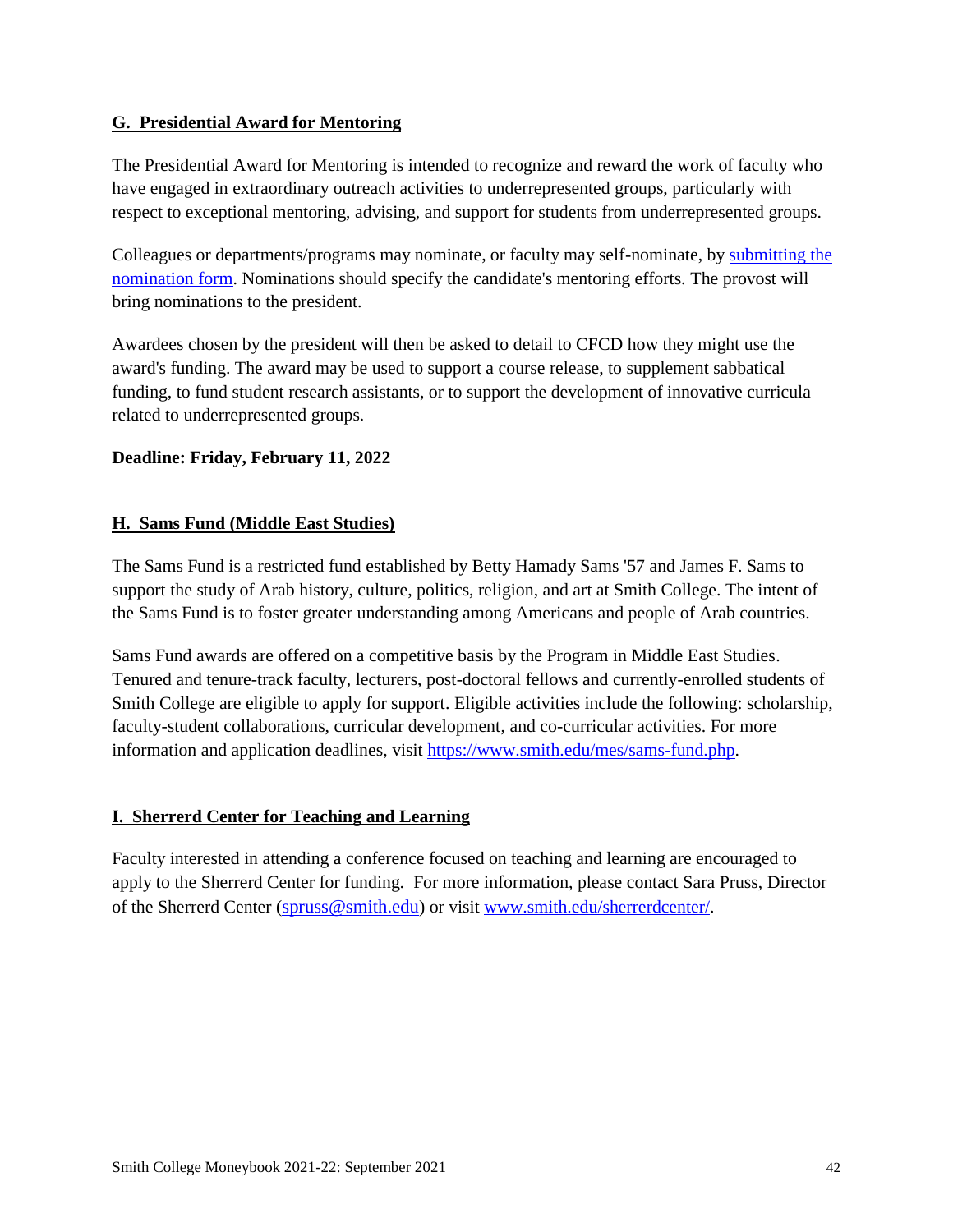## G. Presidential Award for Mentoring

The Presidential Award for Mentoring is intended to recognize and reward the work of faculty who have engaged in extraordinary outreach activities to underrepresented groups, particularly with respect to exceptional mentoring, advising, and support for students from underrepresented groups.

Colleagues or departments/programs may nominate, or faculty may self-nominate, by submitting the nomination form. Nominations should specify the candidate's mentoring efforts. The provost will bring nominations to the president.

Awardees chosen by the president will then be asked to detail to CFCD how they might use the award's funding. The award may be used to support a course release, to supplement sabbatical funding, to fund student research assistants, or to support the development of innovative curricula related to underrepresented groups.

**Deadline: Friday, February 11, 2022**

## H. Sams Fund (Middle East Studies)

The Sams Fund is a restricted fund established by Betty Hamady Sams '57 and James F. Sams to support the study of Arab history, culture, politics, religion, and art at Smith College. The intent of the Sams Fund is to foster greater understanding among Americans and people of Arab countries.

Sams Fund awards are offered on a competitive basis by the Program in Middle East Studies. Tenured and tenure-track faculty, lecturers, post-doctoral fellows and currently-enrolled students of Smith College are eligible to apply for support. Eligible activities include the following: scholarship, faculty-student collaborations, curricular development, and co-curricular activities. For more information and application deadlines, visit https://www.smith.edu/mes/sams-fund.php.

## I. Sherrerd Center for Teaching and Learning

Faculty interested in attending a conference focused on teaching and learning are encouraged to apply to the Sherrerd Center for funding. For more information, please contact Sara Pruss, Director of the Sherrerd Center (spruss@smith.edu) or visit www.smith.edu/sherrerdcenter/.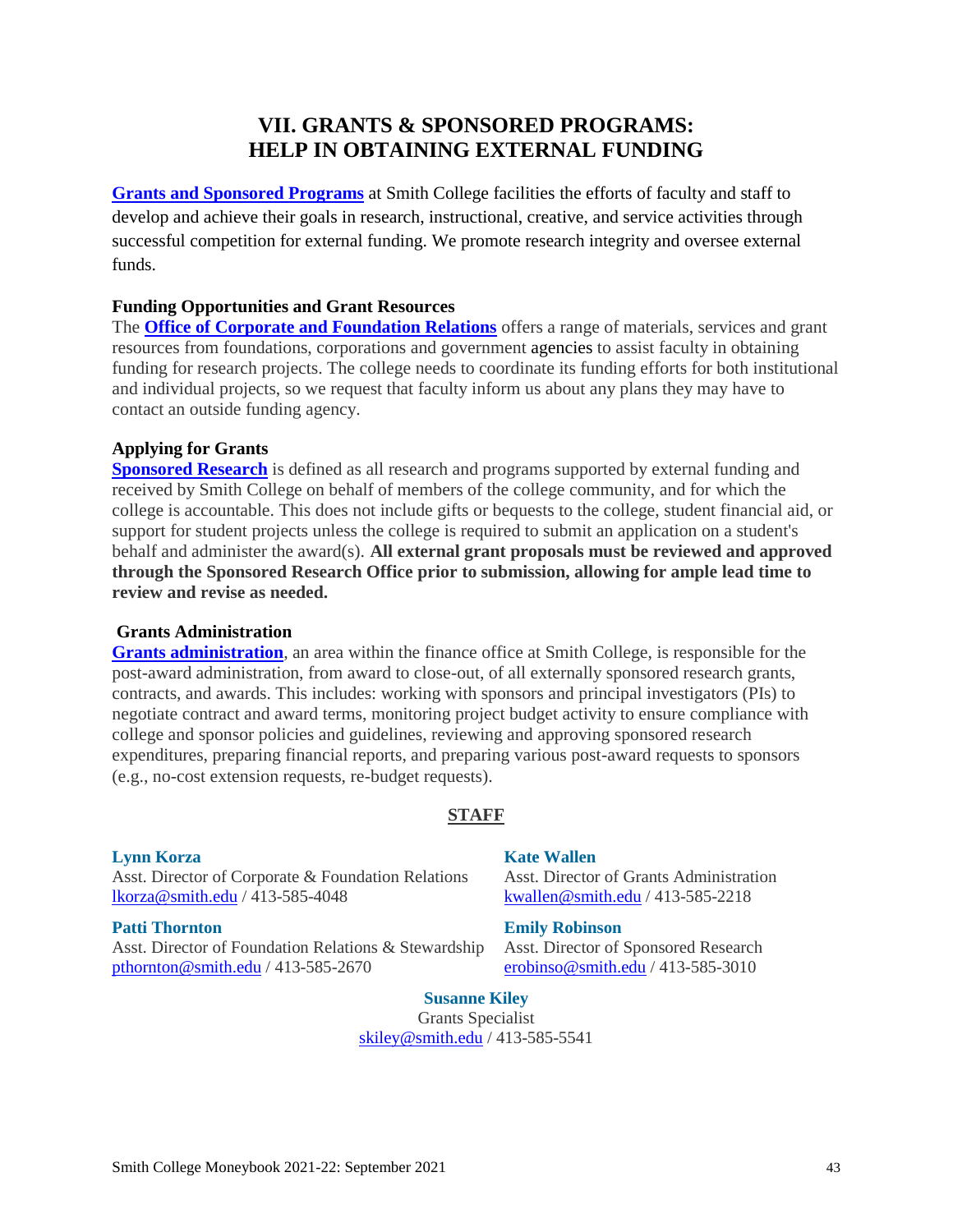# VII. GRANTS & SPONSORED PROGRAMS: HELP IN OBTAINING EXTERNAL FUNDING

**Grants and Sponsored Programs** at Smith College facilities the efforts of faculty and staff to develop and achieve their goals in research, instructional, creative, and service activities through successful competition for external funding. We promote research integrity and oversee external funds.

**Funding Opportunities and Grant Resources**

The **Office of Corporate and Foundation Relations** offers a range of materials, services and grant resources from foundations, corporations and government agencies to assist faculty in obtaining funding for research projects. The college needs to coordinate its funding efforts for both institutional and individual projects, so we request that faculty inform us about any plans they may have to contact an outside funding agency.

**Applying for Grants**

**Sponsored Research** is defined as all research and programs supported by external funding and received by Smith College on behalf of members of the college community, and for which the college is accountable. This does not include gifts or bequests to the college, student financial aid, or support for student projects unless the college is required to submit an application on a student's behalf and administer the award(s). **All external grant proposals must be reviewed and approved through the Sponsored Research Office prior to submission, allowing for ample lead time to review and revise as needed.**

**Grants Administration**

**Grants administration**, an area within the finance office at Smith College, is responsible for the post-award administration, from award to close-out, of all externally sponsored research grants, contracts, and awards. This includes: working with sponsors and principal investigators (PIs) to negotiate contract and award terms, monitoring project budget activity to ensure compliance with college and sponsor policies and guidelines, reviewing and approving sponsored research expenditures, preparing financial reports, and preparing various post-award requests to sponsors (e.g., no-cost extension requests, re-budget requests).

## STAFF

**Lynn Korza**
Asst. Director of Corporate & Foundation Relations
lkorza@smith.edu / 413-585-4048

**Patti Thornton**
Asst. Director of Foundation Relations & Stewardship
pthornton@smith.edu / 413-585-2670

**Kate Wallen**
Asst. Director of Grants Administration
kwallen@smith.edu / 413-585-2218

**Emily Robinson**
Asst. Director of Sponsored Research
erobinso@smith.edu / 413-585-3010

**Susanne Kiley**
Grants Specialist
skiley@smith.edu / 413-585-5541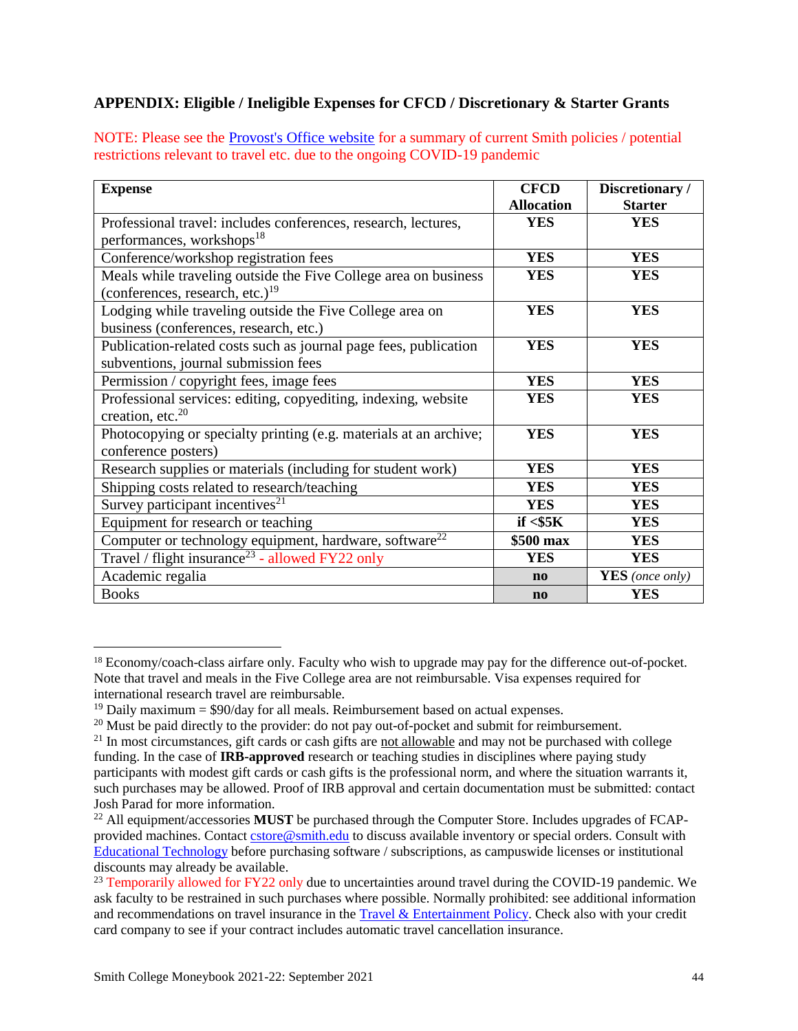## APPENDIX: Eligible / Ineligible Expenses for CFCD / Discretionary & Starter Grants

NOTE: Please see the [Provost's Office website] for a summary of current Smith policies / potential restrictions relevant to travel etc. due to the ongoing COVID-19 pandemic

| Expense | CFCD Allocation | Discretionary / Starter |
|---|---|---|
| Professional travel: includes conferences, research, lectures, performances, workshops[18] | **YES** | **YES** |
| Conference/workshop registration fees | **YES** | **YES** |
| Meals while traveling outside the Five College area on business (conferences, research, etc.)[19] | **YES** | **YES** |
| Lodging while traveling outside the Five College area on business (conferences, research, etc.) | **YES** | **YES** |
| Publication-related costs such as journal page fees, publication subventions, journal submission fees | **YES** | **YES** |
| Permission / copyright fees, image fees | **YES** | **YES** |
| Professional services: editing, copyediting, indexing, website creation, etc.[20] | **YES** | **YES** |
| Photocopying or specialty printing (e.g. materials at an archive; conference posters) | **YES** | **YES** |
| Research supplies or materials (including for student work) | **YES** | **YES** |
| Shipping costs related to research/teaching | **YES** | **YES** |
| Survey participant incentives[21] | **YES** | **YES** |
| Equipment for research or teaching | **if <$5K** | **YES** |
| Computer or technology equipment, hardware, software[22] | **$500 max** | **YES** |
| Travel / flight insurance[23] - allowed FY22 only | **YES** | **YES** |
| Academic regalia | **no** | **YES** *(once only)* |
| Books | **no** | **YES** |

---

[18] Economy/coach-class airfare only. Faculty who wish to upgrade may pay for the difference out-of-pocket. Note that travel and meals in the Five College area are not reimbursable. Visa expenses required for international research travel are reimbursable.

[19] Daily maximum = $90/day for all meals. Reimbursement based on actual expenses.

[20] Must be paid directly to the provider: do not pay out-of-pocket and submit for reimbursement.

[21] In most circumstances, gift cards or cash gifts are not allowable and may not be purchased with college funding. In the case of **IRB-approved** research or teaching studies in disciplines where paying study participants with modest gift cards or cash gifts is the professional norm, and where the situation warrants it, such purchases may be allowed. Proof of IRB approval and certain documentation must be submitted: contact Josh Parad for more information.

[22] All equipment/accessories **MUST** be purchased through the Computer Store. Includes upgrades of FCAP-provided machines. Contact cstore@smith.edu to discuss available inventory or special orders. Consult with [Educational Technology] before purchasing software / subscriptions, as campuswide licenses or institutional discounts may already be available.

[23] Temporarily allowed for FY22 only due to uncertainties around travel during the COVID-19 pandemic. We ask faculty to be restrained in such purchases where possible. Normally prohibited: see additional information and recommendations on travel insurance in the [Travel & Entertainment Policy]. Check also with your credit card company to see if your contract includes automatic travel cancellation insurance.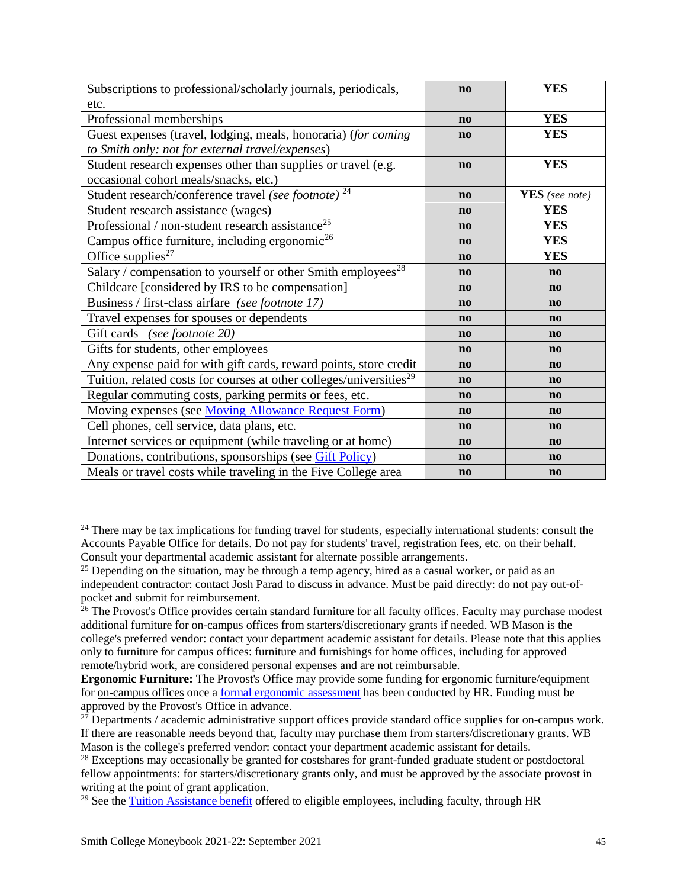| | | |
|---|---|---|
| Subscriptions to professional/scholarly journals, periodicals, etc. | **no** | **YES** |
| Professional memberships | **no** | **YES** |
| Guest expenses (travel, lodging, meals, honoraria) (*for coming to Smith only: not for external travel/expenses*) | **no** | **YES** |
| Student research expenses other than supplies or travel (e.g. occasional cohort meals/snacks, etc.) | **no** | **YES** |
| Student research/conference travel *(see footnote)* [24] | **no** | **YES** *(see note)* |
| Student research assistance (wages) | **no** | **YES** |
| Professional / non-student research assistance[25] | **no** | **YES** |
| Campus office furniture, including ergonomic[26] | **no** | **YES** |
| Office supplies[27] | **no** | **YES** |
| Salary / compensation to yourself or other Smith employees[28] | **no** | **no** |
| Childcare [considered by IRS to be compensation] | **no** | **no** |
| Business / first-class airfare *(see footnote 17)* | **no** | **no** |
| Travel expenses for spouses or dependents | **no** | **no** |
| Gift cards *(see footnote 20)* | **no** | **no** |
| Gifts for students, other employees | **no** | **no** |
| Any expense paid for with gift cards, reward points, store credit | **no** | **no** |
| Tuition, related costs for courses at other colleges/universities[29] | **no** | **no** |
| Regular commuting costs, parking permits or fees, etc. | **no** | **no** |
| Moving expenses (see Moving Allowance Request Form) | **no** | **no** |
| Cell phones, cell service, data plans, etc. | **no** | **no** |
| Internet services or equipment (while traveling or at home) | **no** | **no** |
| Donations, contributions, sponsorships (see Gift Policy) | **no** | **no** |
| Meals or travel costs while traveling in the Five College area | **no** | **no** |

---

[24] There may be tax implications for funding travel for students, especially international students: consult the Accounts Payable Office for details. Do not pay for students' travel, registration fees, etc. on their behalf. Consult your departmental academic assistant for alternate possible arrangements.

[25] Depending on the situation, may be through a temp agency, hired as a casual worker, or paid as an independent contractor: contact Josh Parad to discuss in advance. Must be paid directly: do not pay out-of-pocket and submit for reimbursement.

[26] The Provost's Office provides certain standard furniture for all faculty offices. Faculty may purchase modest additional furniture for on-campus offices from starters/discretionary grants if needed. WB Mason is the college's preferred vendor: contact your department academic assistant for details. Please note that this applies only to furniture for campus offices: furniture and furnishings for home offices, including for approved remote/hybrid work, are considered personal expenses and are not reimbursable.

**Ergonomic Furniture:** The Provost's Office may provide some funding for ergonomic furniture/equipment for on-campus offices once a formal ergonomic assessment has been conducted by HR. Funding must be approved by the Provost's Office in advance.

[27] Departments / academic administrative support offices provide standard office supplies for on-campus work. If there are reasonable needs beyond that, faculty may purchase them from starters/discretionary grants. WB Mason is the college's preferred vendor: contact your department academic assistant for details.

[28] Exceptions may occasionally be granted for costshares for grant-funded graduate student or postdoctoral fellow appointments: for starters/discretionary grants only, and must be approved by the associate provost in writing at the point of grant application.

[29] See the Tuition Assistance benefit offered to eligible employees, including faculty, through HR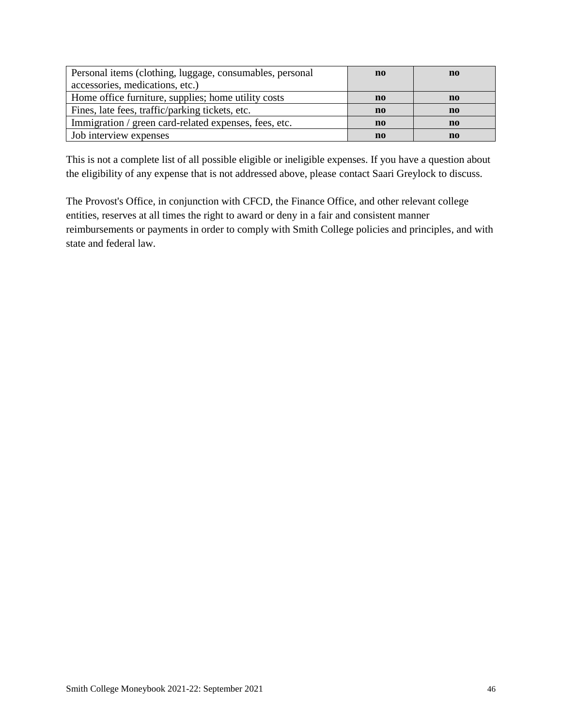| | | |
|---|---|---|
| Personal items (clothing, luggage, consumables, personal accessories, medications, etc.) | **no** | **no** |
| Home office furniture, supplies; home utility costs | **no** | **no** |
| Fines, late fees, traffic/parking tickets, etc. | **no** | **no** |
| Immigration / green card-related expenses, fees, etc. | **no** | **no** |
| Job interview expenses | **no** | **no** |

This is not a complete list of all possible eligible or ineligible expenses. If you have a question about the eligibility of any expense that is not addressed above, please contact Saari Greylock to discuss.

The Provost's Office, in conjunction with CFCD, the Finance Office, and other relevant college entities, reserves at all times the right to award or deny in a fair and consistent manner reimbursements or payments in order to comply with Smith College policies and principles, and with state and federal law.